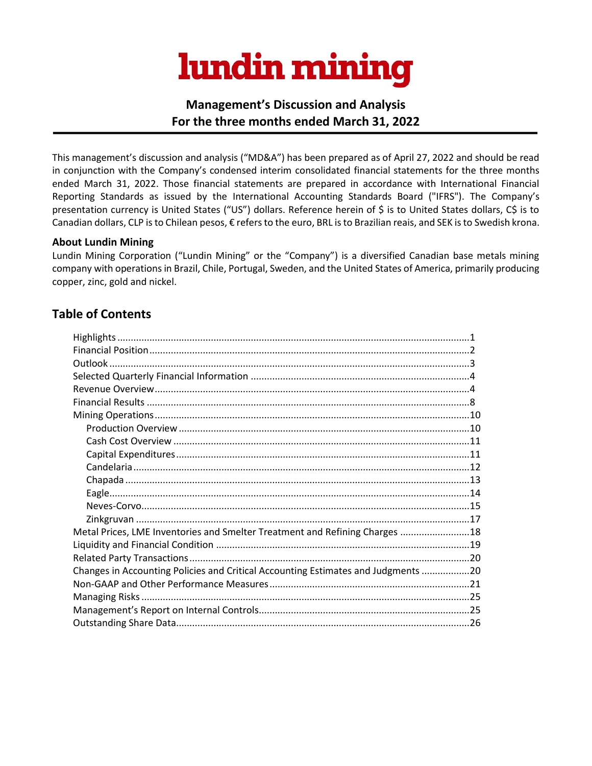# lundin mining

## Management's Discussion and Analysis
## For the three months ended March 31, 2022

This management's discussion and analysis ("MD&A") has been prepared as of April 27, 2022 and should be read in conjunction with the Company's condensed interim consolidated financial statements for the three months ended March 31, 2022. Those financial statements are prepared in accordance with International Financial Reporting Standards as issued by the International Accounting Standards Board ("IFRS"). The Company's presentation currency is United States ("US") dollars. Reference herein of $ is to United States dollars, C$ is to Canadian dollars, CLP is to Chilean pesos, € refers to the euro, BRL is to Brazilian reais, and SEK is to Swedish krona.

**About Lundin Mining**

Lundin Mining Corporation ("Lundin Mining" or the "Company") is a diversified Canadian base metals mining company with operations in Brazil, Chile, Portugal, Sweden, and the United States of America, primarily producing copper, zinc, gold and nickel.

## Table of Contents

| Section | Page |
|---|---|
| Highlights | 1 |
| Financial Position | 2 |
| Outlook | 3 |
| Selected Quarterly Financial Information | 4 |
| Revenue Overview | 4 |
| Financial Results | 8 |
| Mining Operations | 10 |
| Production Overview | 10 |
| Cash Cost Overview | 11 |
| Capital Expenditures | 11 |
| Candelaria | 12 |
| Chapada | 13 |
| Eagle | 14 |
| Neves-Corvo | 15 |
| Zinkgruvan | 17 |
| Metal Prices, LME Inventories and Smelter Treatment and Refining Charges | 18 |
| Liquidity and Financial Condition | 19 |
| Related Party Transactions | 20 |
| Changes in Accounting Policies and Critical Accounting Estimates and Judgments | 20 |
| Non-GAAP and Other Performance Measures | 21 |
| Managing Risks | 25 |
| Management's Report on Internal Controls | 25 |
| Outstanding Share Data | 26 |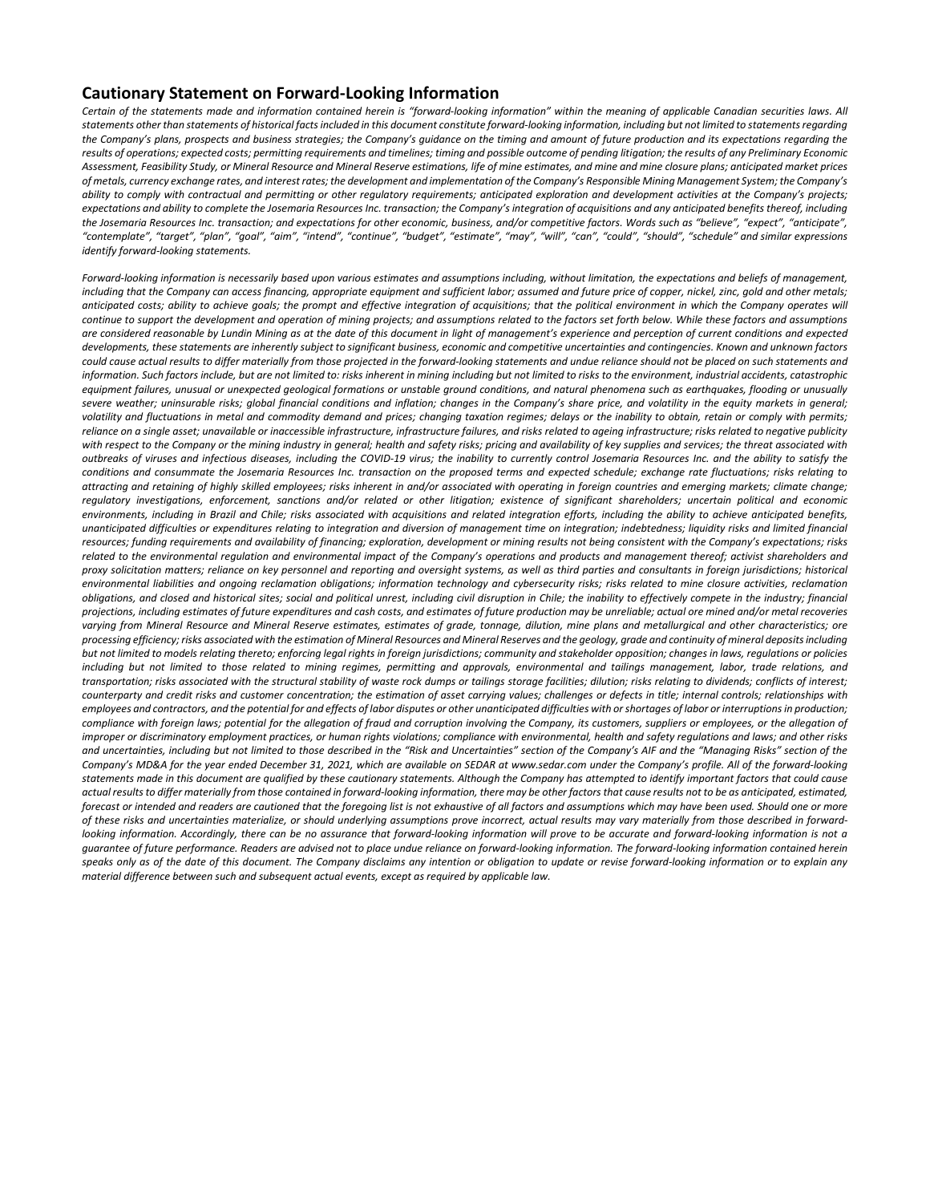## Cautionary Statement on Forward-Looking Information

*Certain of the statements made and information contained herein is "forward-looking information" within the meaning of applicable Canadian securities laws. All statements other than statements of historical facts included in this document constitute forward-looking information, including but not limited to statements regarding the Company's plans, prospects and business strategies; the Company's guidance on the timing and amount of future production and its expectations regarding the results of operations; expected costs; permitting requirements and timelines; timing and possible outcome of pending litigation; the results of any Preliminary Economic Assessment, Feasibility Study, or Mineral Resource and Mineral Reserve estimations, life of mine estimates, and mine and mine closure plans; anticipated market prices of metals, currency exchange rates, and interest rates; the development and implementation of the Company's Responsible Mining Management System; the Company's ability to comply with contractual and permitting or other regulatory requirements; anticipated exploration and development activities at the Company's projects; expectations and ability to complete the Josemaria Resources Inc. transaction; the Company's integration of acquisitions and any anticipated benefits thereof, including the Josemaria Resources Inc. transaction; and expectations for other economic, business, and/or competitive factors. Words such as "believe", "expect", "anticipate", "contemplate", "target", "plan", "goal", "aim", "intend", "continue", "budget", "estimate", "may", "will", "can", "could", "should", "schedule" and similar expressions identify forward-looking statements.*

*Forward-looking information is necessarily based upon various estimates and assumptions including, without limitation, the expectations and beliefs of management, including that the Company can access financing, appropriate equipment and sufficient labor; assumed and future price of copper, nickel, zinc, gold and other metals; anticipated costs; ability to achieve goals; the prompt and effective integration of acquisitions; that the political environment in which the Company operates will continue to support the development and operation of mining projects; and assumptions related to the factors set forth below. While these factors and assumptions are considered reasonable by Lundin Mining as at the date of this document in light of management's experience and perception of current conditions and expected developments, these statements are inherently subject to significant business, economic and competitive uncertainties and contingencies. Known and unknown factors could cause actual results to differ materially from those projected in the forward-looking statements and undue reliance should not be placed on such statements and information. Such factors include, but are not limited to: risks inherent in mining including but not limited to risks to the environment, industrial accidents, catastrophic equipment failures, unusual or unexpected geological formations or unstable ground conditions, and natural phenomena such as earthquakes, flooding or unusually severe weather; uninsurable risks; global financial conditions and inflation; changes in the Company's share price, and volatility in the equity markets in general; volatility and fluctuations in metal and commodity demand and prices; changing taxation regimes; delays or the inability to obtain, retain or comply with permits; reliance on a single asset; unavailable or inaccessible infrastructure, infrastructure failures, and risks related to ageing infrastructure; risks related to negative publicity with respect to the Company or the mining industry in general; health and safety risks; pricing and availability of key supplies and services; the threat associated with outbreaks of viruses and infectious diseases, including the COVID-19 virus; the inability to currently control Josemaria Resources Inc. and the ability to satisfy the conditions and consummate the Josemaria Resources Inc. transaction on the proposed terms and expected schedule; exchange rate fluctuations; risks relating to attracting and retaining of highly skilled employees; risks inherent in and/or associated with operating in foreign countries and emerging markets; climate change; regulatory investigations, enforcement, sanctions and/or related or other litigation; existence of significant shareholders; uncertain political and economic environments, including in Brazil and Chile; risks associated with acquisitions and related integration efforts, including the ability to achieve anticipated benefits, unanticipated difficulties or expenditures relating to integration and diversion of management time on integration; indebtedness; liquidity risks and limited financial resources; funding requirements and availability of financing; exploration, development or mining results not being consistent with the Company's expectations; risks related to the environmental regulation and environmental impact of the Company's operations and products and management thereof; activist shareholders and proxy solicitation matters; reliance on key personnel and reporting and oversight systems, as well as third parties and consultants in foreign jurisdictions; historical environmental liabilities and ongoing reclamation obligations; information technology and cybersecurity risks; risks related to mine closure activities, reclamation obligations, and closed and historical sites; social and political unrest, including civil disruption in Chile; the inability to effectively compete in the industry; financial projections, including estimates of future expenditures and cash costs, and estimates of future production may be unreliable; actual ore mined and/or metal recoveries varying from Mineral Resource and Mineral Reserve estimates, estimates of grade, tonnage, dilution, mine plans and metallurgical and other characteristics; ore processing efficiency; risks associated with the estimation of Mineral Resources and Mineral Reserves and the geology, grade and continuity of mineral deposits including but not limited to models relating thereto; enforcing legal rights in foreign jurisdictions; community and stakeholder opposition; changes in laws, regulations or policies including but not limited to those related to mining regimes, permitting and approvals, environmental and tailings management, labor, trade relations, and transportation; risks associated with the structural stability of waste rock dumps or tailings storage facilities; dilution; risks relating to dividends; conflicts of interest; counterparty and credit risks and customer concentration; the estimation of asset carrying values; challenges or defects in title; internal controls; relationships with employees and contractors, and the potential for and effects of labor disputes or other unanticipated difficulties with or shortages of labor or interruptions in production; compliance with foreign laws; potential for the allegation of fraud and corruption involving the Company, its customers, suppliers or employees, or the allegation of improper or discriminatory employment practices, or human rights violations; compliance with environmental, health and safety regulations and laws; and other risks and uncertainties, including but not limited to those described in the "Risk and Uncertainties" section of the Company's AIF and the "Managing Risks" section of the Company's MD&A for the year ended December 31, 2021, which are available on SEDAR at www.sedar.com under the Company's profile. All of the forward-looking statements made in this document are qualified by these cautionary statements. Although the Company has attempted to identify important factors that could cause actual results to differ materially from those contained in forward-looking information, there may be other factors that cause results not to be as anticipated, estimated, forecast or intended and readers are cautioned that the foregoing list is not exhaustive of all factors and assumptions which may have been used. Should one or more of these risks and uncertainties materialize, or should underlying assumptions prove incorrect, actual results may vary materially from those described in forward-looking information. Accordingly, there can be no assurance that forward-looking information will prove to be accurate and forward-looking information is not a guarantee of future performance. Readers are advised not to place undue reliance on forward-looking information. The forward-looking information contained herein speaks only as of the date of this document. The Company disclaims any intention or obligation to update or revise forward-looking information or to explain any material difference between such and subsequent actual events, except as required by applicable law.*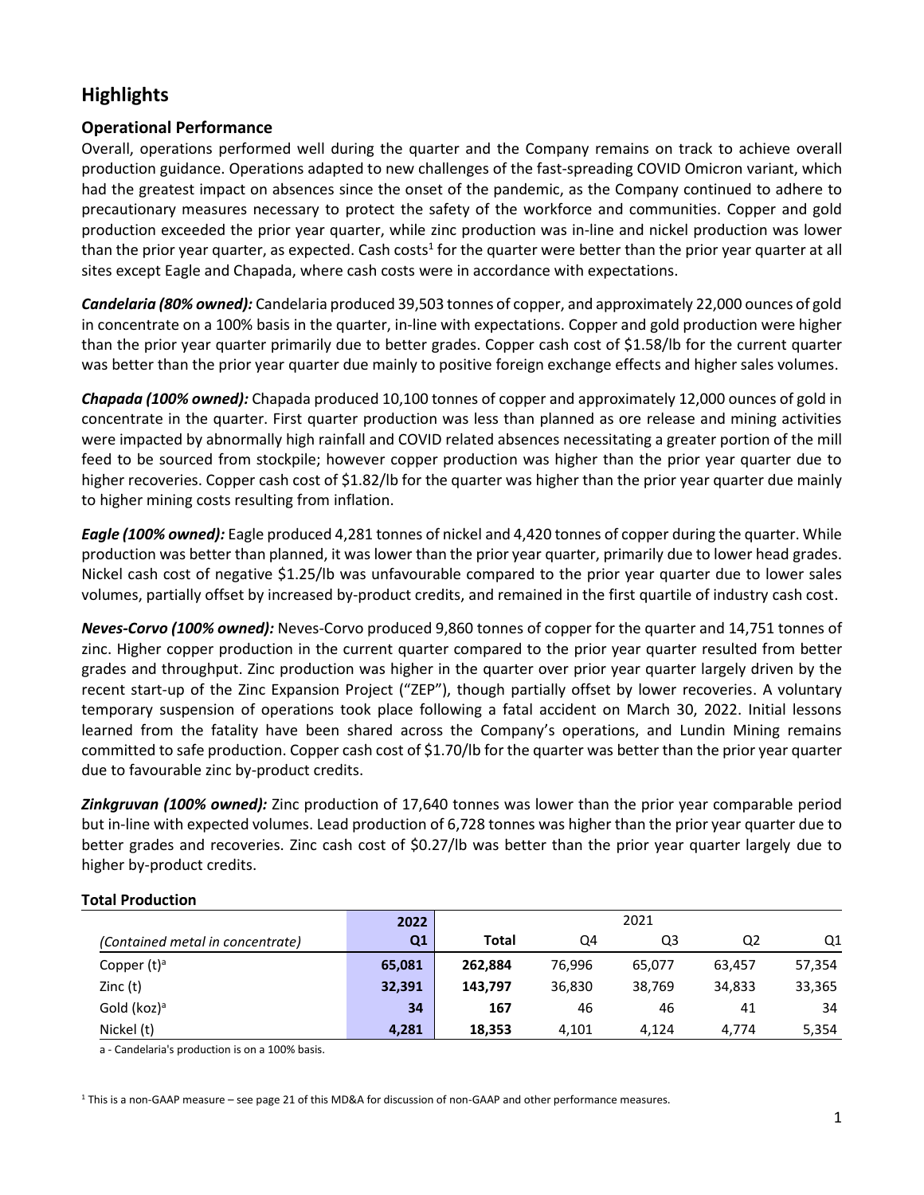## Highlights

### Operational Performance

Overall, operations performed well during the quarter and the Company remains on track to achieve overall production guidance. Operations adapted to new challenges of the fast-spreading COVID Omicron variant, which had the greatest impact on absences since the onset of the pandemic, as the Company continued to adhere to precautionary measures necessary to protect the safety of the workforce and communities. Copper and gold production exceeded the prior year quarter, while zinc production was in-line and nickel production was lower than the prior year quarter, as expected. Cash costs[1] for the quarter were better than the prior year quarter at all sites except Eagle and Chapada, where cash costs were in accordance with expectations.

***Candelaria (80% owned):*** Candelaria produced 39,503 tonnes of copper, and approximately 22,000 ounces of gold in concentrate on a 100% basis in the quarter, in-line with expectations. Copper and gold production were higher than the prior year quarter primarily due to better grades. Copper cash cost of $1.58/lb for the current quarter was better than the prior year quarter due mainly to positive foreign exchange effects and higher sales volumes.

***Chapada (100% owned):*** Chapada produced 10,100 tonnes of copper and approximately 12,000 ounces of gold in concentrate in the quarter. First quarter production was less than planned as ore release and mining activities were impacted by abnormally high rainfall and COVID related absences necessitating a greater portion of the mill feed to be sourced from stockpile; however copper production was higher than the prior year quarter due to higher recoveries. Copper cash cost of $1.82/lb for the quarter was higher than the prior year quarter due mainly to higher mining costs resulting from inflation.

***Eagle (100% owned):*** Eagle produced 4,281 tonnes of nickel and 4,420 tonnes of copper during the quarter. While production was better than planned, it was lower than the prior year quarter, primarily due to lower head grades. Nickel cash cost of negative $1.25/lb was unfavourable compared to the prior year quarter due to lower sales volumes, partially offset by increased by-product credits, and remained in the first quartile of industry cash cost.

***Neves-Corvo (100% owned):*** Neves-Corvo produced 9,860 tonnes of copper for the quarter and 14,751 tonnes of zinc. Higher copper production in the current quarter compared to the prior year quarter resulted from better grades and throughput. Zinc production was higher in the quarter over prior year quarter largely driven by the recent start-up of the Zinc Expansion Project ("ZEP"), though partially offset by lower recoveries. A voluntary temporary suspension of operations took place following a fatal accident on March 30, 2022. Initial lessons learned from the fatality have been shared across the Company's operations, and Lundin Mining remains committed to safe production. Copper cash cost of $1.70/lb for the quarter was better than the prior year quarter due to favourable zinc by-product credits.

***Zinkgruvan (100% owned):*** Zinc production of 17,640 tonnes was lower than the prior year comparable period but in-line with expected volumes. Lead production of 6,728 tonnes was higher than the prior year quarter due to better grades and recoveries. Zinc cash cost of $0.27/lb was better than the prior year quarter largely due to higher by-product credits.

**Total Production**

| | 2022 | 2021 | | | | |
|---|---|---|---|---|---|---|
| *(Contained metal in concentrate)* | **Q1** | **Total** | Q4 | Q3 | Q2 | Q1 |
| Copper (t)[a] | **65,081** | **262,884** | 76,996 | 65,077 | 63,457 | 57,354 |
| Zinc (t) | **32,391** | **143,797** | 36,830 | 38,769 | 34,833 | 33,365 |
| Gold (koz)[a] | **34** | **167** | 46 | 46 | 41 | 34 |
| Nickel (t) | **4,281** | **18,353** | 4,101 | 4,124 | 4,774 | 5,354 |

a - Candelaria's production is on a 100% basis.

[1] This is a non-GAAP measure – see page 21 of this MD&A for discussion of non-GAAP and other performance measures.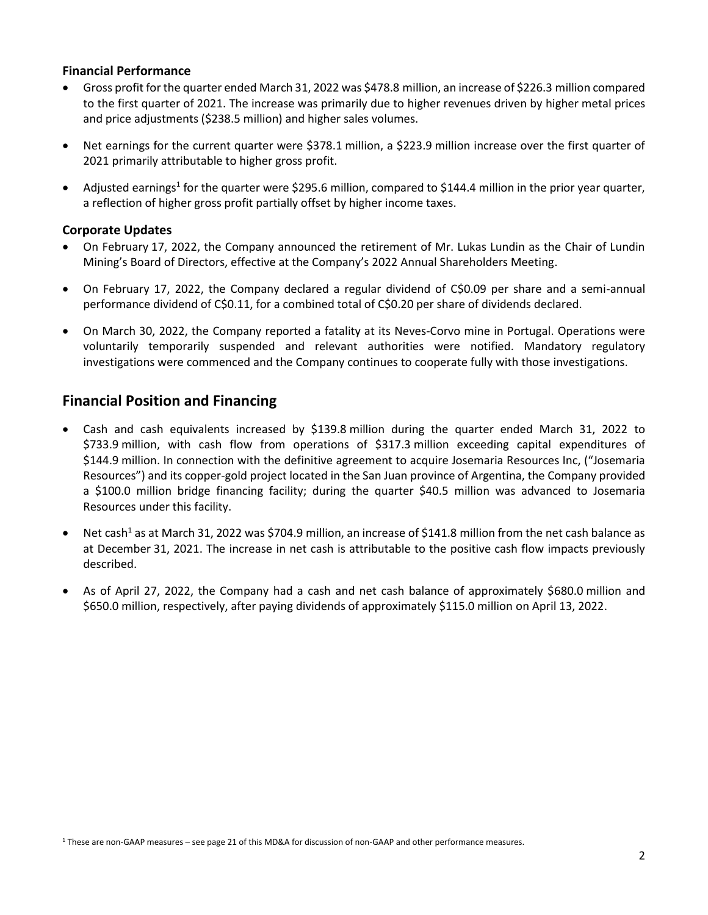### Financial Performance

- Gross profit for the quarter ended March 31, 2022 was $478.8 million, an increase of $226.3 million compared to the first quarter of 2021. The increase was primarily due to higher revenues driven by higher metal prices and price adjustments ($238.5 million) and higher sales volumes.
- Net earnings for the current quarter were $378.1 million, a $223.9 million increase over the first quarter of 2021 primarily attributable to higher gross profit.
- Adjusted earnings[1] for the quarter were $295.6 million, compared to $144.4 million in the prior year quarter, a reflection of higher gross profit partially offset by higher income taxes.

### Corporate Updates

- On February 17, 2022, the Company announced the retirement of Mr. Lukas Lundin as the Chair of Lundin Mining's Board of Directors, effective at the Company's 2022 Annual Shareholders Meeting.
- On February 17, 2022, the Company declared a regular dividend of C$0.09 per share and a semi-annual performance dividend of C$0.11, for a combined total of C$0.20 per share of dividends declared.
- On March 30, 2022, the Company reported a fatality at its Neves-Corvo mine in Portugal. Operations were voluntarily temporarily suspended and relevant authorities were notified. Mandatory regulatory investigations were commenced and the Company continues to cooperate fully with those investigations.

## Financial Position and Financing

- Cash and cash equivalents increased by $139.8 million during the quarter ended March 31, 2022 to $733.9 million, with cash flow from operations of $317.3 million exceeding capital expenditures of $144.9 million. In connection with the definitive agreement to acquire Josemaria Resources Inc, ("Josemaria Resources") and its copper-gold project located in the San Juan province of Argentina, the Company provided a $100.0 million bridge financing facility; during the quarter $40.5 million was advanced to Josemaria Resources under this facility.
- Net cash[1] as at March 31, 2022 was $704.9 million, an increase of $141.8 million from the net cash balance as at December 31, 2021. The increase in net cash is attributable to the positive cash flow impacts previously described.
- As of April 27, 2022, the Company had a cash and net cash balance of approximately $680.0 million and $650.0 million, respectively, after paying dividends of approximately $115.0 million on April 13, 2022.

[1] These are non-GAAP measures – see page 21 of this MD&A for discussion of non-GAAP and other performance measures.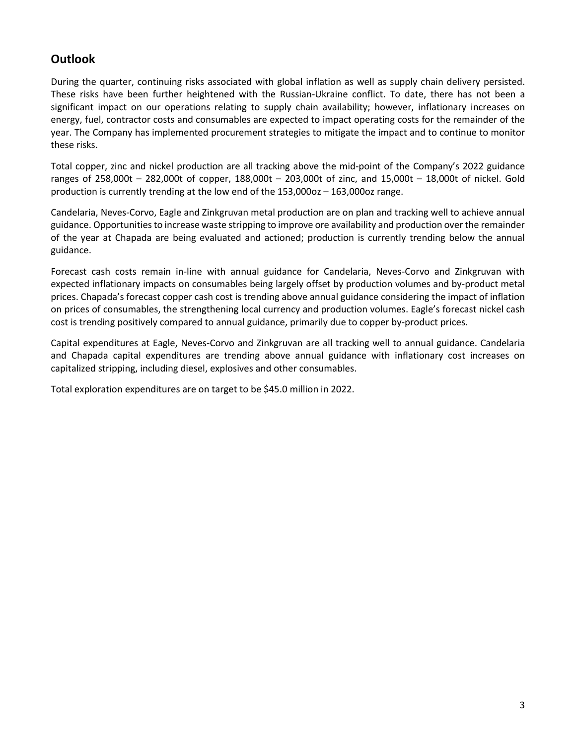## Outlook

During the quarter, continuing risks associated with global inflation as well as supply chain delivery persisted. These risks have been further heightened with the Russian-Ukraine conflict. To date, there has not been a significant impact on our operations relating to supply chain availability; however, inflationary increases on energy, fuel, contractor costs and consumables are expected to impact operating costs for the remainder of the year. The Company has implemented procurement strategies to mitigate the impact and to continue to monitor these risks.

Total copper, zinc and nickel production are all tracking above the mid-point of the Company's 2022 guidance ranges of 258,000t – 282,000t of copper, 188,000t – 203,000t of zinc, and 15,000t – 18,000t of nickel. Gold production is currently trending at the low end of the 153,000oz – 163,000oz range.

Candelaria, Neves-Corvo, Eagle and Zinkgruvan metal production are on plan and tracking well to achieve annual guidance. Opportunities to increase waste stripping to improve ore availability and production over the remainder of the year at Chapada are being evaluated and actioned; production is currently trending below the annual guidance.

Forecast cash costs remain in-line with annual guidance for Candelaria, Neves-Corvo and Zinkgruvan with expected inflationary impacts on consumables being largely offset by production volumes and by-product metal prices. Chapada's forecast copper cash cost is trending above annual guidance considering the impact of inflation on prices of consumables, the strengthening local currency and production volumes. Eagle's forecast nickel cash cost is trending positively compared to annual guidance, primarily due to copper by-product prices.

Capital expenditures at Eagle, Neves-Corvo and Zinkgruvan are all tracking well to annual guidance. Candelaria and Chapada capital expenditures are trending above annual guidance with inflationary cost increases on capitalized stripping, including diesel, explosives and other consumables.

Total exploration expenditures are on target to be $45.0 million in 2022.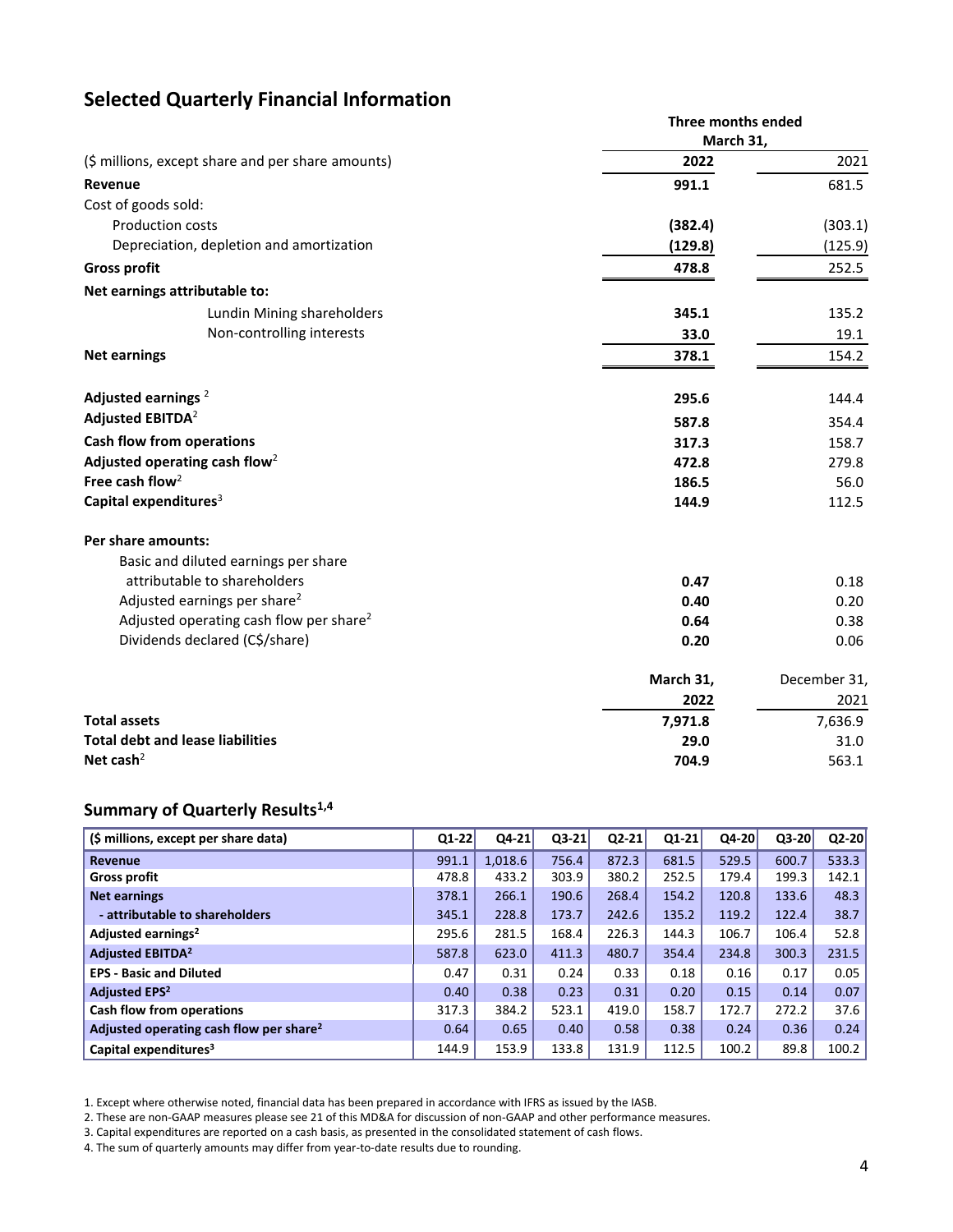## Selected Quarterly Financial Information

| ($ millions, except share and per share amounts) | Three months ended March 31, 2022 | 2021 |
|---|---|---|
| **Revenue** | **991.1** | 681.5 |
| Cost of goods sold: | | |
| Production costs | **(382.4)** | (303.1) |
| Depreciation, depletion and amortization | **(129.8)** | (125.9) |
| **Gross profit** | **478.8** | 252.5 |
| **Net earnings attributable to:** | | |
| Lundin Mining shareholders | **345.1** | 135.2 |
| Non-controlling interests | **33.0** | 19.1 |
| **Net earnings** | **378.1** | 154.2 |
| **Adjusted earnings** [2] | **295.6** | 144.4 |
| **Adjusted EBITDA**[2] | **587.8** | 354.4 |
| **Cash flow from operations** | **317.3** | 158.7 |
| **Adjusted operating cash flow**[2] | **472.8** | 279.8 |
| **Free cash flow**[2] | **186.5** | 56.0 |
| **Capital expenditures**[3] | **144.9** | 112.5 |
| **Per share amounts:** | | |
| Basic and diluted earnings per share attributable to shareholders | **0.47** | 0.18 |
| Adjusted earnings per share[2] | **0.40** | 0.20 |
| Adjusted operating cash flow per share[2] | **0.64** | 0.38 |
| Dividends declared (C$/share) | **0.20** | 0.06 |

| | March 31, 2022 | December 31, 2021 |
|---|---|---|
| **Total assets** | **7,971.8** | 7,636.9 |
| **Total debt and lease liabilities** | **29.0** | 31.0 |
| **Net cash**[2] | **704.9** | 563.1 |

## Summary of Quarterly Results[1,4]

| ($ millions, except per share data) | Q1-22 | Q4-21 | Q3-21 | Q2-21 | Q1-21 | Q4-20 | Q3-20 | Q2-20 |
|---|---|---|---|---|---|---|---|---|
| **Revenue** | 991.1 | 1,018.6 | 756.4 | 872.3 | 681.5 | 529.5 | 600.7 | 533.3 |
| **Gross profit** | 478.8 | 433.2 | 303.9 | 380.2 | 252.5 | 179.4 | 199.3 | 142.1 |
| **Net earnings** | 378.1 | 266.1 | 190.6 | 268.4 | 154.2 | 120.8 | 133.6 | 48.3 |
| **- attributable to shareholders** | 345.1 | 228.8 | 173.7 | 242.6 | 135.2 | 119.2 | 122.4 | 38.7 |
| **Adjusted earnings**[2] | 295.6 | 281.5 | 168.4 | 226.3 | 144.3 | 106.7 | 106.4 | 52.8 |
| **Adjusted EBITDA**[2] | 587.8 | 623.0 | 411.3 | 480.7 | 354.4 | 234.8 | 300.3 | 231.5 |
| **EPS - Basic and Diluted** | 0.47 | 0.31 | 0.24 | 0.33 | 0.18 | 0.16 | 0.17 | 0.05 |
| **Adjusted EPS**[2] | 0.40 | 0.38 | 0.23 | 0.31 | 0.20 | 0.15 | 0.14 | 0.07 |
| **Cash flow from operations** | 317.3 | 384.2 | 523.1 | 419.0 | 158.7 | 172.7 | 272.2 | 37.6 |
| **Adjusted operating cash flow per share**[2] | 0.64 | 0.65 | 0.40 | 0.58 | 0.38 | 0.24 | 0.36 | 0.24 |
| **Capital expenditures**[3] | 144.9 | 153.9 | 133.8 | 131.9 | 112.5 | 100.2 | 89.8 | 100.2 |

1. Except where otherwise noted, financial data has been prepared in accordance with IFRS as issued by the IASB.
2. These are non-GAAP measures please see 21 of this MD&A for discussion of non-GAAP and other performance measures.
3. Capital expenditures are reported on a cash basis, as presented in the consolidated statement of cash flows.
4. The sum of quarterly amounts may differ from year-to-date results due to rounding.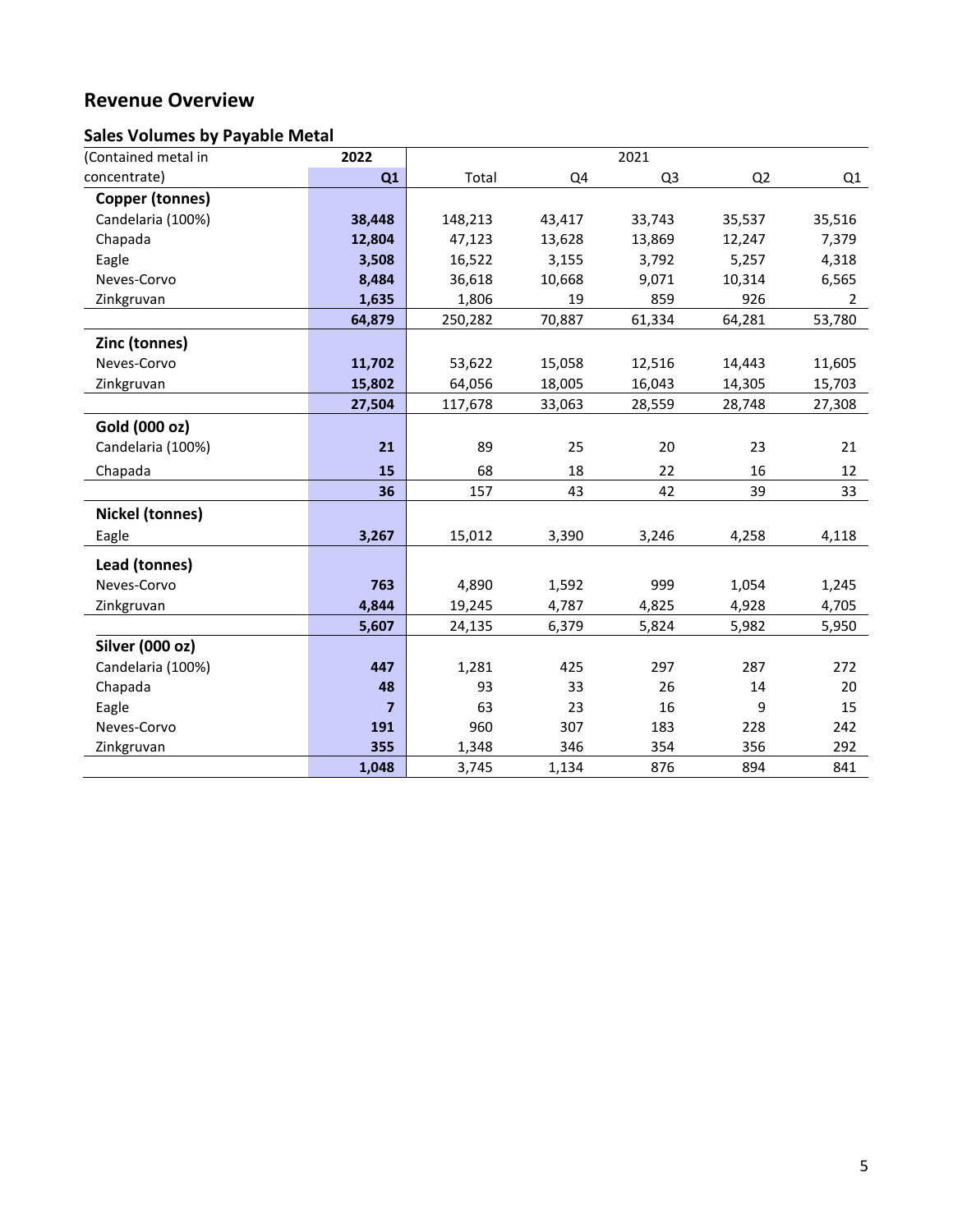## Revenue Overview

### Sales Volumes by Payable Metal

| (Contained metal in concentrate) | 2022 | 2021 | | | | |
|---|---|---|---|---|---|---|
| | **Q1** | Total | Q4 | Q3 | Q2 | Q1 |
| **Copper (tonnes)** | | | | | | |
| Candelaria (100%) | **38,448** | 148,213 | 43,417 | 33,743 | 35,537 | 35,516 |
| Chapada | **12,804** | 47,123 | 13,628 | 13,869 | 12,247 | 7,379 |
| Eagle | **3,508** | 16,522 | 3,155 | 3,792 | 5,257 | 4,318 |
| Neves-Corvo | **8,484** | 36,618 | 10,668 | 9,071 | 10,314 | 6,565 |
| Zinkgruvan | **1,635** | 1,806 | 19 | 859 | 926 | 2 |
| | **64,879** | 250,282 | 70,887 | 61,334 | 64,281 | 53,780 |
| **Zinc (tonnes)** | | | | | | |
| Neves-Corvo | **11,702** | 53,622 | 15,058 | 12,516 | 14,443 | 11,605 |
| Zinkgruvan | **15,802** | 64,056 | 18,005 | 16,043 | 14,305 | 15,703 |
| | **27,504** | 117,678 | 33,063 | 28,559 | 28,748 | 27,308 |
| **Gold (000 oz)** | | | | | | |
| Candelaria (100%) | **21** | 89 | 25 | 20 | 23 | 21 |
| Chapada | **15** | 68 | 18 | 22 | 16 | 12 |
| | **36** | 157 | 43 | 42 | 39 | 33 |
| **Nickel (tonnes)** | | | | | | |
| Eagle | **3,267** | 15,012 | 3,390 | 3,246 | 4,258 | 4,118 |
| **Lead (tonnes)** | | | | | | |
| Neves-Corvo | **763** | 4,890 | 1,592 | 999 | 1,054 | 1,245 |
| Zinkgruvan | **4,844** | 19,245 | 4,787 | 4,825 | 4,928 | 4,705 |
| | **5,607** | 24,135 | 6,379 | 5,824 | 5,982 | 5,950 |
| **Silver (000 oz)** | | | | | | |
| Candelaria (100%) | **447** | 1,281 | 425 | 297 | 287 | 272 |
| Chapada | **48** | 93 | 33 | 26 | 14 | 20 |
| Eagle | **7** | 63 | 23 | 16 | 9 | 15 |
| Neves-Corvo | **191** | 960 | 307 | 183 | 228 | 242 |
| Zinkgruvan | **355** | 1,348 | 346 | 354 | 356 | 292 |
| | **1,048** | 3,745 | 1,134 | 876 | 894 | 841 |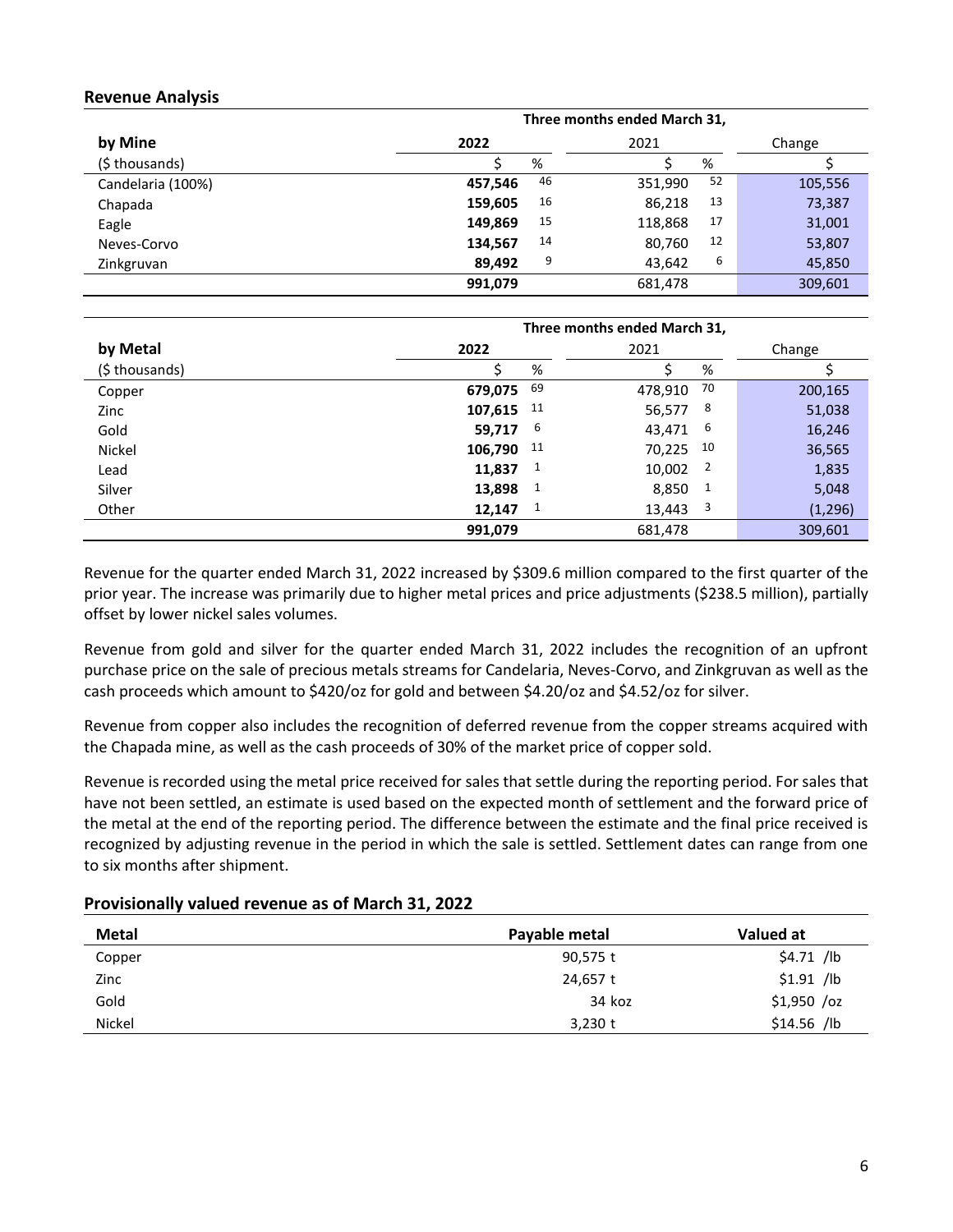## Revenue Analysis

| by Mine | Three months ended March 31, | | | | |
|---|---|---|---|---|---|
| | **2022** | | 2021 | | Change |
| ($ thousands) | $ | % | $ | % | $ |
| Candelaria (100%) | **457,546** | 46 | 351,990 | 52 | 105,556 |
| Chapada | **159,605** | 16 | 86,218 | 13 | 73,387 |
| Eagle | **149,869** | 15 | 118,868 | 17 | 31,001 |
| Neves-Corvo | **134,567** | 14 | 80,760 | 12 | 53,807 |
| Zinkgruvan | **89,492** | 9 | 43,642 | 6 | 45,850 |
| | **991,079** | | 681,478 | | 309,601 |

| by Metal | Three months ended March 31, | | | | |
|---|---|---|---|---|---|
| | **2022** | | 2021 | | Change |
| ($ thousands) | $ | % | $ | % | $ |
| Copper | **679,075** | 69 | 478,910 | 70 | 200,165 |
| Zinc | **107,615** | 11 | 56,577 | 8 | 51,038 |
| Gold | **59,717** | 6 | 43,471 | 6 | 16,246 |
| Nickel | **106,790** | 11 | 70,225 | 10 | 36,565 |
| Lead | **11,837** | 1 | 10,002 | 2 | 1,835 |
| Silver | **13,898** | 1 | 8,850 | 1 | 5,048 |
| Other | **12,147** | 1 | 13,443 | 3 | (1,296) |
| | **991,079** | | 681,478 | | 309,601 |

Revenue for the quarter ended March 31, 2022 increased by $309.6 million compared to the first quarter of the prior year. The increase was primarily due to higher metal prices and price adjustments ($238.5 million), partially offset by lower nickel sales volumes.

Revenue from gold and silver for the quarter ended March 31, 2022 includes the recognition of an upfront purchase price on the sale of precious metals streams for Candelaria, Neves-Corvo, and Zinkgruvan as well as the cash proceeds which amount to $420/oz for gold and between $4.20/oz and $4.52/oz for silver.

Revenue from copper also includes the recognition of deferred revenue from the copper streams acquired with the Chapada mine, as well as the cash proceeds of 30% of the market price of copper sold.

Revenue is recorded using the metal price received for sales that settle during the reporting period. For sales that have not been settled, an estimate is used based on the expected month of settlement and the forward price of the metal at the end of the reporting period. The difference between the estimate and the final price received is recognized by adjusting revenue in the period in which the sale is settled. Settlement dates can range from one to six months after shipment.

## Provisionally valued revenue as of March 31, 2022

| Metal | Payable metal | Valued at |
|---|---|---|
| Copper | 90,575 t | $4.71 /lb |
| Zinc | 24,657 t | $1.91 /lb |
| Gold | 34 koz | $1,950 /oz |
| Nickel | 3,230 t | $14.56 /lb |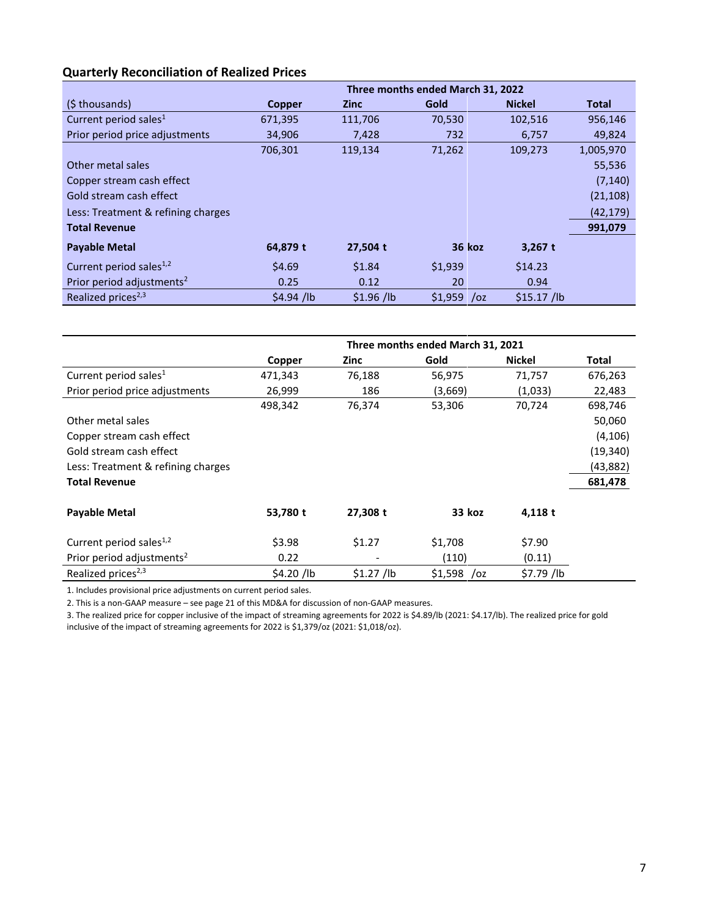## Quarterly Reconciliation of Realized Prices

| | Three months ended March 31, 2022 | | | | |
|---|---|---|---|---|---|
| ($ thousands) | Copper | Zinc | Gold | Nickel | Total |
| Current period sales[1] | 671,395 | 111,706 | 70,530 | 102,516 | 956,146 |
| Prior period price adjustments | 34,906 | 7,428 | 732 | 6,757 | 49,824 |
| | 706,301 | 119,134 | 71,262 | 109,273 | 1,005,970 |
| Other metal sales | | | | | 55,536 |
| Copper stream cash effect | | | | | (7,140) |
| Gold stream cash effect | | | | | (21,108) |
| Less: Treatment & refining charges | | | | | (42,179) |
| **Total Revenue** | | | | | **991,079** |
| **Payable Metal** | **64,879 t** | **27,504 t** | **36 koz** | **3,267 t** | |
| Current period sales[1,2] | $4.69 | $1.84 | $1,939 | $14.23 | |
| Prior period adjustments[2] | 0.25 | 0.12 | 20 | 0.94 | |
| Realized prices[2,3] | $4.94 /lb | $1.96 /lb | $1,959 /oz | $15.17 /lb | |

| | Three months ended March 31, 2021 | | | | |
|---|---|---|---|---|---|
| | Copper | Zinc | Gold | Nickel | Total |
| Current period sales[1] | 471,343 | 76,188 | 56,975 | 71,757 | 676,263 |
| Prior period price adjustments | 26,999 | 186 | (3,669) | (1,033) | 22,483 |
| | 498,342 | 76,374 | 53,306 | 70,724 | 698,746 |
| Other metal sales | | | | | 50,060 |
| Copper stream cash effect | | | | | (4,106) |
| Gold stream cash effect | | | | | (19,340) |
| Less: Treatment & refining charges | | | | | (43,882) |
| **Total Revenue** | | | | | **681,478** |
| **Payable Metal** | **53,780 t** | **27,308 t** | **33 koz** | **4,118 t** | |
| Current period sales[1,2] | $3.98 | $1.27 | $1,708 | $7.90 | |
| Prior period adjustments[2] | 0.22 | - | (110) | (0.11) | |
| Realized prices[2,3] | $4.20 /lb | $1.27 /lb | $1,598 /oz | $7.79 /lb | |

1. Includes provisional price adjustments on current period sales.

2. This is a non-GAAP measure – see page 21 of this MD&A for discussion of non-GAAP measures.

3. The realized price for copper inclusive of the impact of streaming agreements for 2022 is $4.89/lb (2021: $4.17/lb). The realized price for gold inclusive of the impact of streaming agreements for 2022 is $1,379/oz (2021: $1,018/oz).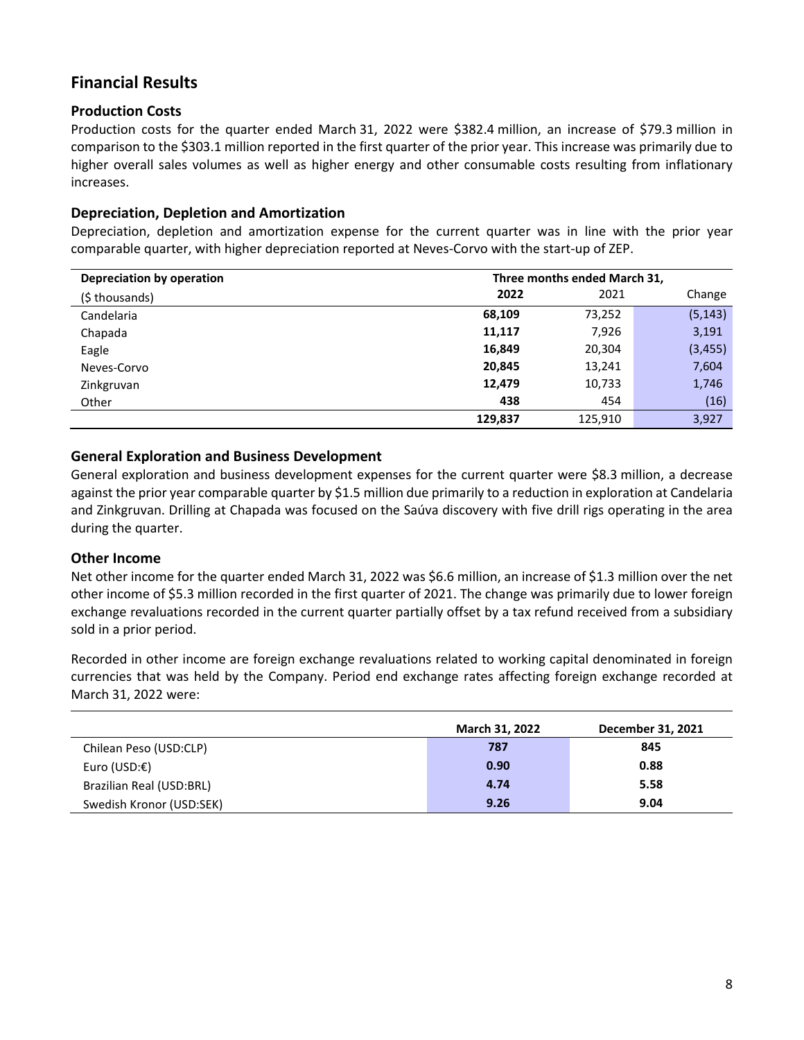## Financial Results

### Production Costs

Production costs for the quarter ended March 31, 2022 were $382.4 million, an increase of $79.3 million in comparison to the $303.1 million reported in the first quarter of the prior year. This increase was primarily due to higher overall sales volumes as well as higher energy and other consumable costs resulting from inflationary increases.

### Depreciation, Depletion and Amortization

Depreciation, depletion and amortization expense for the current quarter was in line with the prior year comparable quarter, with higher depreciation reported at Neves-Corvo with the start-up of ZEP.

| **Depreciation by operation** | **Three months ended March 31,** | | |
|---|---|---|---|
| ($ thousands) | **2022** | 2021 | Change |
| Candelaria | **68,109** | 73,252 | (5,143) |
| Chapada | **11,117** | 7,926 | 3,191 |
| Eagle | **16,849** | 20,304 | (3,455) |
| Neves-Corvo | **20,845** | 13,241 | 7,604 |
| Zinkgruvan | **12,479** | 10,733 | 1,746 |
| Other | **438** | 454 | (16) |
| | **129,837** | 125,910 | 3,927 |

### General Exploration and Business Development

General exploration and business development expenses for the current quarter were $8.3 million, a decrease against the prior year comparable quarter by $1.5 million due primarily to a reduction in exploration at Candelaria and Zinkgruvan. Drilling at Chapada was focused on the Saúva discovery with five drill rigs operating in the area during the quarter.

### Other Income

Net other income for the quarter ended March 31, 2022 was $6.6 million, an increase of $1.3 million over the net other income of $5.3 million recorded in the first quarter of 2021. The change was primarily due to lower foreign exchange revaluations recorded in the current quarter partially offset by a tax refund received from a subsidiary sold in a prior period.

Recorded in other income are foreign exchange revaluations related to working capital denominated in foreign currencies that was held by the Company. Period end exchange rates affecting foreign exchange recorded at March 31, 2022 were:

| | **March 31, 2022** | **December 31, 2021** |
|---|---|---|
| Chilean Peso (USD:CLP) | **787** | **845** |
| Euro (USD:€) | **0.90** | **0.88** |
| Brazilian Real (USD:BRL) | **4.74** | **5.58** |
| Swedish Kronor (USD:SEK) | **9.26** | **9.04** |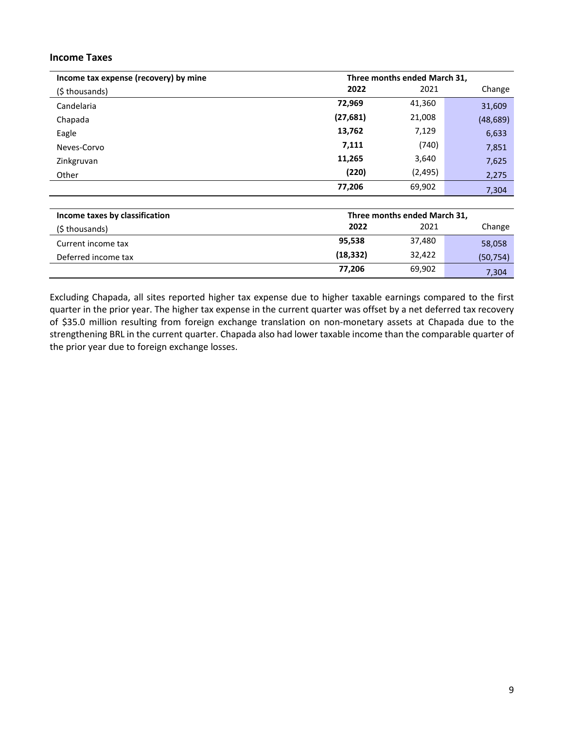## Income Taxes

| Income tax expense (recovery) by mine | Three months ended March 31, | | |
|---|---|---|---|
| ($ thousands) | **2022** | 2021 | Change |
| Candelaria | **72,969** | 41,360 | 31,609 |
| Chapada | **(27,681)** | 21,008 | (48,689) |
| Eagle | **13,762** | 7,129 | 6,633 |
| Neves-Corvo | **7,111** | (740) | 7,851 |
| Zinkgruvan | **11,265** | 3,640 | 7,625 |
| Other | **(220)** | (2,495) | 2,275 |
| | **77,206** | 69,902 | 7,304 |

| Income taxes by classification | Three months ended March 31, | | |
|---|---|---|---|
| ($ thousands) | **2022** | 2021 | Change |
| Current income tax | **95,538** | 37,480 | 58,058 |
| Deferred income tax | **(18,332)** | 32,422 | (50,754) |
| | **77,206** | 69,902 | 7,304 |

Excluding Chapada, all sites reported higher tax expense due to higher taxable earnings compared to the first quarter in the prior year. The higher tax expense in the current quarter was offset by a net deferred tax recovery of $35.0 million resulting from foreign exchange translation on non-monetary assets at Chapada due to the strengthening BRL in the current quarter. Chapada also had lower taxable income than the comparable quarter of the prior year due to foreign exchange losses.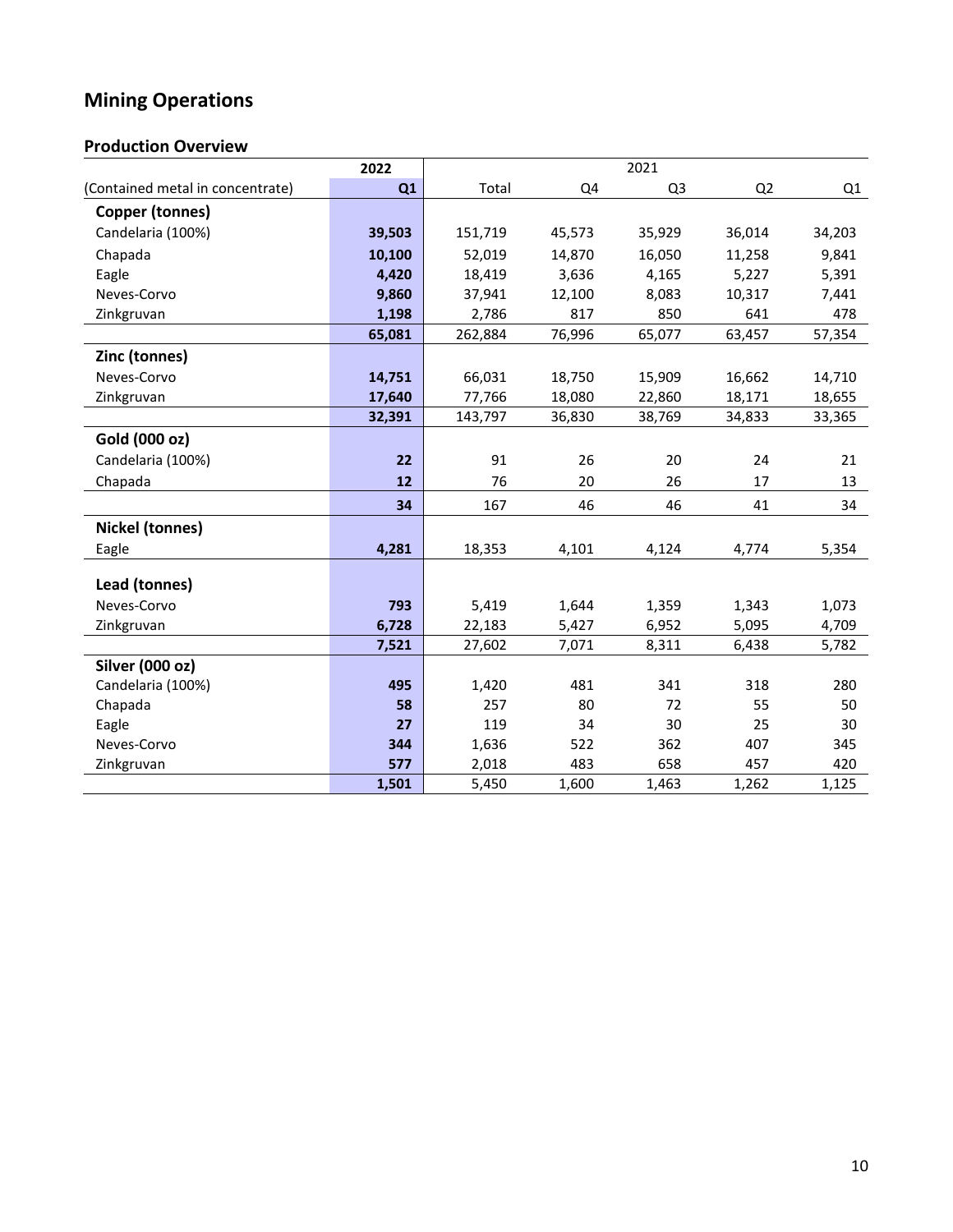# Mining Operations

## Production Overview

| | 2022 | 2021 | | | | |
|---|---|---|---|---|---|---|
| (Contained metal in concentrate) | **Q1** | Total | Q4 | Q3 | Q2 | Q1 |
| **Copper (tonnes)** | | | | | | |
| Candelaria (100%) | **39,503** | 151,719 | 45,573 | 35,929 | 36,014 | 34,203 |
| Chapada | **10,100** | 52,019 | 14,870 | 16,050 | 11,258 | 9,841 |
| Eagle | **4,420** | 18,419 | 3,636 | 4,165 | 5,227 | 5,391 |
| Neves-Corvo | **9,860** | 37,941 | 12,100 | 8,083 | 10,317 | 7,441 |
| Zinkgruvan | **1,198** | 2,786 | 817 | 850 | 641 | 478 |
| | **65,081** | 262,884 | 76,996 | 65,077 | 63,457 | 57,354 |
| **Zinc (tonnes)** | | | | | | |
| Neves-Corvo | **14,751** | 66,031 | 18,750 | 15,909 | 16,662 | 14,710 |
| Zinkgruvan | **17,640** | 77,766 | 18,080 | 22,860 | 18,171 | 18,655 |
| | **32,391** | 143,797 | 36,830 | 38,769 | 34,833 | 33,365 |
| **Gold (000 oz)** | | | | | | |
| Candelaria (100%) | **22** | 91 | 26 | 20 | 24 | 21 |
| Chapada | **12** | 76 | 20 | 26 | 17 | 13 |
| | **34** | 167 | 46 | 46 | 41 | 34 |
| **Nickel (tonnes)** | | | | | | |
| Eagle | **4,281** | 18,353 | 4,101 | 4,124 | 4,774 | 5,354 |
| **Lead (tonnes)** | | | | | | |
| Neves-Corvo | **793** | 5,419 | 1,644 | 1,359 | 1,343 | 1,073 |
| Zinkgruvan | **6,728** | 22,183 | 5,427 | 6,952 | 5,095 | 4,709 |
| | **7,521** | 27,602 | 7,071 | 8,311 | 6,438 | 5,782 |
| **Silver (000 oz)** | | | | | | |
| Candelaria (100%) | **495** | 1,420 | 481 | 341 | 318 | 280 |
| Chapada | **58** | 257 | 80 | 72 | 55 | 50 |
| Eagle | **27** | 119 | 34 | 30 | 25 | 30 |
| Neves-Corvo | **344** | 1,636 | 522 | 362 | 407 | 345 |
| Zinkgruvan | **577** | 2,018 | 483 | 658 | 457 | 420 |
| | **1,501** | 5,450 | 1,600 | 1,463 | 1,262 | 1,125 |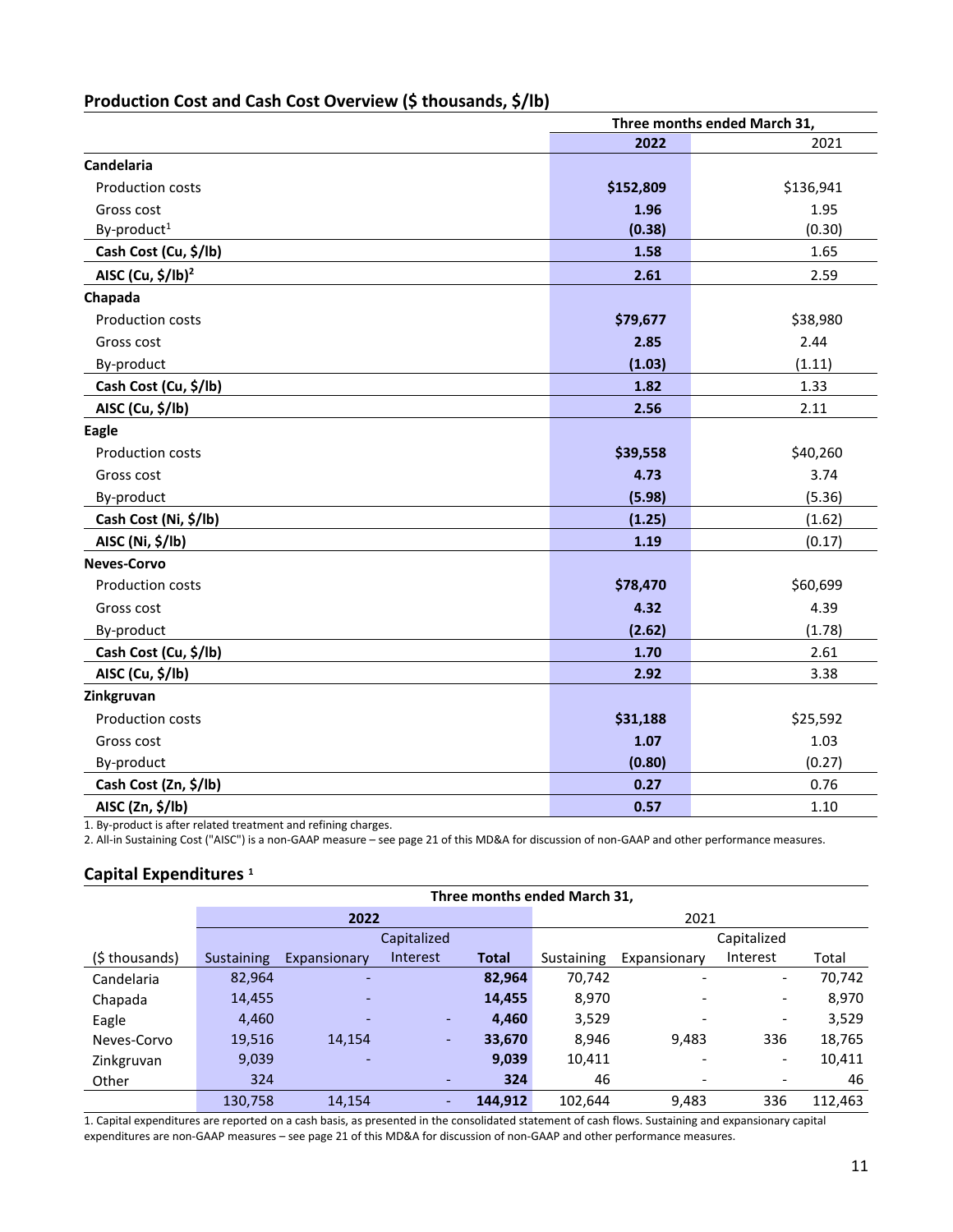## Production Cost and Cash Cost Overview ($ thousands, $/lb)

| | Three months ended March 31, | |
|---|---|---|
| | **2022** | 2021 |
| **Candelaria** | | |
| Production costs | **$152,809** | $136,941 |
| Gross cost | **1.96** | 1.95 |
| By-product[1] | **(0.38)** | (0.30) |
| **Cash Cost (Cu, $/lb)** | **1.58** | 1.65 |
| **AISC (Cu, $/lb)[2]** | **2.61** | 2.59 |
| **Chapada** | | |
| Production costs | **$79,677** | $38,980 |
| Gross cost | **2.85** | 2.44 |
| By-product | **(1.03)** | (1.11) |
| **Cash Cost (Cu, $/lb)** | **1.82** | 1.33 |
| **AISC (Cu, $/lb)** | **2.56** | 2.11 |
| **Eagle** | | |
| Production costs | **$39,558** | $40,260 |
| Gross cost | **4.73** | 3.74 |
| By-product | **(5.98)** | (5.36) |
| **Cash Cost (Ni, $/lb)** | **(1.25)** | (1.62) |
| **AISC (Ni, $/lb)** | **1.19** | (0.17) |
| **Neves-Corvo** | | |
| Production costs | **$78,470** | $60,699 |
| Gross cost | **4.32** | 4.39 |
| By-product | **(2.62)** | (1.78) |
| **Cash Cost (Cu, $/lb)** | **1.70** | 2.61 |
| **AISC (Cu, $/lb)** | **2.92** | 3.38 |
| **Zinkgruvan** | | |
| Production costs | **$31,188** | $25,592 |
| Gross cost | **1.07** | 1.03 |
| By-product | **(0.80)** | (0.27) |
| **Cash Cost (Zn, $/lb)** | **0.27** | 0.76 |
| **AISC (Zn, $/lb)** | **0.57** | 1.10 |

1. By-product is after related treatment and refining charges.
2. All-in Sustaining Cost ("AISC") is a non-GAAP measure – see page 21 of this MD&A for discussion of non-GAAP and other performance measures.

## Capital Expenditures [1]

| | Three months ended March 31, | | | | | | | |
|---|---|---|---|---|---|---|---|---|
| | **2022** | | | | 2021 | | | |
| ($ thousands) | Sustaining | Expansionary | Capitalized Interest | **Total** | Sustaining | Expansionary | Capitalized Interest | Total |
| Candelaria | 82,964 | - | | **82,964** | 70,742 | - | - | 70,742 |
| Chapada | 14,455 | - | | **14,455** | 8,970 | - | - | 8,970 |
| Eagle | 4,460 | - | - | **4,460** | 3,529 | - | - | 3,529 |
| Neves-Corvo | 19,516 | 14,154 | - | **33,670** | 8,946 | 9,483 | 336 | 18,765 |
| Zinkgruvan | 9,039 | - | | **9,039** | 10,411 | - | - | 10,411 |
| Other | 324 | | - | **324** | 46 | - | - | 46 |
| | 130,758 | 14,154 | - | **144,912** | 102,644 | 9,483 | 336 | 112,463 |

1. Capital expenditures are reported on a cash basis, as presented in the consolidated statement of cash flows. Sustaining and expansionary capital expenditures are non-GAAP measures – see page 21 of this MD&A for discussion of non-GAAP and other performance measures.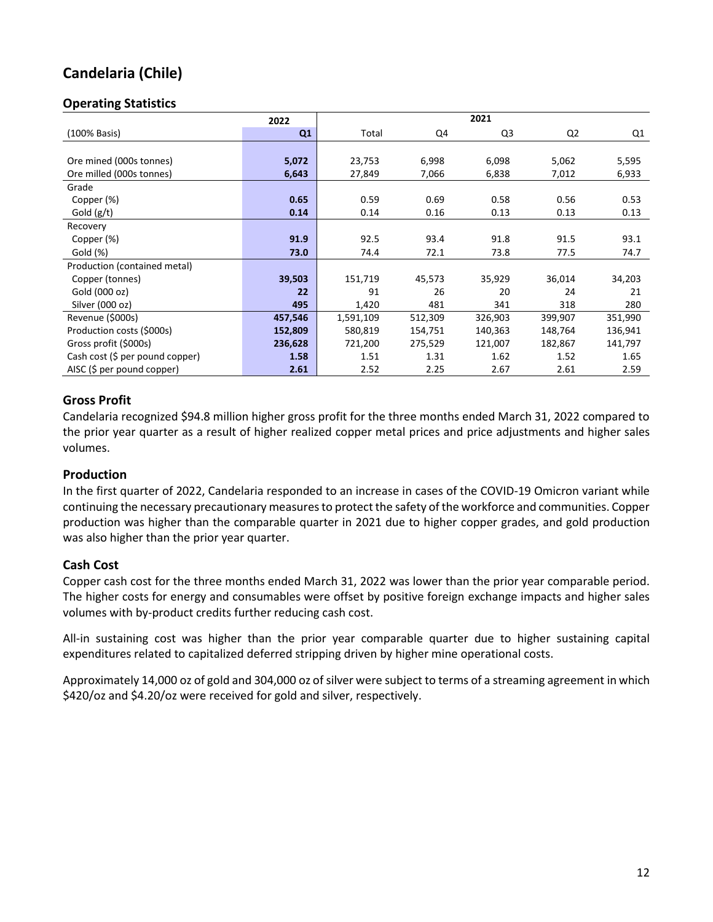## Candelaria (Chile)

### Operating Statistics

| | 2022 | 2021 | | | | |
|---|---|---|---|---|---|---|
| (100% Basis) | **Q1** | Total | Q4 | Q3 | Q2 | Q1 |
| Ore mined (000s tonnes) | **5,072** | 23,753 | 6,998 | 6,098 | 5,062 | 5,595 |
| Ore milled (000s tonnes) | **6,643** | 27,849 | 7,066 | 6,838 | 7,012 | 6,933 |
| Grade | | | | | | |
| Copper (%) | **0.65** | 0.59 | 0.69 | 0.58 | 0.56 | 0.53 |
| Gold (g/t) | **0.14** | 0.14 | 0.16 | 0.13 | 0.13 | 0.13 |
| Recovery | | | | | | |
| Copper (%) | **91.9** | 92.5 | 93.4 | 91.8 | 91.5 | 93.1 |
| Gold (%) | **73.0** | 74.4 | 72.1 | 73.8 | 77.5 | 74.7 |
| Production (contained metal) | | | | | | |
| Copper (tonnes) | **39,503** | 151,719 | 45,573 | 35,929 | 36,014 | 34,203 |
| Gold (000 oz) | **22** | 91 | 26 | 20 | 24 | 21 |
| Silver (000 oz) | **495** | 1,420 | 481 | 341 | 318 | 280 |
| Revenue ($000s) | **457,546** | 1,591,109 | 512,309 | 326,903 | 399,907 | 351,990 |
| Production costs ($000s) | **152,809** | 580,819 | 154,751 | 140,363 | 148,764 | 136,941 |
| Gross profit ($000s) | **236,628** | 721,200 | 275,529 | 121,007 | 182,867 | 141,797 |
| Cash cost ($ per pound copper) | **1.58** | 1.51 | 1.31 | 1.62 | 1.52 | 1.65 |
| AISC ($ per pound copper) | **2.61** | 2.52 | 2.25 | 2.67 | 2.61 | 2.59 |

### Gross Profit

Candelaria recognized $94.8 million higher gross profit for the three months ended March 31, 2022 compared to the prior year quarter as a result of higher realized copper metal prices and price adjustments and higher sales volumes.

### Production

In the first quarter of 2022, Candelaria responded to an increase in cases of the COVID-19 Omicron variant while continuing the necessary precautionary measures to protect the safety of the workforce and communities. Copper production was higher than the comparable quarter in 2021 due to higher copper grades, and gold production was also higher than the prior year quarter.

### Cash Cost

Copper cash cost for the three months ended March 31, 2022 was lower than the prior year comparable period. The higher costs for energy and consumables were offset by positive foreign exchange impacts and higher sales volumes with by-product credits further reducing cash cost.

All-in sustaining cost was higher than the prior year comparable quarter due to higher sustaining capital expenditures related to capitalized deferred stripping driven by higher mine operational costs.

Approximately 14,000 oz of gold and 304,000 oz of silver were subject to terms of a streaming agreement in which $420/oz and $4.20/oz were received for gold and silver, respectively.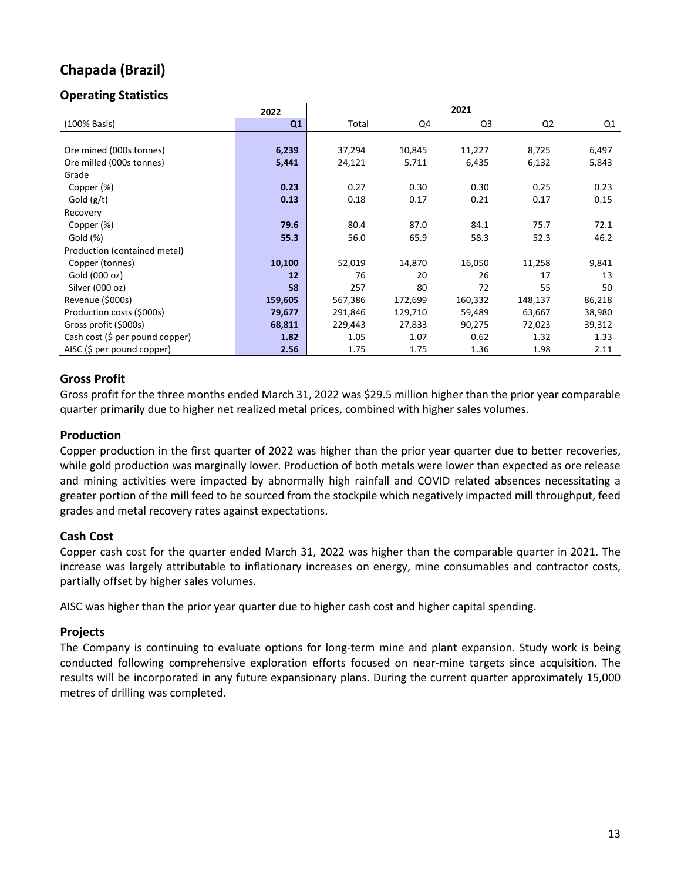## Chapada (Brazil)

### Operating Statistics

| | 2022 | 2021 | | | | |
|---|---|---|---|---|---|---|
| (100% Basis) | **Q1** | Total | Q4 | Q3 | Q2 | Q1 |
| Ore mined (000s tonnes) | **6,239** | 37,294 | 10,845 | 11,227 | 8,725 | 6,497 |
| Ore milled (000s tonnes) | **5,441** | 24,121 | 5,711 | 6,435 | 6,132 | 5,843 |
| Grade | | | | | | |
| Copper (%) | **0.23** | 0.27 | 0.30 | 0.30 | 0.25 | 0.23 |
| Gold (g/t) | **0.13** | 0.18 | 0.17 | 0.21 | 0.17 | 0.15 |
| Recovery | | | | | | |
| Copper (%) | **79.6** | 80.4 | 87.0 | 84.1 | 75.7 | 72.1 |
| Gold (%) | **55.3** | 56.0 | 65.9 | 58.3 | 52.3 | 46.2 |
| Production (contained metal) | | | | | | |
| Copper (tonnes) | **10,100** | 52,019 | 14,870 | 16,050 | 11,258 | 9,841 |
| Gold (000 oz) | **12** | 76 | 20 | 26 | 17 | 13 |
| Silver (000 oz) | **58** | 257 | 80 | 72 | 55 | 50 |
| Revenue ($000s) | **159,605** | 567,386 | 172,699 | 160,332 | 148,137 | 86,218 |
| Production costs ($000s) | **79,677** | 291,846 | 129,710 | 59,489 | 63,667 | 38,980 |
| Gross profit ($000s) | **68,811** | 229,443 | 27,833 | 90,275 | 72,023 | 39,312 |
| Cash cost ($ per pound copper) | **1.82** | 1.05 | 1.07 | 0.62 | 1.32 | 1.33 |
| AISC ($ per pound copper) | **2.56** | 1.75 | 1.75 | 1.36 | 1.98 | 2.11 |

### Gross Profit

Gross profit for the three months ended March 31, 2022 was $29.5 million higher than the prior year comparable quarter primarily due to higher net realized metal prices, combined with higher sales volumes.

### Production

Copper production in the first quarter of 2022 was higher than the prior year quarter due to better recoveries, while gold production was marginally lower. Production of both metals were lower than expected as ore release and mining activities were impacted by abnormally high rainfall and COVID related absences necessitating a greater portion of the mill feed to be sourced from the stockpile which negatively impacted mill throughput, feed grades and metal recovery rates against expectations.

### Cash Cost

Copper cash cost for the quarter ended March 31, 2022 was higher than the comparable quarter in 2021. The increase was largely attributable to inflationary increases on energy, mine consumables and contractor costs, partially offset by higher sales volumes.

AISC was higher than the prior year quarter due to higher cash cost and higher capital spending.

### Projects

The Company is continuing to evaluate options for long-term mine and plant expansion. Study work is being conducted following comprehensive exploration efforts focused on near-mine targets since acquisition. The results will be incorporated in any future expansionary plans. During the current quarter approximately 15,000 metres of drilling was completed.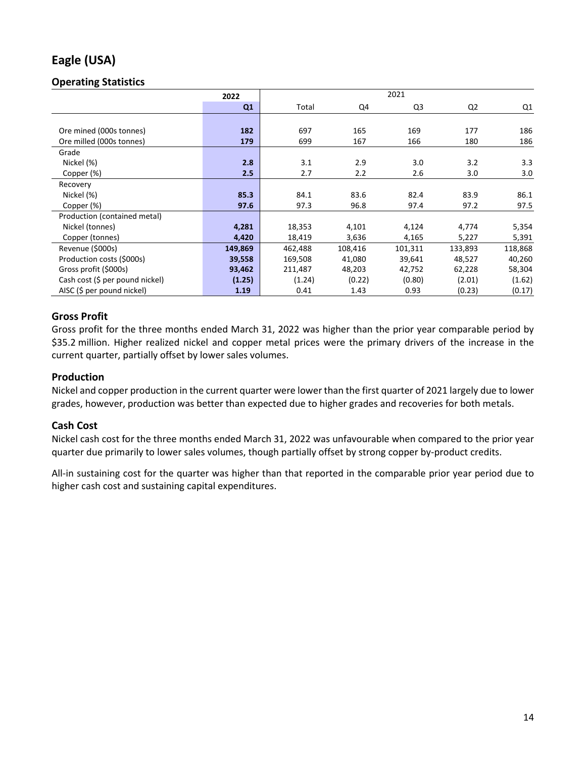# Eagle (USA)

## Operating Statistics

| | 2022 | 2021 | | | | |
|---|---|---|---|---|---|---|
| | **Q1** | Total | Q4 | Q3 | Q2 | Q1 |
| Ore mined (000s tonnes) | **182** | 697 | 165 | 169 | 177 | 186 |
| Ore milled (000s tonnes) | **179** | 699 | 167 | 166 | 180 | 186 |
| Grade | | | | | | |
| Nickel (%) | **2.8** | 3.1 | 2.9 | 3.0 | 3.2 | 3.3 |
| Copper (%) | **2.5** | 2.7 | 2.2 | 2.6 | 3.0 | 3.0 |
| Recovery | | | | | | |
| Nickel (%) | **85.3** | 84.1 | 83.6 | 82.4 | 83.9 | 86.1 |
| Copper (%) | **97.6** | 97.3 | 96.8 | 97.4 | 97.2 | 97.5 |
| Production (contained metal) | | | | | | |
| Nickel (tonnes) | **4,281** | 18,353 | 4,101 | 4,124 | 4,774 | 5,354 |
| Copper (tonnes) | **4,420** | 18,419 | 3,636 | 4,165 | 5,227 | 5,391 |
| Revenue ($000s) | **149,869** | 462,488 | 108,416 | 101,311 | 133,893 | 118,868 |
| Production costs ($000s) | **39,558** | 169,508 | 41,080 | 39,641 | 48,527 | 40,260 |
| Gross profit ($000s) | **93,462** | 211,487 | 48,203 | 42,752 | 62,228 | 58,304 |
| Cash cost ($ per pound nickel) | **(1.25)** | (1.24) | (0.22) | (0.80) | (2.01) | (1.62) |
| AISC ($ per pound nickel) | **1.19** | 0.41 | 1.43 | 0.93 | (0.23) | (0.17) |

### Gross Profit

Gross profit for the three months ended March 31, 2022 was higher than the prior year comparable period by $35.2 million. Higher realized nickel and copper metal prices were the primary drivers of the increase in the current quarter, partially offset by lower sales volumes.

### Production

Nickel and copper production in the current quarter were lower than the first quarter of 2021 largely due to lower grades, however, production was better than expected due to higher grades and recoveries for both metals.

### Cash Cost

Nickel cash cost for the three months ended March 31, 2022 was unfavourable when compared to the prior year quarter due primarily to lower sales volumes, though partially offset by strong copper by-product credits.

All-in sustaining cost for the quarter was higher than that reported in the comparable prior year period due to higher cash cost and sustaining capital expenditures.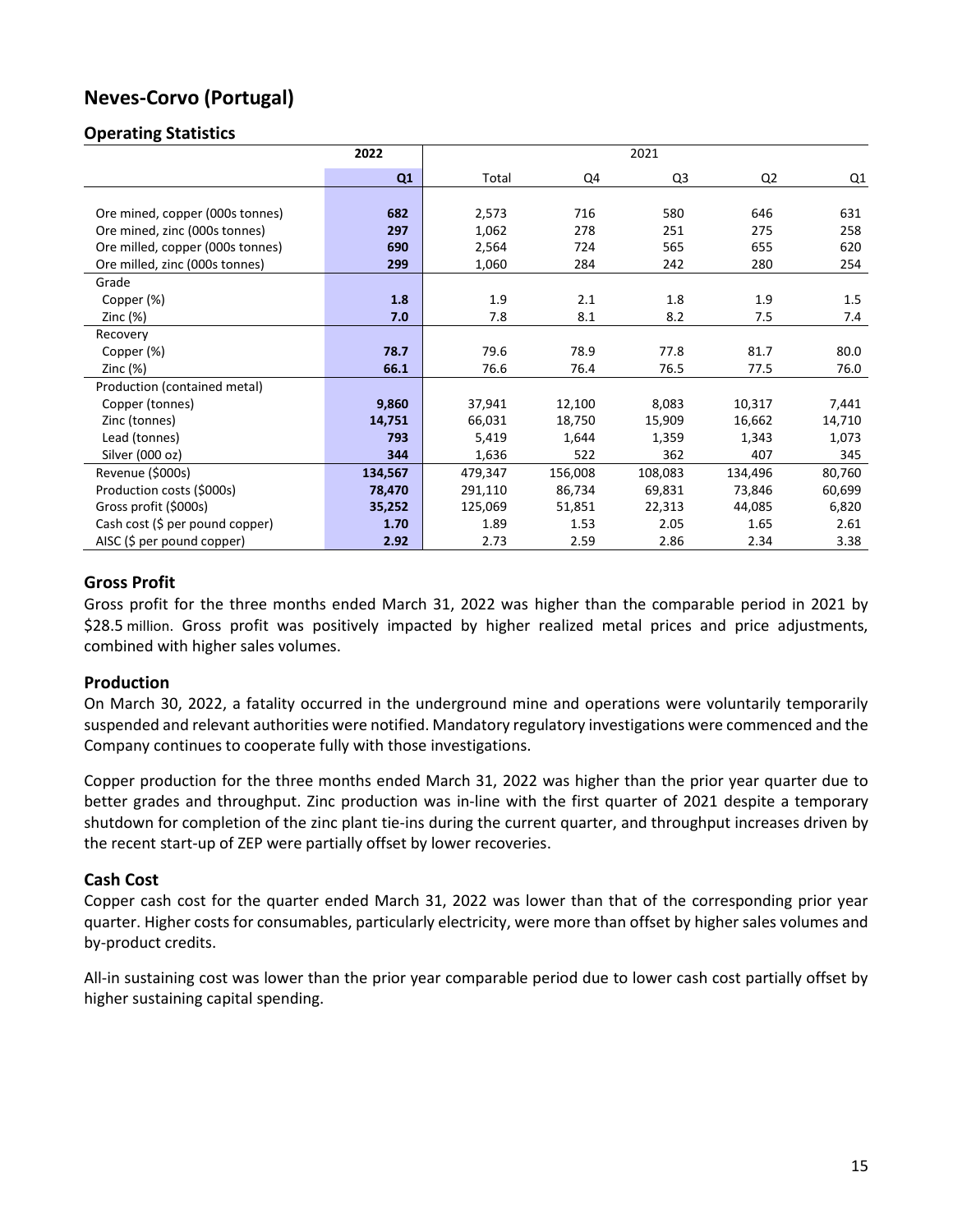## Neves-Corvo (Portugal)

### Operating Statistics

| | 2022 | 2021 | | | | |
|---|---|---|---|---|---|---|
| | **Q1** | Total | Q4 | Q3 | Q2 | Q1 |
| Ore mined, copper (000s tonnes) | **682** | 2,573 | 716 | 580 | 646 | 631 |
| Ore mined, zinc (000s tonnes) | **297** | 1,062 | 278 | 251 | 275 | 258 |
| Ore milled, copper (000s tonnes) | **690** | 2,564 | 724 | 565 | 655 | 620 |
| Ore milled, zinc (000s tonnes) | **299** | 1,060 | 284 | 242 | 280 | 254 |
| Grade | | | | | | |
| Copper (%) | **1.8** | 1.9 | 2.1 | 1.8 | 1.9 | 1.5 |
| Zinc (%) | **7.0** | 7.8 | 8.1 | 8.2 | 7.5 | 7.4 |
| Recovery | | | | | | |
| Copper (%) | **78.7** | 79.6 | 78.9 | 77.8 | 81.7 | 80.0 |
| Zinc (%) | **66.1** | 76.6 | 76.4 | 76.5 | 77.5 | 76.0 |
| Production (contained metal) | | | | | | |
| Copper (tonnes) | **9,860** | 37,941 | 12,100 | 8,083 | 10,317 | 7,441 |
| Zinc (tonnes) | **14,751** | 66,031 | 18,750 | 15,909 | 16,662 | 14,710 |
| Lead (tonnes) | **793** | 5,419 | 1,644 | 1,359 | 1,343 | 1,073 |
| Silver (000 oz) | **344** | 1,636 | 522 | 362 | 407 | 345 |
| Revenue ($000s) | **134,567** | 479,347 | 156,008 | 108,083 | 134,496 | 80,760 |
| Production costs ($000s) | **78,470** | 291,110 | 86,734 | 69,831 | 73,846 | 60,699 |
| Gross profit ($000s) | **35,252** | 125,069 | 51,851 | 22,313 | 44,085 | 6,820 |
| Cash cost ($ per pound copper) | **1.70** | 1.89 | 1.53 | 2.05 | 1.65 | 2.61 |
| AISC ($ per pound copper) | **2.92** | 2.73 | 2.59 | 2.86 | 2.34 | 3.38 |

### Gross Profit

Gross profit for the three months ended March 31, 2022 was higher than the comparable period in 2021 by $28.5 million. Gross profit was positively impacted by higher realized metal prices and price adjustments, combined with higher sales volumes.

### Production

On March 30, 2022, a fatality occurred in the underground mine and operations were voluntarily temporarily suspended and relevant authorities were notified. Mandatory regulatory investigations were commenced and the Company continues to cooperate fully with those investigations.

Copper production for the three months ended March 31, 2022 was higher than the prior year quarter due to better grades and throughput. Zinc production was in-line with the first quarter of 2021 despite a temporary shutdown for completion of the zinc plant tie-ins during the current quarter, and throughput increases driven by the recent start-up of ZEP were partially offset by lower recoveries.

### Cash Cost

Copper cash cost for the quarter ended March 31, 2022 was lower than that of the corresponding prior year quarter. Higher costs for consumables, particularly electricity, were more than offset by higher sales volumes and by-product credits.

All-in sustaining cost was lower than the prior year comparable period due to lower cash cost partially offset by higher sustaining capital spending.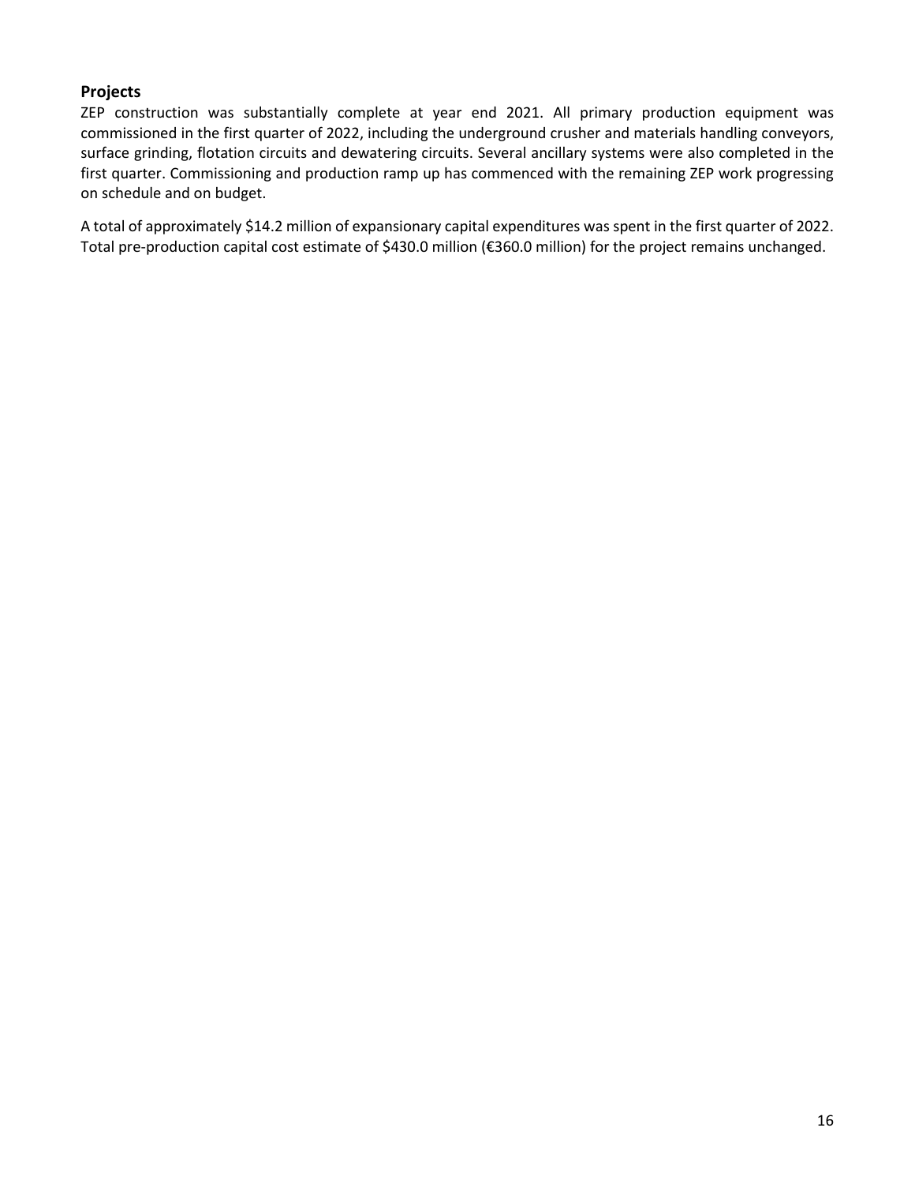## Projects

ZEP construction was substantially complete at year end 2021. All primary production equipment was commissioned in the first quarter of 2022, including the underground crusher and materials handling conveyors, surface grinding, flotation circuits and dewatering circuits. Several ancillary systems were also completed in the first quarter. Commissioning and production ramp up has commenced with the remaining ZEP work progressing on schedule and on budget.

A total of approximately $14.2 million of expansionary capital expenditures was spent in the first quarter of 2022. Total pre-production capital cost estimate of $430.0 million (€360.0 million) for the project remains unchanged.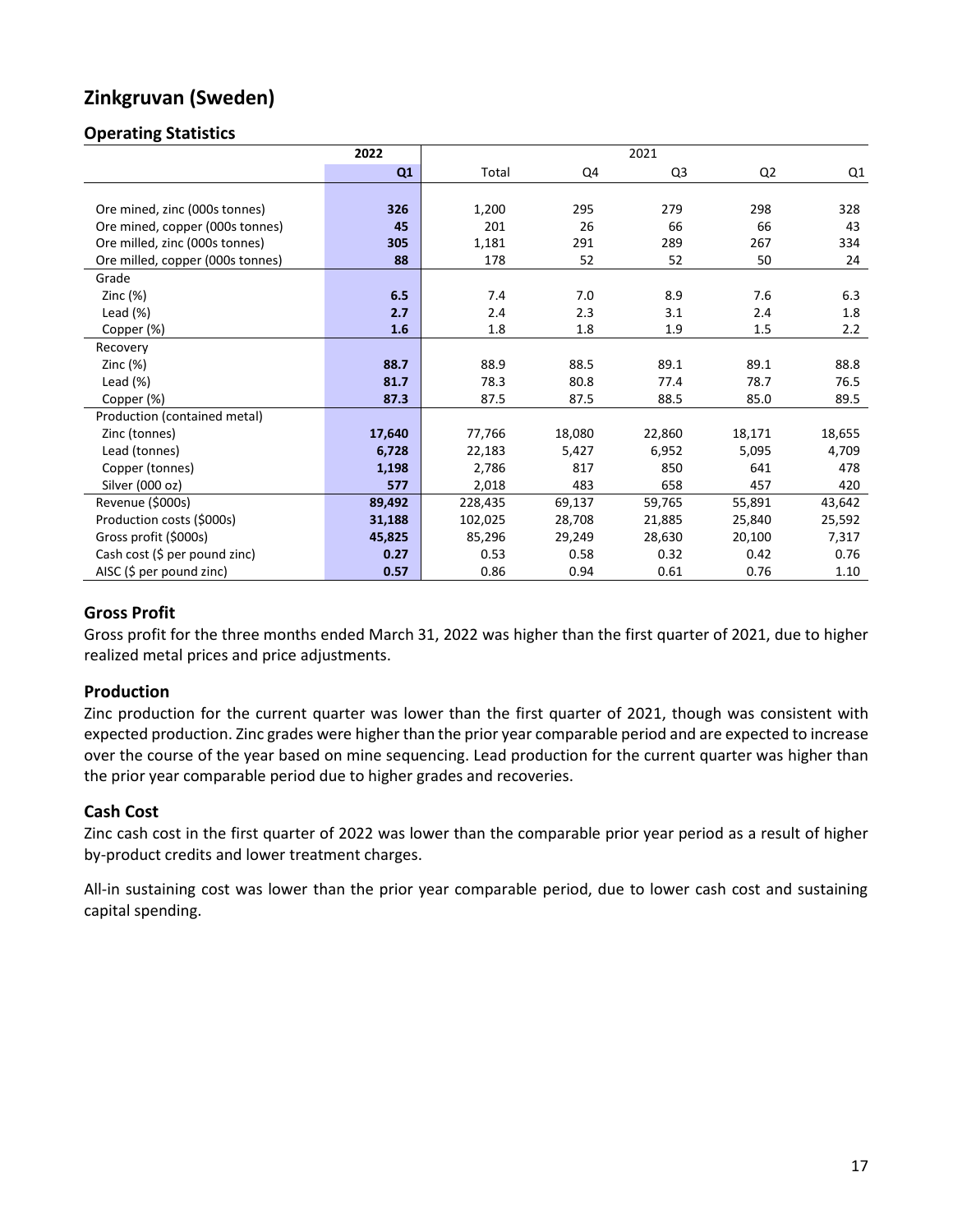## Zinkgruvan (Sweden)

### Operating Statistics

| | 2022 | 2021 | | | | |
|---|---|---|---|---|---|---|
| | **Q1** | Total | Q4 | Q3 | Q2 | Q1 |
| Ore mined, zinc (000s tonnes) | **326** | 1,200 | 295 | 279 | 298 | 328 |
| Ore mined, copper (000s tonnes) | **45** | 201 | 26 | 66 | 66 | 43 |
| Ore milled, zinc (000s tonnes) | **305** | 1,181 | 291 | 289 | 267 | 334 |
| Ore milled, copper (000s tonnes) | **88** | 178 | 52 | 52 | 50 | 24 |
| Grade | | | | | | |
| Zinc (%) | **6.5** | 7.4 | 7.0 | 8.9 | 7.6 | 6.3 |
| Lead (%) | **2.7** | 2.4 | 2.3 | 3.1 | 2.4 | 1.8 |
| Copper (%) | **1.6** | 1.8 | 1.8 | 1.9 | 1.5 | 2.2 |
| Recovery | | | | | | |
| Zinc (%) | **88.7** | 88.9 | 88.5 | 89.1 | 89.1 | 88.8 |
| Lead (%) | **81.7** | 78.3 | 80.8 | 77.4 | 78.7 | 76.5 |
| Copper (%) | **87.3** | 87.5 | 87.5 | 88.5 | 85.0 | 89.5 |
| Production (contained metal) | | | | | | |
| Zinc (tonnes) | **17,640** | 77,766 | 18,080 | 22,860 | 18,171 | 18,655 |
| Lead (tonnes) | **6,728** | 22,183 | 5,427 | 6,952 | 5,095 | 4,709 |
| Copper (tonnes) | **1,198** | 2,786 | 817 | 850 | 641 | 478 |
| Silver (000 oz) | **577** | 2,018 | 483 | 658 | 457 | 420 |
| Revenue ($000s) | **89,492** | 228,435 | 69,137 | 59,765 | 55,891 | 43,642 |
| Production costs ($000s) | **31,188** | 102,025 | 28,708 | 21,885 | 25,840 | 25,592 |
| Gross profit ($000s) | **45,825** | 85,296 | 29,249 | 28,630 | 20,100 | 7,317 |
| Cash cost ($ per pound zinc) | **0.27** | 0.53 | 0.58 | 0.32 | 0.42 | 0.76 |
| AISC ($ per pound zinc) | **0.57** | 0.86 | 0.94 | 0.61 | 0.76 | 1.10 |

### Gross Profit

Gross profit for the three months ended March 31, 2022 was higher than the first quarter of 2021, due to higher realized metal prices and price adjustments.

### Production

Zinc production for the current quarter was lower than the first quarter of 2021, though was consistent with expected production. Zinc grades were higher than the prior year comparable period and are expected to increase over the course of the year based on mine sequencing. Lead production for the current quarter was higher than the prior year comparable period due to higher grades and recoveries.

### Cash Cost

Zinc cash cost in the first quarter of 2022 was lower than the comparable prior year period as a result of higher by-product credits and lower treatment charges.

All-in sustaining cost was lower than the prior year comparable period, due to lower cash cost and sustaining capital spending.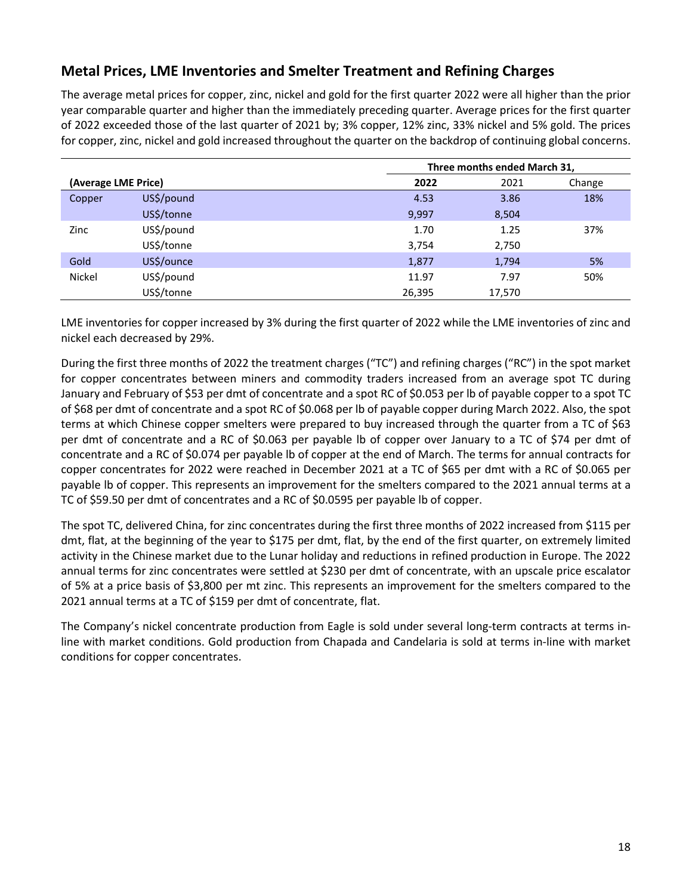## Metal Prices, LME Inventories and Smelter Treatment and Refining Charges

The average metal prices for copper, zinc, nickel and gold for the first quarter 2022 were all higher than the prior year comparable quarter and higher than the immediately preceding quarter. Average prices for the first quarter of 2022 exceeded those of the last quarter of 2021 by; 3% copper, 12% zinc, 33% nickel and 5% gold. The prices for copper, zinc, nickel and gold increased throughout the quarter on the backdrop of continuing global concerns.

| | | Three months ended March 31, | | |
|---|---|---|---|---|
| **(Average LME Price)** | | **2022** | 2021 | Change |
| Copper | US$/pound | 4.53 | 3.86 | 18% |
| | US$/tonne | 9,997 | 8,504 | |
| Zinc | US$/pound | 1.70 | 1.25 | 37% |
| | US$/tonne | 3,754 | 2,750 | |
| Gold | US$/ounce | 1,877 | 1,794 | 5% |
| Nickel | US$/pound | 11.97 | 7.97 | 50% |
| | US$/tonne | 26,395 | 17,570 | |

LME inventories for copper increased by 3% during the first quarter of 2022 while the LME inventories of zinc and nickel each decreased by 29%.

During the first three months of 2022 the treatment charges ("TC") and refining charges ("RC") in the spot market for copper concentrates between miners and commodity traders increased from an average spot TC during January and February of $53 per dmt of concentrate and a spot RC of $0.053 per lb of payable copper to a spot TC of $68 per dmt of concentrate and a spot RC of $0.068 per lb of payable copper during March 2022. Also, the spot terms at which Chinese copper smelters were prepared to buy increased through the quarter from a TC of $63 per dmt of concentrate and a RC of $0.063 per payable lb of copper over January to a TC of $74 per dmt of concentrate and a RC of $0.074 per payable lb of copper at the end of March. The terms for annual contracts for copper concentrates for 2022 were reached in December 2021 at a TC of $65 per dmt with a RC of $0.065 per payable lb of copper. This represents an improvement for the smelters compared to the 2021 annual terms at a TC of $59.50 per dmt of concentrates and a RC of $0.0595 per payable lb of copper.

The spot TC, delivered China, for zinc concentrates during the first three months of 2022 increased from $115 per dmt, flat, at the beginning of the year to $175 per dmt, flat, by the end of the first quarter, on extremely limited activity in the Chinese market due to the Lunar holiday and reductions in refined production in Europe. The 2022 annual terms for zinc concentrates were settled at $230 per dmt of concentrate, with an upscale price escalator of 5% at a price basis of $3,800 per mt zinc. This represents an improvement for the smelters compared to the 2021 annual terms at a TC of $159 per dmt of concentrate, flat.

The Company's nickel concentrate production from Eagle is sold under several long-term contracts at terms in-line with market conditions. Gold production from Chapada and Candelaria is sold at terms in-line with market conditions for copper concentrates.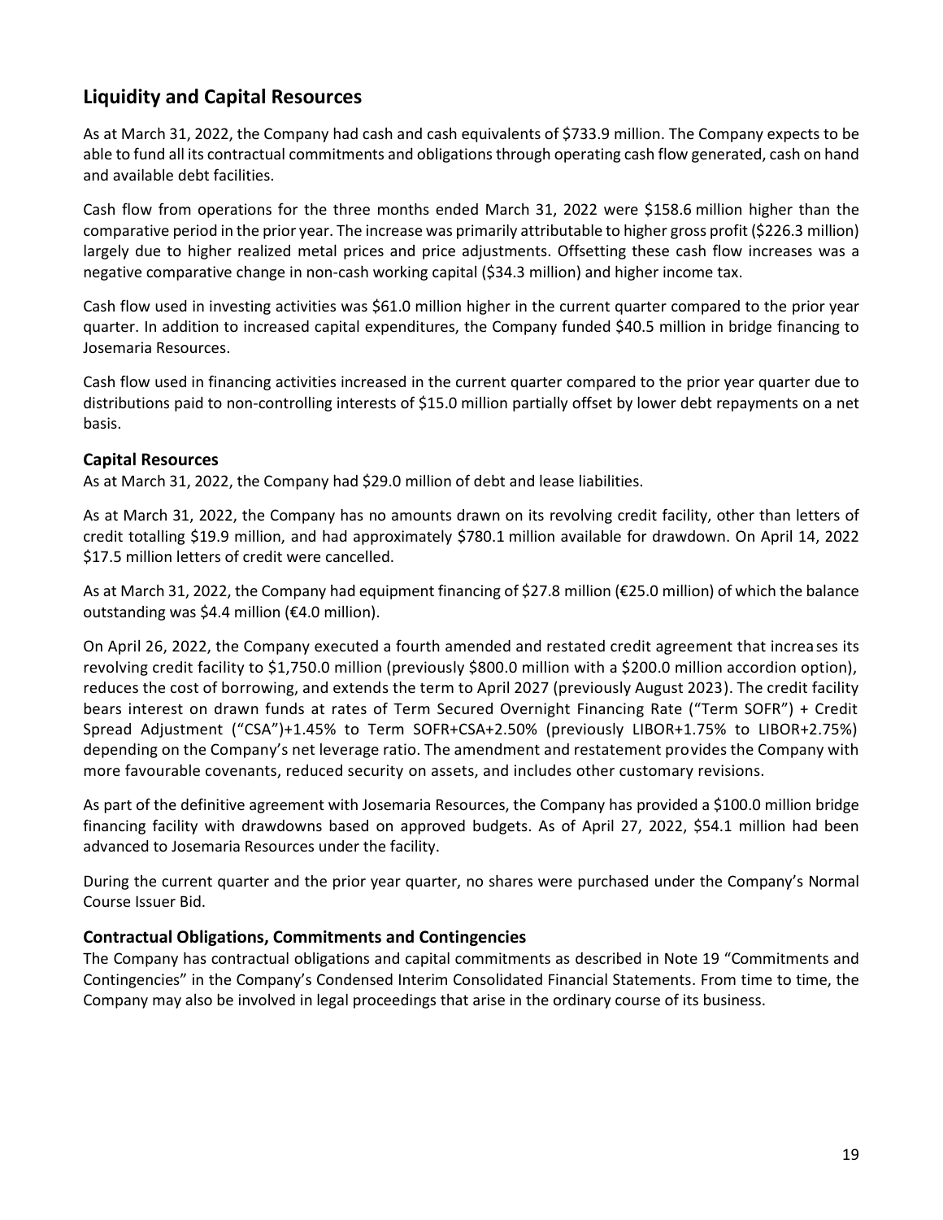## Liquidity and Capital Resources

As at March 31, 2022, the Company had cash and cash equivalents of $733.9 million. The Company expects to be able to fund all its contractual commitments and obligations through operating cash flow generated, cash on hand and available debt facilities.

Cash flow from operations for the three months ended March 31, 2022 were $158.6 million higher than the comparative period in the prior year. The increase was primarily attributable to higher gross profit ($226.3 million) largely due to higher realized metal prices and price adjustments. Offsetting these cash flow increases was a negative comparative change in non-cash working capital ($34.3 million) and higher income tax.

Cash flow used in investing activities was $61.0 million higher in the current quarter compared to the prior year quarter. In addition to increased capital expenditures, the Company funded $40.5 million in bridge financing to Josemaria Resources.

Cash flow used in financing activities increased in the current quarter compared to the prior year quarter due to distributions paid to non-controlling interests of $15.0 million partially offset by lower debt repayments on a net basis.

### Capital Resources

As at March 31, 2022, the Company had $29.0 million of debt and lease liabilities.

As at March 31, 2022, the Company has no amounts drawn on its revolving credit facility, other than letters of credit totalling $19.9 million, and had approximately $780.1 million available for drawdown. On April 14, 2022 $17.5 million letters of credit were cancelled.

As at March 31, 2022, the Company had equipment financing of $27.8 million (€25.0 million) of which the balance outstanding was $4.4 million (€4.0 million).

On April 26, 2022, the Company executed a fourth amended and restated credit agreement that increases its revolving credit facility to $1,750.0 million (previously $800.0 million with a $200.0 million accordion option), reduces the cost of borrowing, and extends the term to April 2027 (previously August 2023). The credit facility bears interest on drawn funds at rates of Term Secured Overnight Financing Rate ("Term SOFR") + Credit Spread Adjustment ("CSA")+1.45% to Term SOFR+CSA+2.50% (previously LIBOR+1.75% to LIBOR+2.75%) depending on the Company's net leverage ratio. The amendment and restatement provides the Company with more favourable covenants, reduced security on assets, and includes other customary revisions.

As part of the definitive agreement with Josemaria Resources, the Company has provided a $100.0 million bridge financing facility with drawdowns based on approved budgets. As of April 27, 2022, $54.1 million had been advanced to Josemaria Resources under the facility.

During the current quarter and the prior year quarter, no shares were purchased under the Company's Normal Course Issuer Bid.

### Contractual Obligations, Commitments and Contingencies

The Company has contractual obligations and capital commitments as described in Note 19 "Commitments and Contingencies" in the Company's Condensed Interim Consolidated Financial Statements. From time to time, the Company may also be involved in legal proceedings that arise in the ordinary course of its business.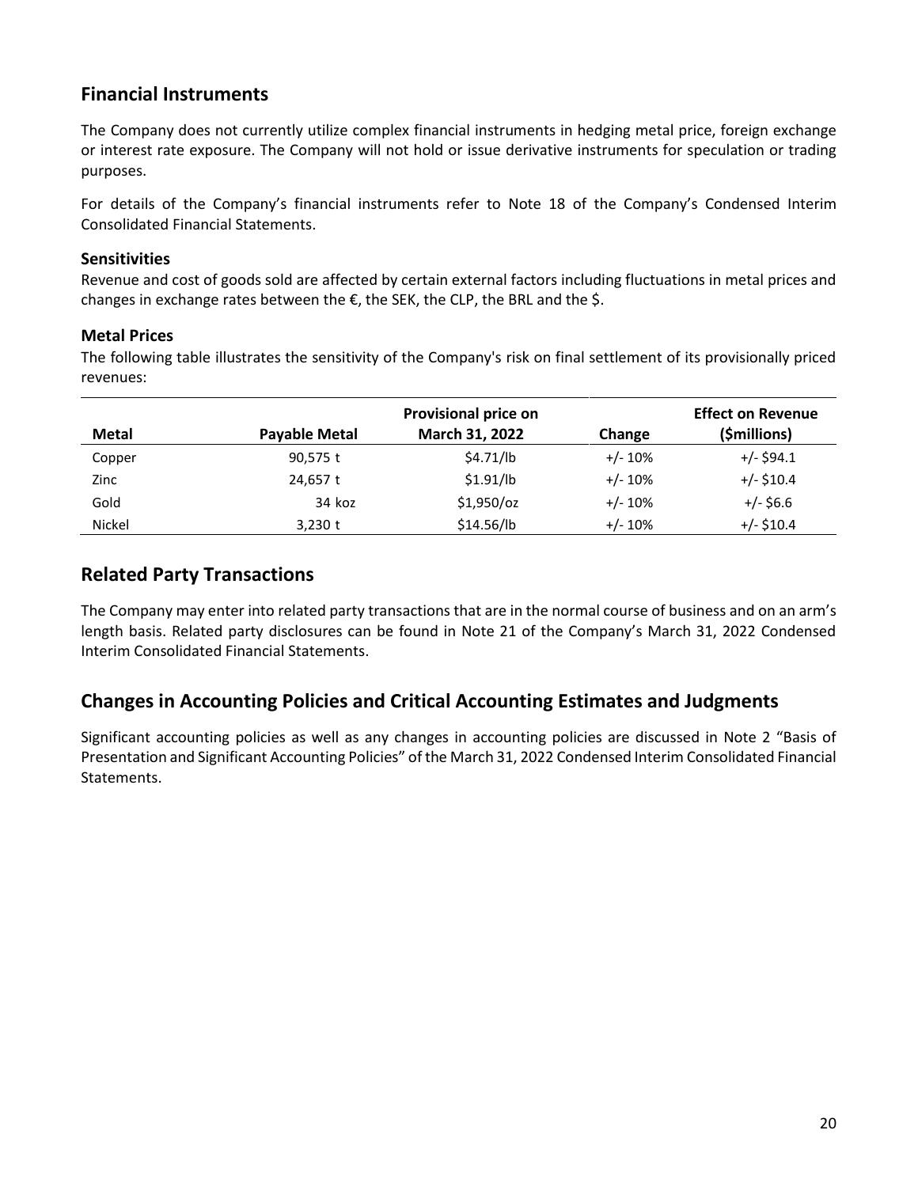## Financial Instruments

The Company does not currently utilize complex financial instruments in hedging metal price, foreign exchange or interest rate exposure. The Company will not hold or issue derivative instruments for speculation or trading purposes.

For details of the Company's financial instruments refer to Note 18 of the Company's Condensed Interim Consolidated Financial Statements.

### Sensitivities

Revenue and cost of goods sold are affected by certain external factors including fluctuations in metal prices and changes in exchange rates between the €, the SEK, the CLP, the BRL and the $.

### Metal Prices

The following table illustrates the sensitivity of the Company's risk on final settlement of its provisionally priced revenues:

| Metal | Payable Metal | Provisional price on March 31, 2022 | Change | Effect on Revenue ($millions) |
|---|---|---|---|---|
| Copper | 90,575 t | $4.71/lb | +/- 10% | +/- $94.1 |
| Zinc | 24,657 t | $1.91/lb | +/- 10% | +/- $10.4 |
| Gold | 34 koz | $1,950/oz | +/- 10% | +/- $6.6 |
| Nickel | 3,230 t | $14.56/lb | +/- 10% | +/- $10.4 |

## Related Party Transactions

The Company may enter into related party transactions that are in the normal course of business and on an arm's length basis. Related party disclosures can be found in Note 21 of the Company's March 31, 2022 Condensed Interim Consolidated Financial Statements.

## Changes in Accounting Policies and Critical Accounting Estimates and Judgments

Significant accounting policies as well as any changes in accounting policies are discussed in Note 2 "Basis of Presentation and Significant Accounting Policies" of the March 31, 2022 Condensed Interim Consolidated Financial Statements.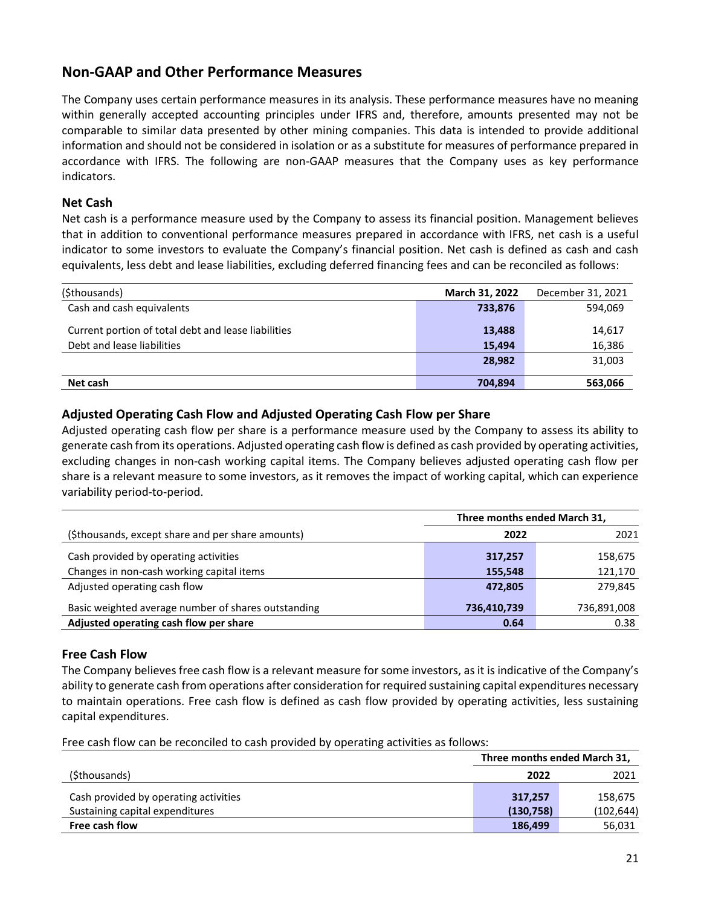## Non-GAAP and Other Performance Measures

The Company uses certain performance measures in its analysis. These performance measures have no meaning within generally accepted accounting principles under IFRS and, therefore, amounts presented may not be comparable to similar data presented by other mining companies. This data is intended to provide additional information and should not be considered in isolation or as a substitute for measures of performance prepared in accordance with IFRS. The following are non-GAAP measures that the Company uses as key performance indicators.

### Net Cash

Net cash is a performance measure used by the Company to assess its financial position. Management believes that in addition to conventional performance measures prepared in accordance with IFRS, net cash is a useful indicator to some investors to evaluate the Company's financial position. Net cash is defined as cash and cash equivalents, less debt and lease liabilities, excluding deferred financing fees and can be reconciled as follows:

| ($thousands) | **March 31, 2022** | December 31, 2021 |
|---|---|---|
| Cash and cash equivalents | **733,876** | 594,069 |
| Current portion of total debt and lease liabilities | **13,488** | 14,617 |
| Debt and lease liabilities | **15,494** | 16,386 |
| | **28,982** | 31,003 |
| **Net cash** | **704,894** | **563,066** |

### Adjusted Operating Cash Flow and Adjusted Operating Cash Flow per Share

Adjusted operating cash flow per share is a performance measure used by the Company to assess its ability to generate cash from its operations. Adjusted operating cash flow is defined as cash provided by operating activities, excluding changes in non-cash working capital items. The Company believes adjusted operating cash flow per share is a relevant measure to some investors, as it removes the impact of working capital, which can experience variability period-to-period.

| | **Three months ended March 31,** | |
|---|---|---|
| ($thousands, except share and per share amounts) | **2022** | 2021 |
| Cash provided by operating activities | **317,257** | 158,675 |
| Changes in non-cash working capital items | **155,548** | 121,170 |
| Adjusted operating cash flow | **472,805** | 279,845 |
| Basic weighted average number of shares outstanding | **736,410,739** | 736,891,008 |
| **Adjusted operating cash flow per share** | **0.64** | 0.38 |

### Free Cash Flow

The Company believes free cash flow is a relevant measure for some investors, as it is indicative of the Company's ability to generate cash from operations after consideration for required sustaining capital expenditures necessary to maintain operations. Free cash flow is defined as cash flow provided by operating activities, less sustaining capital expenditures.

Free cash flow can be reconciled to cash provided by operating activities as follows:

| | **Three months ended March 31,** | |
|---|---|---|
| ($thousands) | **2022** | 2021 |
| Cash provided by operating activities | **317,257** | 158,675 |
| Sustaining capital expenditures | **(130,758)** | (102,644) |
| **Free cash flow** | **186,499** | 56,031 |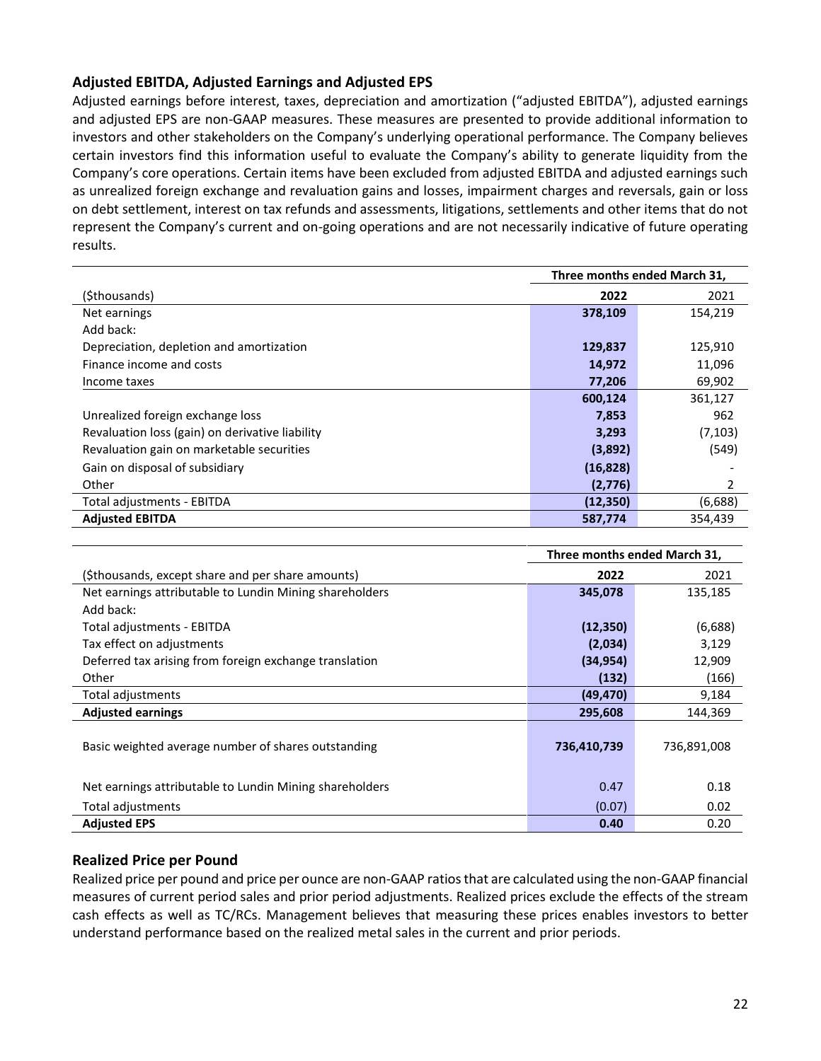## Adjusted EBITDA, Adjusted Earnings and Adjusted EPS

Adjusted earnings before interest, taxes, depreciation and amortization ("adjusted EBITDA"), adjusted earnings and adjusted EPS are non-GAAP measures. These measures are presented to provide additional information to investors and other stakeholders on the Company's underlying operational performance. The Company believes certain investors find this information useful to evaluate the Company's ability to generate liquidity from the Company's core operations. Certain items have been excluded from adjusted EBITDA and adjusted earnings such as unrealized foreign exchange and revaluation gains and losses, impairment charges and reversals, gain or loss on debt settlement, interest on tax refunds and assessments, litigations, settlements and other items that do not represent the Company's current and on-going operations and are not necessarily indicative of future operating results.

| | Three months ended March 31, | |
|---|---|---|
| ($thousands) | **2022** | 2021 |
| Net earnings | **378,109** | 154,219 |
| Add back: | | |
| Depreciation, depletion and amortization | **129,837** | 125,910 |
| Finance income and costs | **14,972** | 11,096 |
| Income taxes | **77,206** | 69,902 |
| | **600,124** | 361,127 |
| Unrealized foreign exchange loss | **7,853** | 962 |
| Revaluation loss (gain) on derivative liability | **3,293** | (7,103) |
| Revaluation gain on marketable securities | **(3,892)** | (549) |
| Gain on disposal of subsidiary | **(16,828)** | - |
| Other | **(2,776)** | 2 |
| Total adjustments - EBITDA | **(12,350)** | (6,688) |
| **Adjusted EBITDA** | **587,774** | 354,439 |

| | Three months ended March 31, | |
|---|---|---|
| ($thousands, except share and per share amounts) | **2022** | 2021 |
| Net earnings attributable to Lundin Mining shareholders | **345,078** | 135,185 |
| Add back: | | |
| Total adjustments - EBITDA | **(12,350)** | (6,688) |
| Tax effect on adjustments | **(2,034)** | 3,129 |
| Deferred tax arising from foreign exchange translation | **(34,954)** | 12,909 |
| Other | **(132)** | (166) |
| Total adjustments | **(49,470)** | 9,184 |
| **Adjusted earnings** | **295,608** | 144,369 |
| Basic weighted average number of shares outstanding | **736,410,739** | 736,891,008 |
| Net earnings attributable to Lundin Mining shareholders | 0.47 | 0.18 |
| Total adjustments | (0.07) | 0.02 |
| **Adjusted EPS** | **0.40** | 0.20 |

## Realized Price per Pound

Realized price per pound and price per ounce are non-GAAP ratios that are calculated using the non-GAAP financial measures of current period sales and prior period adjustments. Realized prices exclude the effects of the stream cash effects as well as TC/RCs. Management believes that measuring these prices enables investors to better understand performance based on the realized metal sales in the current and prior periods.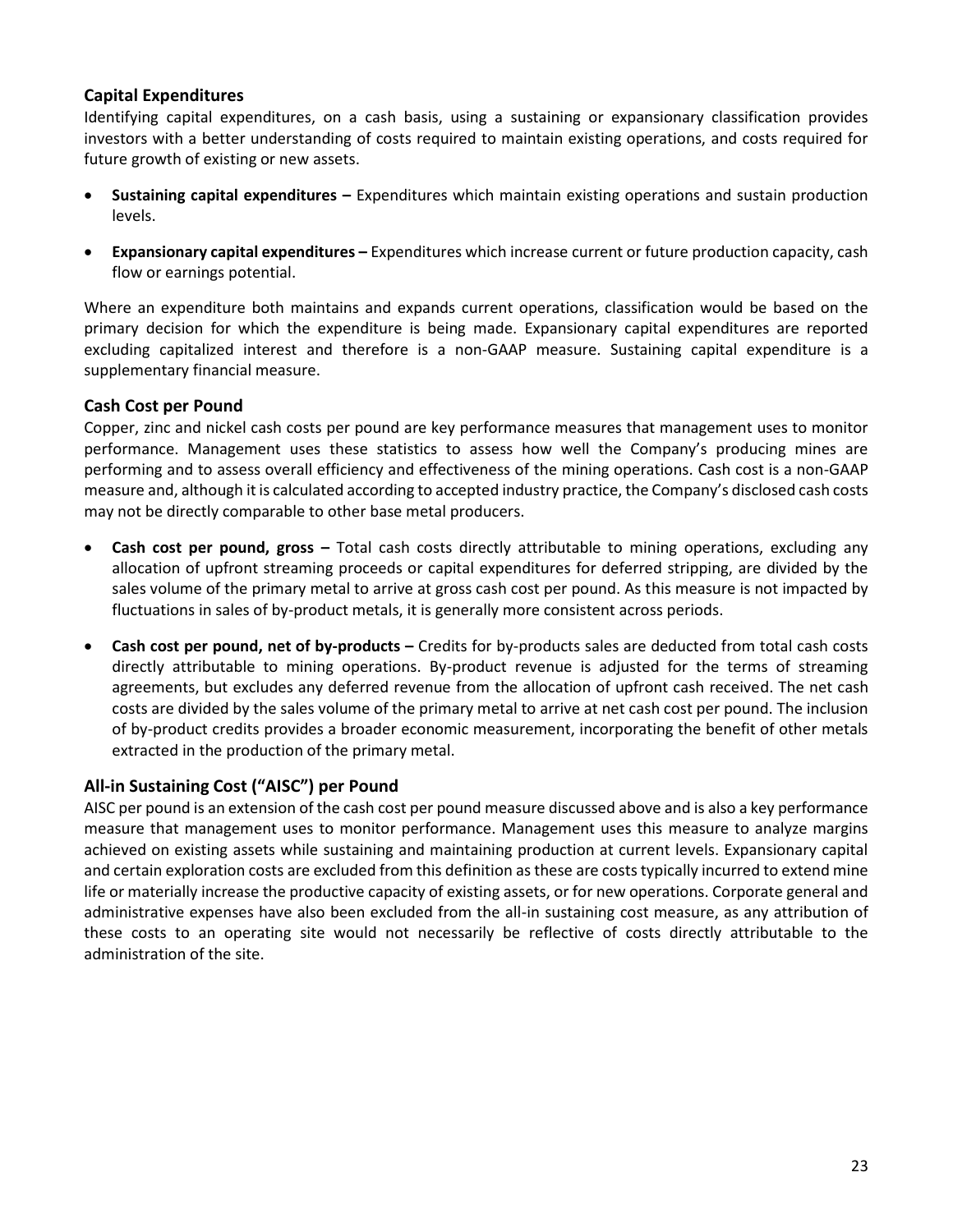## Capital Expenditures

Identifying capital expenditures, on a cash basis, using a sustaining or expansionary classification provides investors with a better understanding of costs required to maintain existing operations, and costs required for future growth of existing or new assets.

- **Sustaining capital expenditures –** Expenditures which maintain existing operations and sustain production levels.
- **Expansionary capital expenditures –** Expenditures which increase current or future production capacity, cash flow or earnings potential.

Where an expenditure both maintains and expands current operations, classification would be based on the primary decision for which the expenditure is being made. Expansionary capital expenditures are reported excluding capitalized interest and therefore is a non-GAAP measure. Sustaining capital expenditure is a supplementary financial measure.

## Cash Cost per Pound

Copper, zinc and nickel cash costs per pound are key performance measures that management uses to monitor performance. Management uses these statistics to assess how well the Company's producing mines are performing and to assess overall efficiency and effectiveness of the mining operations. Cash cost is a non-GAAP measure and, although it is calculated according to accepted industry practice, the Company's disclosed cash costs may not be directly comparable to other base metal producers.

- **Cash cost per pound, gross –** Total cash costs directly attributable to mining operations, excluding any allocation of upfront streaming proceeds or capital expenditures for deferred stripping, are divided by the sales volume of the primary metal to arrive at gross cash cost per pound. As this measure is not impacted by fluctuations in sales of by-product metals, it is generally more consistent across periods.
- **Cash cost per pound, net of by-products –** Credits for by-products sales are deducted from total cash costs directly attributable to mining operations. By-product revenue is adjusted for the terms of streaming agreements, but excludes any deferred revenue from the allocation of upfront cash received. The net cash costs are divided by the sales volume of the primary metal to arrive at net cash cost per pound. The inclusion of by-product credits provides a broader economic measurement, incorporating the benefit of other metals extracted in the production of the primary metal.

## All-in Sustaining Cost ("AISC") per Pound

AISC per pound is an extension of the cash cost per pound measure discussed above and is also a key performance measure that management uses to monitor performance. Management uses this measure to analyze margins achieved on existing assets while sustaining and maintaining production at current levels. Expansionary capital and certain exploration costs are excluded from this definition as these are costs typically incurred to extend mine life or materially increase the productive capacity of existing assets, or for new operations. Corporate general and administrative expenses have also been excluded from the all-in sustaining cost measure, as any attribution of these costs to an operating site would not necessarily be reflective of costs directly attributable to the administration of the site.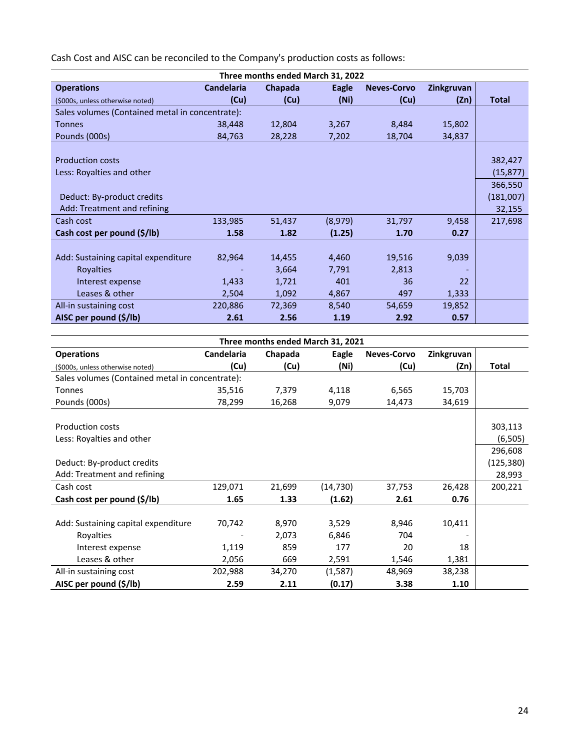Cash Cost and AISC can be reconciled to the Company's production costs as follows:

| Three months ended March 31, 2022 | | | | | | |
|---|---|---|---|---|---|---|
| **Operations** | **Candelaria** | **Chapada** | **Eagle** | **Neves-Corvo** | **Zinkgruvan** | |
| ($000s, unless otherwise noted) | **(Cu)** | **(Cu)** | **(Ni)** | **(Cu)** | **(Zn)** | **Total** |
| Sales volumes (Contained metal in concentrate): | | | | | | |
| Tonnes | 38,448 | 12,804 | 3,267 | 8,484 | 15,802 | |
| Pounds (000s) | 84,763 | 28,228 | 7,202 | 18,704 | 34,837 | |
| Production costs | | | | | | 382,427 |
| Less: Royalties and other | | | | | | (15,877) |
| | | | | | | 366,550 |
| Deduct: By-product credits | | | | | | (181,007) |
| Add: Treatment and refining | | | | | | 32,155 |
| Cash cost | 133,985 | 51,437 | (8,979) | 31,797 | 9,458 | 217,698 |
| **Cash cost per pound ($/lb)** | **1.58** | **1.82** | **(1.25)** | **1.70** | **0.27** | |
| Add: Sustaining capital expenditure | 82,964 | 14,455 | 4,460 | 19,516 | 9,039 | |
| Royalties | - | 3,664 | 7,791 | 2,813 | - | |
| Interest expense | 1,433 | 1,721 | 401 | 36 | 22 | |
| Leases & other | 2,504 | 1,092 | 4,867 | 497 | 1,333 | |
| All-in sustaining cost | 220,886 | 72,369 | 8,540 | 54,659 | 19,852 | |
| **AISC per pound ($/lb)** | **2.61** | **2.56** | **1.19** | **2.92** | **0.57** | |

| Three months ended March 31, 2021 | | | | | | |
|---|---|---|---|---|---|---|
| **Operations** | **Candelaria** | **Chapada** | **Eagle** | **Neves-Corvo** | **Zinkgruvan** | |
| ($000s, unless otherwise noted) | **(Cu)** | **(Cu)** | **(Ni)** | **(Cu)** | **(Zn)** | **Total** |
| Sales volumes (Contained metal in concentrate): | | | | | | |
| Tonnes | 35,516 | 7,379 | 4,118 | 6,565 | 15,703 | |
| Pounds (000s) | 78,299 | 16,268 | 9,079 | 14,473 | 34,619 | |
| Production costs | | | | | | 303,113 |
| Less: Royalties and other | | | | | | (6,505) |
| | | | | | | 296,608 |
| Deduct: By-product credits | | | | | | (125,380) |
| Add: Treatment and refining | | | | | | 28,993 |
| Cash cost | 129,071 | 21,699 | (14,730) | 37,753 | 26,428 | 200,221 |
| **Cash cost per pound ($/lb)** | **1.65** | **1.33** | **(1.62)** | **2.61** | **0.76** | |
| Add: Sustaining capital expenditure | 70,742 | 8,970 | 3,529 | 8,946 | 10,411 | |
| Royalties | - | 2,073 | 6,846 | 704 | - | |
| Interest expense | 1,119 | 859 | 177 | 20 | 18 | |
| Leases & other | 2,056 | 669 | 2,591 | 1,546 | 1,381 | |
| All-in sustaining cost | 202,988 | 34,270 | (1,587) | 48,969 | 38,238 | |
| **AISC per pound ($/lb)** | **2.59** | **2.11** | **(0.17)** | **3.38** | **1.10** | |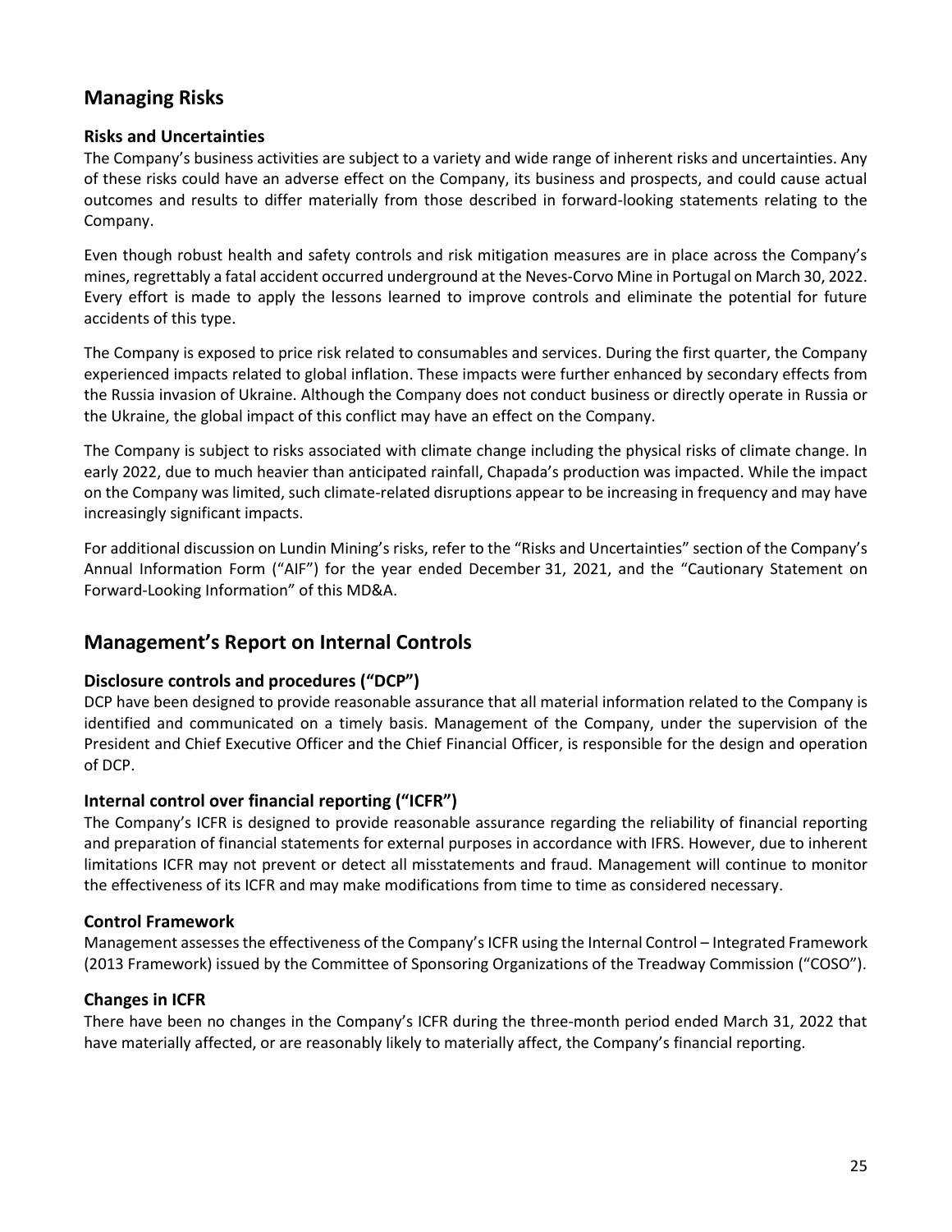## Managing Risks

### Risks and Uncertainties

The Company's business activities are subject to a variety and wide range of inherent risks and uncertainties. Any of these risks could have an adverse effect on the Company, its business and prospects, and could cause actual outcomes and results to differ materially from those described in forward-looking statements relating to the Company.

Even though robust health and safety controls and risk mitigation measures are in place across the Company's mines, regrettably a fatal accident occurred underground at the Neves-Corvo Mine in Portugal on March 30, 2022. Every effort is made to apply the lessons learned to improve controls and eliminate the potential for future accidents of this type.

The Company is exposed to price risk related to consumables and services. During the first quarter, the Company experienced impacts related to global inflation. These impacts were further enhanced by secondary effects from the Russia invasion of Ukraine. Although the Company does not conduct business or directly operate in Russia or the Ukraine, the global impact of this conflict may have an effect on the Company.

The Company is subject to risks associated with climate change including the physical risks of climate change. In early 2022, due to much heavier than anticipated rainfall, Chapada's production was impacted. While the impact on the Company was limited, such climate-related disruptions appear to be increasing in frequency and may have increasingly significant impacts.

For additional discussion on Lundin Mining's risks, refer to the "Risks and Uncertainties" section of the Company's Annual Information Form ("AIF") for the year ended December 31, 2021, and the "Cautionary Statement on Forward-Looking Information" of this MD&A.

## Management's Report on Internal Controls

### Disclosure controls and procedures ("DCP")

DCP have been designed to provide reasonable assurance that all material information related to the Company is identified and communicated on a timely basis. Management of the Company, under the supervision of the President and Chief Executive Officer and the Chief Financial Officer, is responsible for the design and operation of DCP.

### Internal control over financial reporting ("ICFR")

The Company's ICFR is designed to provide reasonable assurance regarding the reliability of financial reporting and preparation of financial statements for external purposes in accordance with IFRS. However, due to inherent limitations ICFR may not prevent or detect all misstatements and fraud. Management will continue to monitor the effectiveness of its ICFR and may make modifications from time to time as considered necessary.

### Control Framework

Management assesses the effectiveness of the Company's ICFR using the Internal Control – Integrated Framework (2013 Framework) issued by the Committee of Sponsoring Organizations of the Treadway Commission ("COSO").

### Changes in ICFR

There have been no changes in the Company's ICFR during the three-month period ended March 31, 2022 that have materially affected, or are reasonably likely to materially affect, the Company's financial reporting.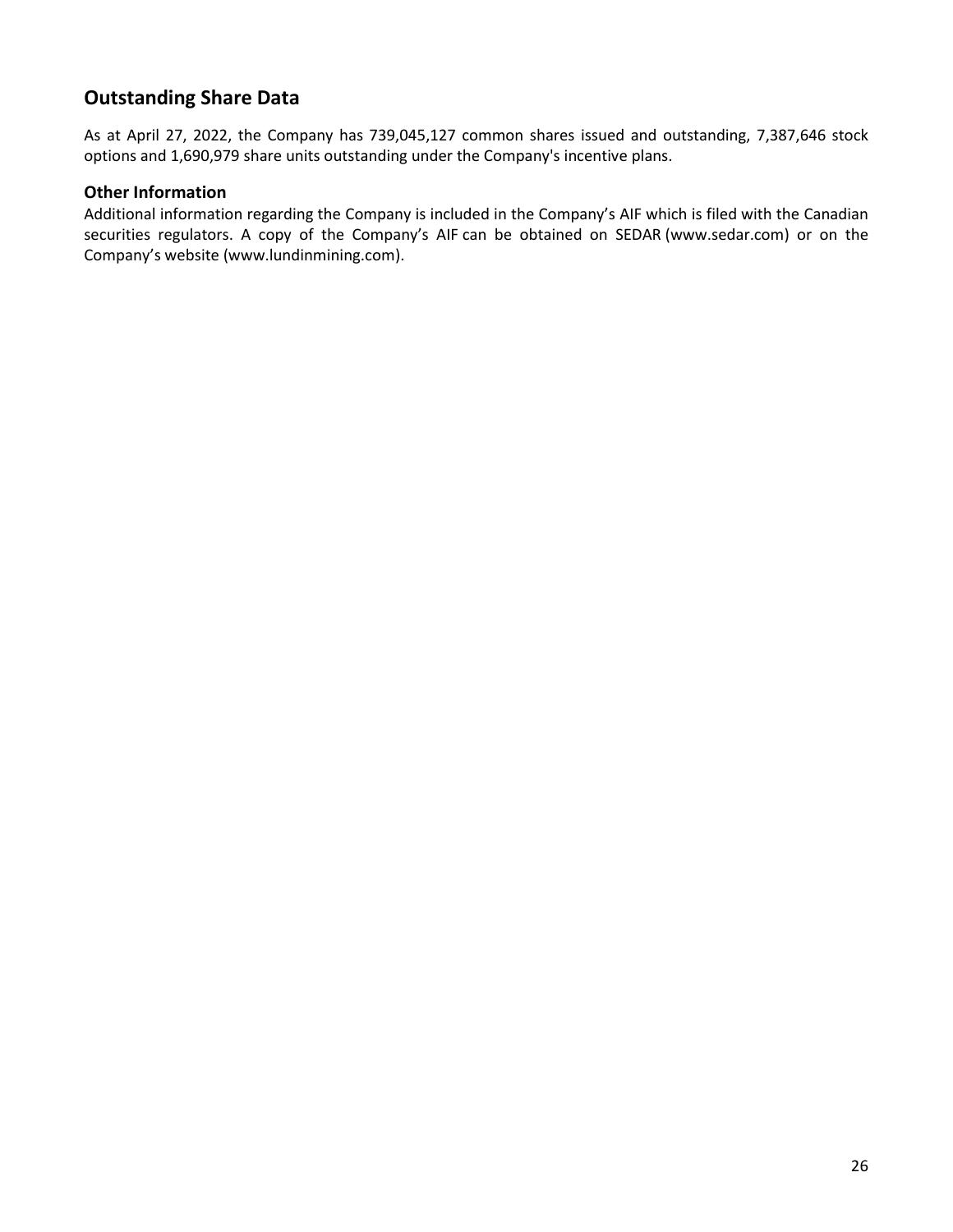## Outstanding Share Data

As at April 27, 2022, the Company has 739,045,127 common shares issued and outstanding, 7,387,646 stock options and 1,690,979 share units outstanding under the Company's incentive plans.

### Other Information

Additional information regarding the Company is included in the Company's AIF which is filed with the Canadian securities regulators. A copy of the Company's AIF can be obtained on SEDAR (www.sedar.com) or on the Company's website (www.lundinmining.com).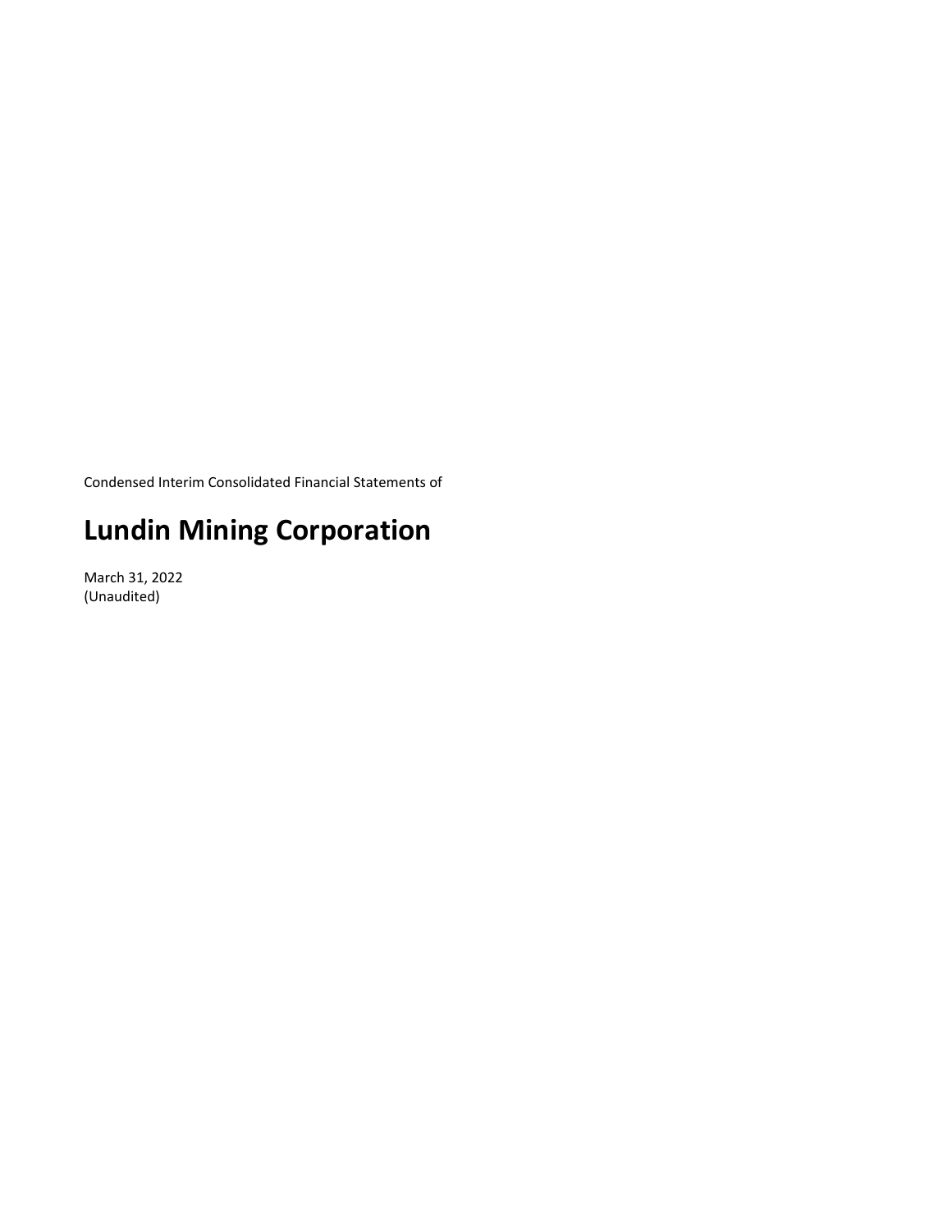Condensed Interim Consolidated Financial Statements of

# Lundin Mining Corporation

March 31, 2022
(Unaudited)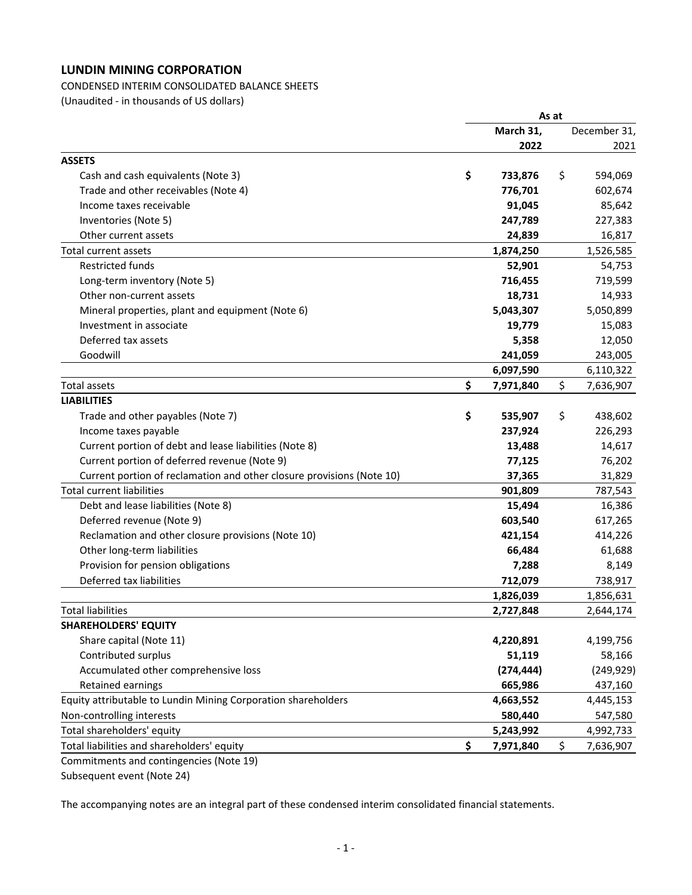# LUNDIN MINING CORPORATION

CONDENSED INTERIM CONSOLIDATED BALANCE SHEETS

(Unaudited - in thousands of US dollars)

| | As at | |
|---|---|---|
| | **March 31, 2022** | December 31, 2021 |
| **ASSETS** | | |
| Cash and cash equivalents (Note 3) | **$ 733,876** | $ 594,069 |
| Trade and other receivables (Note 4) | **776,701** | 602,674 |
| Income taxes receivable | **91,045** | 85,642 |
| Inventories (Note 5) | **247,789** | 227,383 |
| Other current assets | **24,839** | 16,817 |
| Total current assets | **1,874,250** | 1,526,585 |
| Restricted funds | **52,901** | 54,753 |
| Long-term inventory (Note 5) | **716,455** | 719,599 |
| Other non-current assets | **18,731** | 14,933 |
| Mineral properties, plant and equipment (Note 6) | **5,043,307** | 5,050,899 |
| Investment in associate | **19,779** | 15,083 |
| Deferred tax assets | **5,358** | 12,050 |
| Goodwill | **241,059** | 243,005 |
| | **6,097,590** | 6,110,322 |
| Total assets | **$ 7,971,840** | $ 7,636,907 |
| **LIABILITIES** | | |
| Trade and other payables (Note 7) | **$ 535,907** | $ 438,602 |
| Income taxes payable | **237,924** | 226,293 |
| Current portion of debt and lease liabilities (Note 8) | **13,488** | 14,617 |
| Current portion of deferred revenue (Note 9) | **77,125** | 76,202 |
| Current portion of reclamation and other closure provisions (Note 10) | **37,365** | 31,829 |
| Total current liabilities | **901,809** | 787,543 |
| Debt and lease liabilities (Note 8) | **15,494** | 16,386 |
| Deferred revenue (Note 9) | **603,540** | 617,265 |
| Reclamation and other closure provisions (Note 10) | **421,154** | 414,226 |
| Other long-term liabilities | **66,484** | 61,688 |
| Provision for pension obligations | **7,288** | 8,149 |
| Deferred tax liabilities | **712,079** | 738,917 |
| | **1,826,039** | 1,856,631 |
| Total liabilities | **2,727,848** | 2,644,174 |
| **SHAREHOLDERS' EQUITY** | | |
| Share capital (Note 11) | **4,220,891** | 4,199,756 |
| Contributed surplus | **51,119** | 58,166 |
| Accumulated other comprehensive loss | **(274,444)** | (249,929) |
| Retained earnings | **665,986** | 437,160 |
| Equity attributable to Lundin Mining Corporation shareholders | **4,663,552** | 4,445,153 |
| Non-controlling interests | **580,440** | 547,580 |
| Total shareholders' equity | **5,243,992** | 4,992,733 |
| Total liabilities and shareholders' equity | **$ 7,971,840** | $ 7,636,907 |

Commitments and contingencies (Note 19)

Subsequent event (Note 24)

The accompanying notes are an integral part of these condensed interim consolidated financial statements.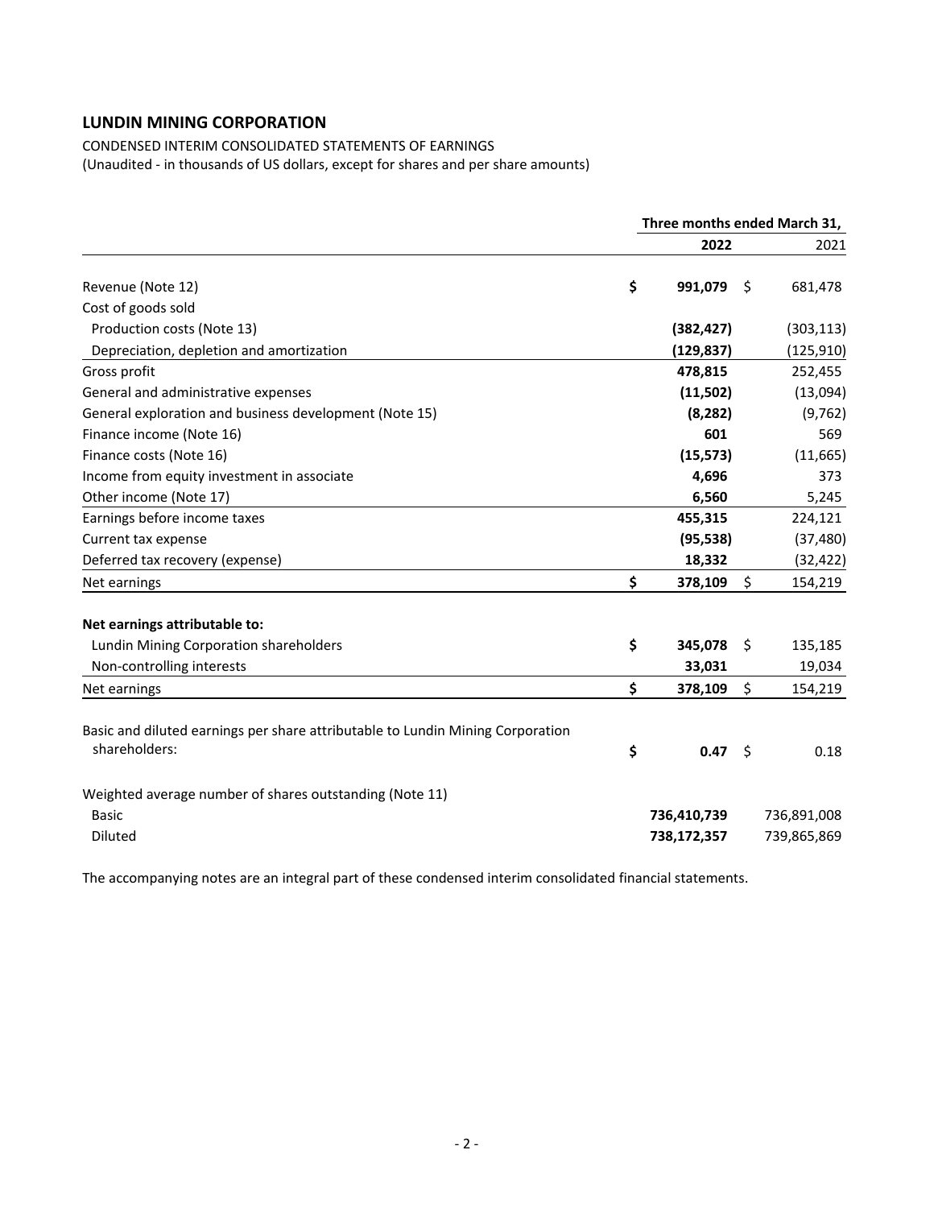## LUNDIN MINING CORPORATION

CONDENSED INTERIM CONSOLIDATED STATEMENTS OF EARNINGS
(Unaudited - in thousands of US dollars, except for shares and per share amounts)

| | Three months ended March 31, | |
|---|---|---|
| | **2022** | 2021 |
| Revenue (Note 12) | **$ 991,079** | $ 681,478 |
| Cost of goods sold | | |
| Production costs (Note 13) | **(382,427)** | (303,113) |
| Depreciation, depletion and amortization | **(129,837)** | (125,910) |
| Gross profit | **478,815** | 252,455 |
| General and administrative expenses | **(11,502)** | (13,094) |
| General exploration and business development (Note 15) | **(8,282)** | (9,762) |
| Finance income (Note 16) | **601** | 569 |
| Finance costs (Note 16) | **(15,573)** | (11,665) |
| Income from equity investment in associate | **4,696** | 373 |
| Other income (Note 17) | **6,560** | 5,245 |
| Earnings before income taxes | **455,315** | 224,121 |
| Current tax expense | **(95,538)** | (37,480) |
| Deferred tax recovery (expense) | **18,332** | (32,422) |
| Net earnings | **$ 378,109** | $ 154,219 |
| **Net earnings attributable to:** | | |
| Lundin Mining Corporation shareholders | **$ 345,078** | $ 135,185 |
| Non-controlling interests | **33,031** | 19,034 |
| Net earnings | **$ 378,109** | $ 154,219 |
| Basic and diluted earnings per share attributable to Lundin Mining Corporation shareholders: | **$ 0.47** | $ 0.18 |
| Weighted average number of shares outstanding (Note 11) | | |
| Basic | **736,410,739** | 736,891,008 |
| Diluted | **738,172,357** | 739,865,869 |

The accompanying notes are an integral part of these condensed interim consolidated financial statements.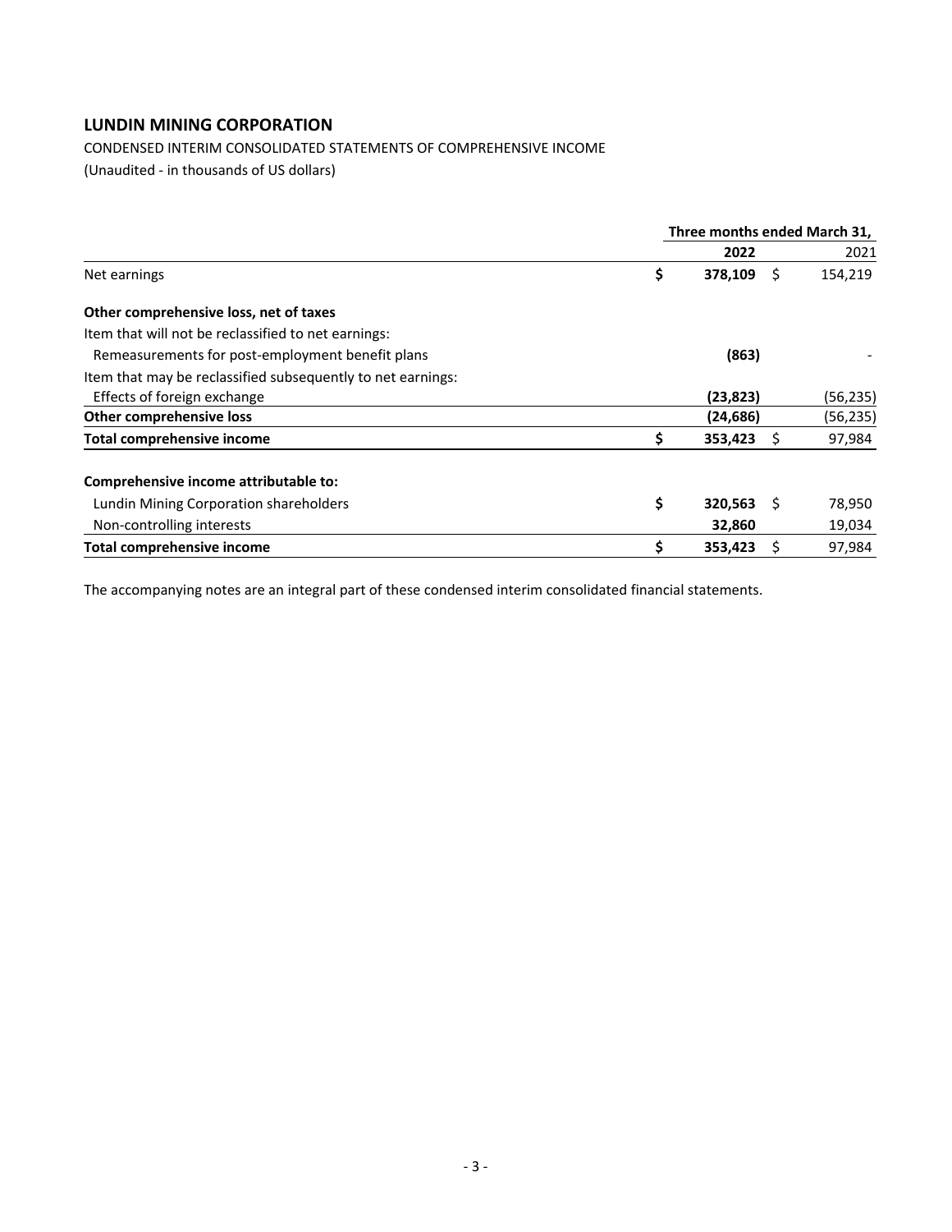## LUNDIN MINING CORPORATION

CONDENSED INTERIM CONSOLIDATED STATEMENTS OF COMPREHENSIVE INCOME

(Unaudited - in thousands of US dollars)

| | Three months ended March 31, | |
|---|---|---|
| | **2022** | 2021 |
| Net earnings | **$ 378,109** | $ 154,219 |
| **Other comprehensive loss, net of taxes** | | |
| Item that will not be reclassified to net earnings: | | |
| Remeasurements for post-employment benefit plans | **(863)** | - |
| Item that may be reclassified subsequently to net earnings: | | |
| Effects of foreign exchange | **(23,823)** | (56,235) |
| **Other comprehensive loss** | **(24,686)** | (56,235) |
| **Total comprehensive income** | **$ 353,423** | $ 97,984 |
| **Comprehensive income attributable to:** | | |
| Lundin Mining Corporation shareholders | **$ 320,563** | $ 78,950 |
| Non-controlling interests | **32,860** | 19,034 |
| **Total comprehensive income** | **$ 353,423** | $ 97,984 |

The accompanying notes are an integral part of these condensed interim consolidated financial statements.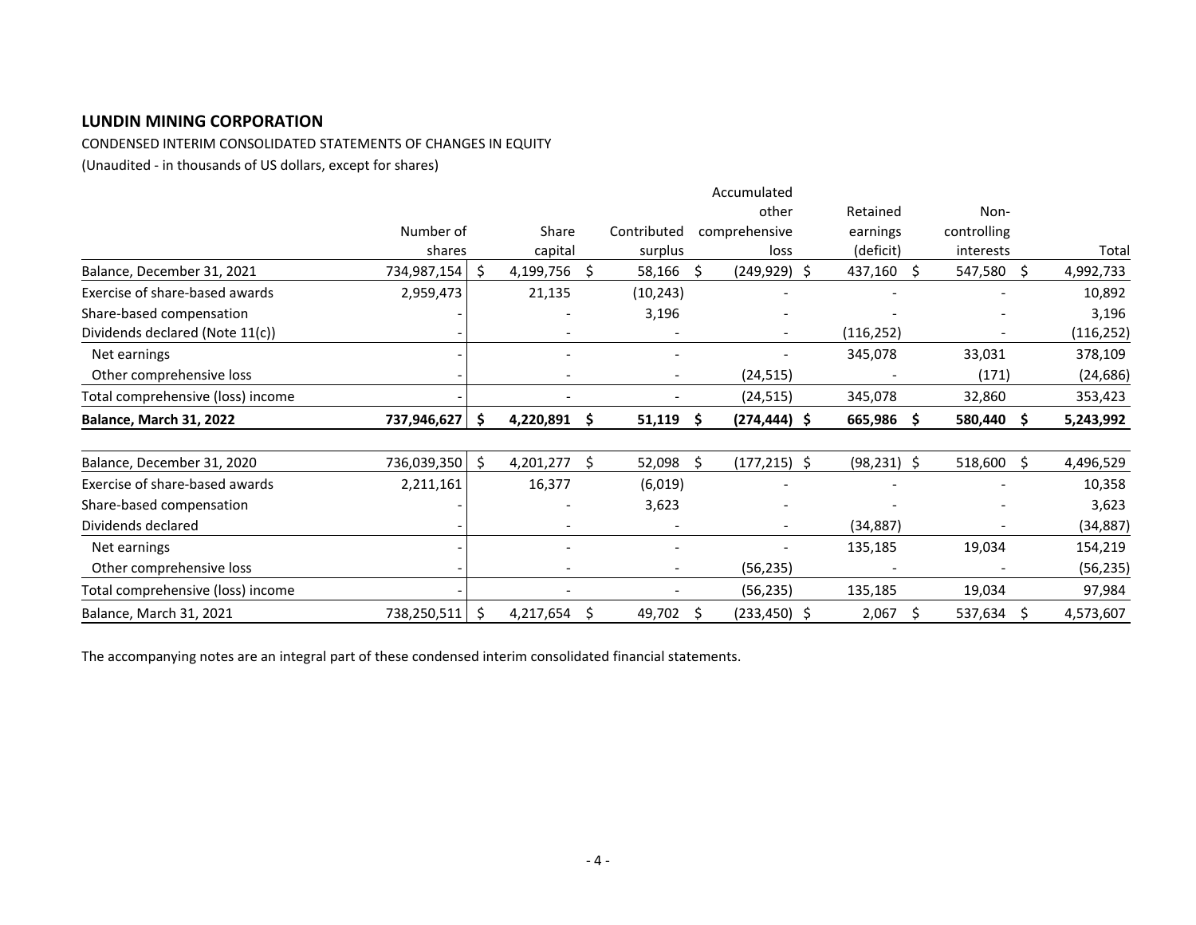## LUNDIN MINING CORPORATION

CONDENSED INTERIM CONSOLIDATED STATEMENTS OF CHANGES IN EQUITY

(Unaudited - in thousands of US dollars, except for shares)

| | Number of shares | Share capital | Contributed surplus | Accumulated other comprehensive loss | Retained earnings (deficit) | Non-controlling interests | Total |
|---|---|---|---|---|---|---|---|
| Balance, December 31, 2021 | 734,987,154 | $ 4,199,756 | $ 58,166 | $ (249,929) | $ 437,160 | $ 547,580 | $ 4,992,733 |
| Exercise of share-based awards | 2,959,473 | 21,135 | (10,243) | - | - | - | 10,892 |
| Share-based compensation | - | - | 3,196 | - | - | - | 3,196 |
| Dividends declared (Note 11(c)) | - | - | - | - | (116,252) | - | (116,252) |
| Net earnings | - | - | - | - | 345,078 | 33,031 | 378,109 |
| Other comprehensive loss | - | - | - | (24,515) | - | (171) | (24,686) |
| Total comprehensive (loss) income | - | - | - | (24,515) | 345,078 | 32,860 | 353,423 |
| **Balance, March 31, 2022** | **737,946,627** | **$ 4,220,891** | **$ 51,119** | **$ (274,444)** | **$ 665,986** | **$ 580,440** | **$ 5,243,992** |
| | | | | | | | |
| Balance, December 31, 2020 | 736,039,350 | $ 4,201,277 | $ 52,098 | $ (177,215) | $ (98,231) | $ 518,600 | $ 4,496,529 |
| Exercise of share-based awards | 2,211,161 | 16,377 | (6,019) | - | - | - | 10,358 |
| Share-based compensation | - | - | 3,623 | - | - | - | 3,623 |
| Dividends declared | - | - | - | - | (34,887) | - | (34,887) |
| Net earnings | - | - | - | - | 135,185 | 19,034 | 154,219 |
| Other comprehensive loss | - | - | - | (56,235) | - | - | (56,235) |
| Total comprehensive (loss) income | - | - | - | (56,235) | 135,185 | 19,034 | 97,984 |
| Balance, March 31, 2021 | 738,250,511 | $ 4,217,654 | $ 49,702 | $ (233,450) | $ 2,067 | $ 537,634 | $ 4,573,607 |

The accompanying notes are an integral part of these condensed interim consolidated financial statements.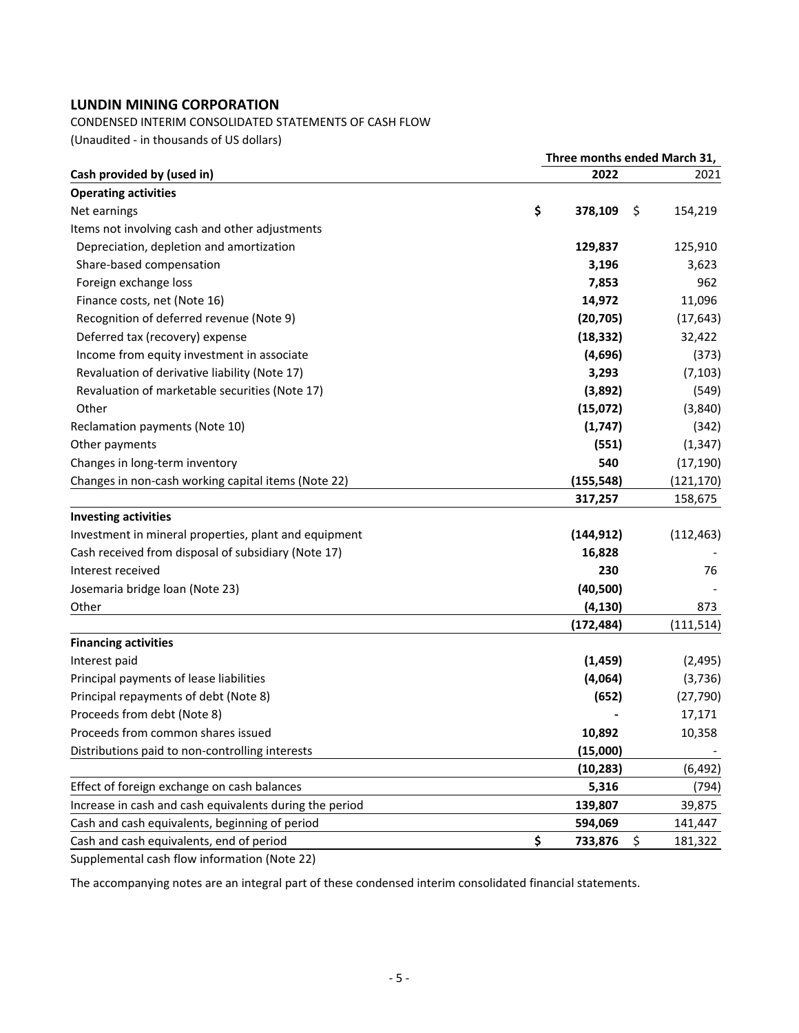# LUNDIN MINING CORPORATION

CONDENSED INTERIM CONSOLIDATED STATEMENTS OF CASH FLOW

(Unaudited - in thousands of US dollars)

| | Three months ended March 31, | |
|---|---|---|
| **Cash provided by (used in)** | **2022** | 2021 |
| **Operating activities** | | |
| Net earnings | **$ 378,109** | $ 154,219 |
| Items not involving cash and other adjustments | | |
| Depreciation, depletion and amortization | **129,837** | 125,910 |
| Share-based compensation | **3,196** | 3,623 |
| Foreign exchange loss | **7,853** | 962 |
| Finance costs, net (Note 16) | **14,972** | 11,096 |
| Recognition of deferred revenue (Note 9) | **(20,705)** | (17,643) |
| Deferred tax (recovery) expense | **(18,332)** | 32,422 |
| Income from equity investment in associate | **(4,696)** | (373) |
| Revaluation of derivative liability (Note 17) | **3,293** | (7,103) |
| Revaluation of marketable securities (Note 17) | **(3,892)** | (549) |
| Other | **(15,072)** | (3,840) |
| Reclamation payments (Note 10) | **(1,747)** | (342) |
| Other payments | **(551)** | (1,347) |
| Changes in long-term inventory | **540** | (17,190) |
| Changes in non-cash working capital items (Note 22) | **(155,548)** | (121,170) |
| | **317,257** | 158,675 |
| **Investing activities** | | |
| Investment in mineral properties, plant and equipment | **(144,912)** | (112,463) |
| Cash received from disposal of subsidiary (Note 17) | **16,828** | - |
| Interest received | **230** | 76 |
| Josemaria bridge loan (Note 23) | **(40,500)** | - |
| Other | **(4,130)** | 873 |
| | **(172,484)** | (111,514) |
| **Financing activities** | | |
| Interest paid | **(1,459)** | (2,495) |
| Principal payments of lease liabilities | **(4,064)** | (3,736) |
| Principal repayments of debt (Note 8) | **(652)** | (27,790) |
| Proceeds from debt (Note 8) | **-** | 17,171 |
| Proceeds from common shares issued | **10,892** | 10,358 |
| Distributions paid to non-controlling interests | **(15,000)** | - |
| | **(10,283)** | (6,492) |
| Effect of foreign exchange on cash balances | **5,316** | (794) |
| Increase in cash and cash equivalents during the period | **139,807** | 39,875 |
| Cash and cash equivalents, beginning of period | **594,069** | 141,447 |
| Cash and cash equivalents, end of period | **$ 733,876** | $ 181,322 |

Supplemental cash flow information (Note 22)

The accompanying notes are an integral part of these condensed interim consolidated financial statements.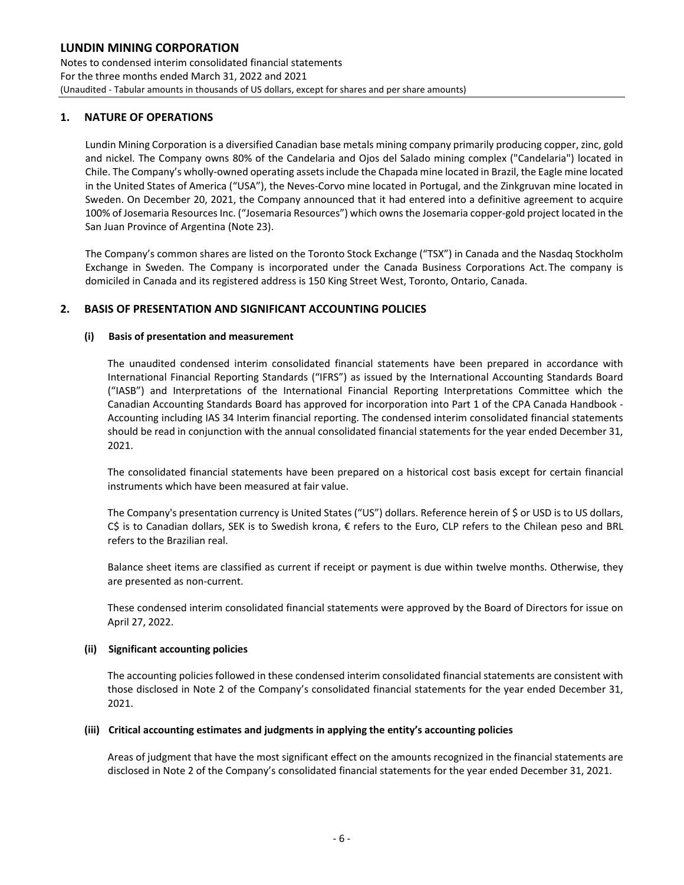## 1. NATURE OF OPERATIONS

Lundin Mining Corporation is a diversified Canadian base metals mining company primarily producing copper, zinc, gold and nickel. The Company owns 80% of the Candelaria and Ojos del Salado mining complex ("Candelaria") located in Chile. The Company's wholly-owned operating assets include the Chapada mine located in Brazil, the Eagle mine located in the United States of America ("USA"), the Neves-Corvo mine located in Portugal, and the Zinkgruvan mine located in Sweden. On December 20, 2021, the Company announced that it had entered into a definitive agreement to acquire 100% of Josemaria Resources Inc. ("Josemaria Resources") which owns the Josemaria copper-gold project located in the San Juan Province of Argentina (Note 23).

The Company's common shares are listed on the Toronto Stock Exchange ("TSX") in Canada and the Nasdaq Stockholm Exchange in Sweden. The Company is incorporated under the Canada Business Corporations Act. The company is domiciled in Canada and its registered address is 150 King Street West, Toronto, Ontario, Canada.

## 2. BASIS OF PRESENTATION AND SIGNIFICANT ACCOUNTING POLICIES

### (i) Basis of presentation and measurement

The unaudited condensed interim consolidated financial statements have been prepared in accordance with International Financial Reporting Standards ("IFRS") as issued by the International Accounting Standards Board ("IASB") and Interpretations of the International Financial Reporting Interpretations Committee which the Canadian Accounting Standards Board has approved for incorporation into Part 1 of the CPA Canada Handbook - Accounting including IAS 34 Interim financial reporting. The condensed interim consolidated financial statements should be read in conjunction with the annual consolidated financial statements for the year ended December 31, 2021.

The consolidated financial statements have been prepared on a historical cost basis except for certain financial instruments which have been measured at fair value.

The Company's presentation currency is United States ("US") dollars. Reference herein of $ or USD is to US dollars, C$ is to Canadian dollars, SEK is to Swedish krona, € refers to the Euro, CLP refers to the Chilean peso and BRL refers to the Brazilian real.

Balance sheet items are classified as current if receipt or payment is due within twelve months. Otherwise, they are presented as non-current.

These condensed interim consolidated financial statements were approved by the Board of Directors for issue on April 27, 2022.

### (ii) Significant accounting policies

The accounting policies followed in these condensed interim consolidated financial statements are consistent with those disclosed in Note 2 of the Company's consolidated financial statements for the year ended December 31, 2021.

### (iii) Critical accounting estimates and judgments in applying the entity's accounting policies

Areas of judgment that have the most significant effect on the amounts recognized in the financial statements are disclosed in Note 2 of the Company's consolidated financial statements for the year ended December 31, 2021.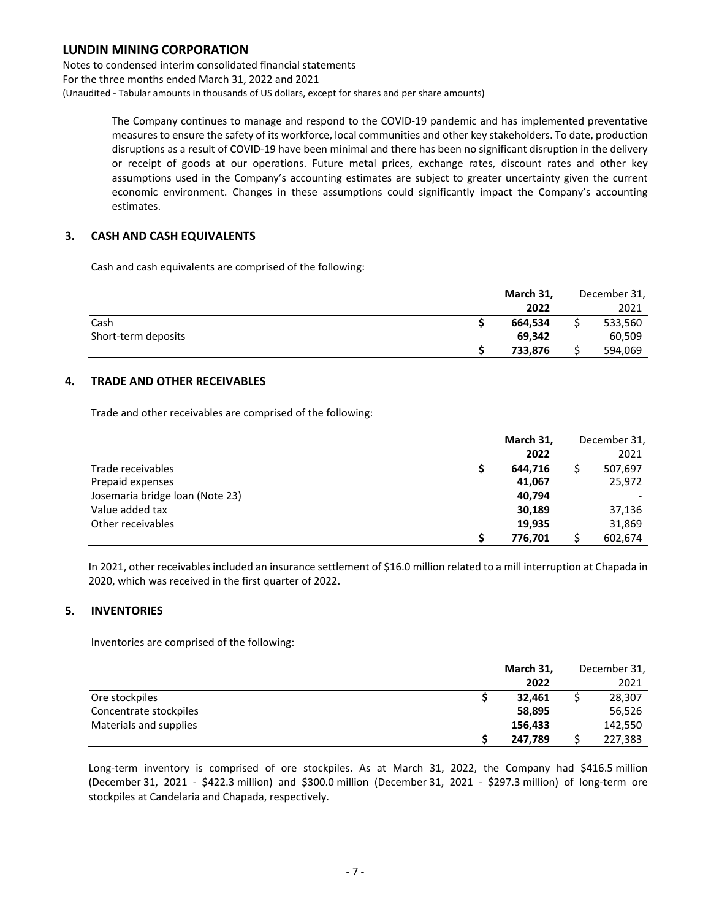The Company continues to manage and respond to the COVID-19 pandemic and has implemented preventative measures to ensure the safety of its workforce, local communities and other key stakeholders. To date, production disruptions as a result of COVID-19 have been minimal and there has been no significant disruption in the delivery or receipt of goods at our operations. Future metal prices, exchange rates, discount rates and other key assumptions used in the Company's accounting estimates are subject to greater uncertainty given the current economic environment. Changes in these assumptions could significantly impact the Company's accounting estimates.

## 3. CASH AND CASH EQUIVALENTS

Cash and cash equivalents are comprised of the following:

| | **March 31, 2022** | December 31, 2021 |
|---|---|---|
| Cash | **$ 664,534** | $ 533,560 |
| Short-term deposits | **69,342** | 60,509 |
| | **$ 733,876** | $ 594,069 |

## 4. TRADE AND OTHER RECEIVABLES

Trade and other receivables are comprised of the following:

| | **March 31, 2022** | December 31, 2021 |
|---|---|---|
| Trade receivables | **$ 644,716** | $ 507,697 |
| Prepaid expenses | **41,067** | 25,972 |
| Josemaria bridge loan (Note 23) | **40,794** | - |
| Value added tax | **30,189** | 37,136 |
| Other receivables | **19,935** | 31,869 |
| | **$ 776,701** | $ 602,674 |

In 2021, other receivables included an insurance settlement of $16.0 million related to a mill interruption at Chapada in 2020, which was received in the first quarter of 2022.

## 5. INVENTORIES

Inventories are comprised of the following:

| | **March 31, 2022** | December 31, 2021 |
|---|---|---|
| Ore stockpiles | **$ 32,461** | $ 28,307 |
| Concentrate stockpiles | **58,895** | 56,526 |
| Materials and supplies | **156,433** | 142,550 |
| | **$ 247,789** | $ 227,383 |

Long-term inventory is comprised of ore stockpiles. As at March 31, 2022, the Company had $416.5 million (December 31, 2021 - $422.3 million) and $300.0 million (December 31, 2021 - $297.3 million) of long-term ore stockpiles at Candelaria and Chapada, respectively.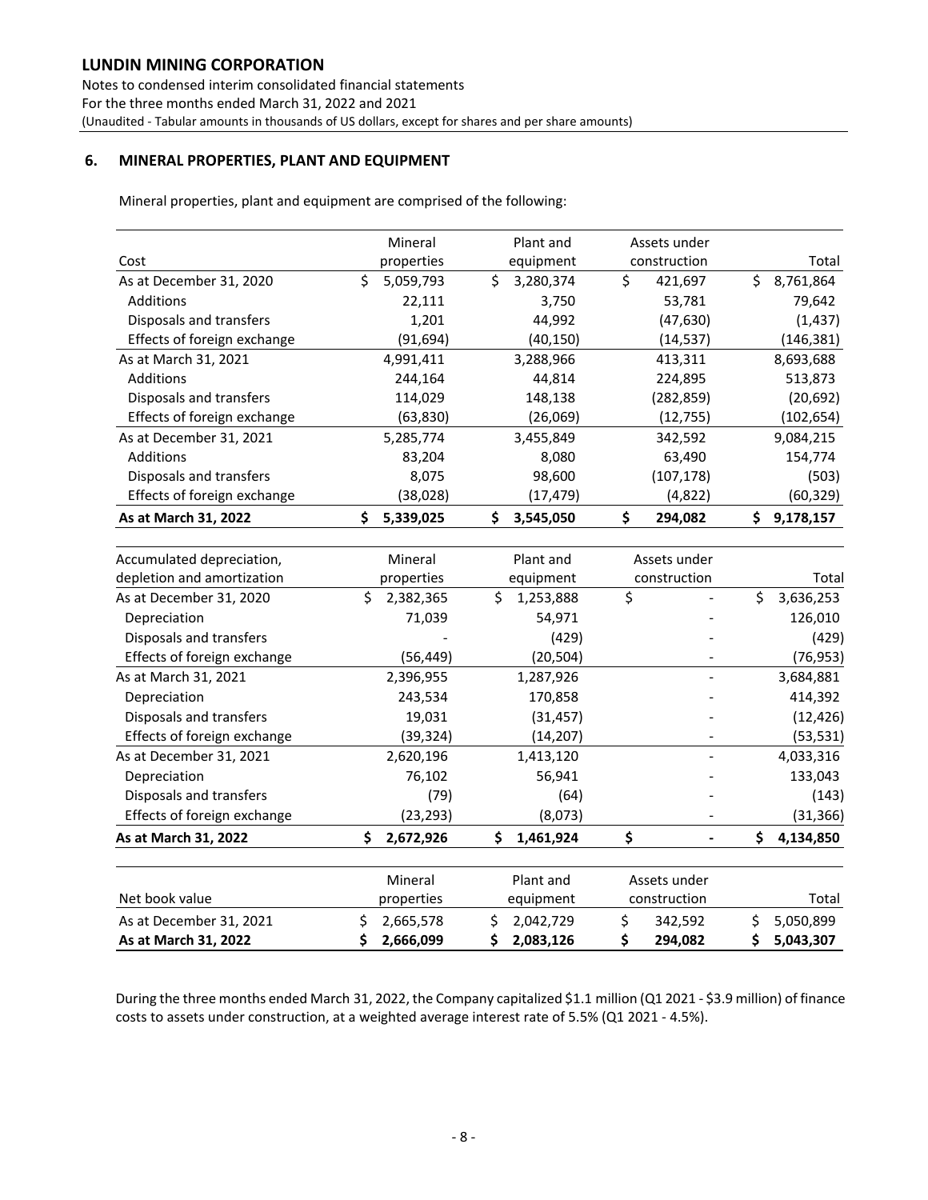# LUNDIN MINING CORPORATION

Notes to condensed interim consolidated financial statements
For the three months ended March 31, 2022 and 2021
(Unaudited - Tabular amounts in thousands of US dollars, except for shares and per share amounts)

## 6. MINERAL PROPERTIES, PLANT AND EQUIPMENT

Mineral properties, plant and equipment are comprised of the following:

| Cost | Mineral properties | Plant and equipment | Assets under construction | Total |
|---|---|---|---|---|
| As at December 31, 2020 | $ 5,059,793 | $ 3,280,374 | $ 421,697 | $ 8,761,864 |
| Additions | 22,111 | 3,750 | 53,781 | 79,642 |
| Disposals and transfers | 1,201 | 44,992 | (47,630) | (1,437) |
| Effects of foreign exchange | (91,694) | (40,150) | (14,537) | (146,381) |
| As at March 31, 2021 | 4,991,411 | 3,288,966 | 413,311 | 8,693,688 |
| Additions | 244,164 | 44,814 | 224,895 | 513,873 |
| Disposals and transfers | 114,029 | 148,138 | (282,859) | (20,692) |
| Effects of foreign exchange | (63,830) | (26,069) | (12,755) | (102,654) |
| As at December 31, 2021 | 5,285,774 | 3,455,849 | 342,592 | 9,084,215 |
| Additions | 83,204 | 8,080 | 63,490 | 154,774 |
| Disposals and transfers | 8,075 | 98,600 | (107,178) | (503) |
| Effects of foreign exchange | (38,028) | (17,479) | (4,822) | (60,329) |
| **As at March 31, 2022** | **$ 5,339,025** | **$ 3,545,050** | **$ 294,082** | **$ 9,178,157** |

| Accumulated depreciation, depletion and amortization | Mineral properties | Plant and equipment | Assets under construction | Total |
|---|---|---|---|---|
| As at December 31, 2020 | $ 2,382,365 | $ 1,253,888 | $ - | $ 3,636,253 |
| Depreciation | 71,039 | 54,971 | - | 126,010 |
| Disposals and transfers | - | (429) | - | (429) |
| Effects of foreign exchange | (56,449) | (20,504) | - | (76,953) |
| As at March 31, 2021 | 2,396,955 | 1,287,926 | - | 3,684,881 |
| Depreciation | 243,534 | 170,858 | - | 414,392 |
| Disposals and transfers | 19,031 | (31,457) | - | (12,426) |
| Effects of foreign exchange | (39,324) | (14,207) | - | (53,531) |
| As at December 31, 2021 | 2,620,196 | 1,413,120 | - | 4,033,316 |
| Depreciation | 76,102 | 56,941 | - | 133,043 |
| Disposals and transfers | (79) | (64) | - | (143) |
| Effects of foreign exchange | (23,293) | (8,073) | - | (31,366) |
| **As at March 31, 2022** | **$ 2,672,926** | **$ 1,461,924** | **$ -** | **$ 4,134,850** |

| Net book value | Mineral properties | Plant and equipment | Assets under construction | Total |
|---|---|---|---|---|
| As at December 31, 2021 | $ 2,665,578 | $ 2,042,729 | $ 342,592 | $ 5,050,899 |
| **As at March 31, 2022** | **$ 2,666,099** | **$ 2,083,126** | **$ 294,082** | **$ 5,043,307** |

During the three months ended March 31, 2022, the Company capitalized $1.1 million (Q1 2021 - $3.9 million) of finance costs to assets under construction, at a weighted average interest rate of 5.5% (Q1 2021 - 4.5%).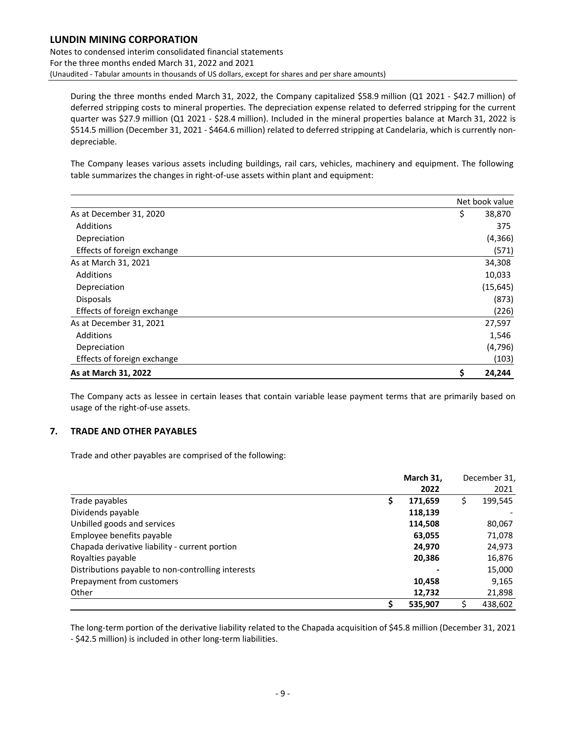During the three months ended March 31, 2022, the Company capitalized \$58.9 million (Q1 2021 - \$42.7 million) of deferred stripping costs to mineral properties. The depreciation expense related to deferred stripping for the current quarter was \$27.9 million (Q1 2021 - \$28.4 million). Included in the mineral properties balance at March 31, 2022 is \$514.5 million (December 31, 2021 - \$464.6 million) related to deferred stripping at Candelaria, which is currently non-depreciable.

The Company leases various assets including buildings, rail cars, vehicles, machinery and equipment. The following table summarizes the changes in right-of-use assets within plant and equipment:

| | Net book value |
|---|---|
| As at December 31, 2020 | \$ 38,870 |
| Additions | 375 |
| Depreciation | (4,366) |
| Effects of foreign exchange | (571) |
| As at March 31, 2021 | 34,308 |
| Additions | 10,033 |
| Depreciation | (15,645) |
| Disposals | (873) |
| Effects of foreign exchange | (226) |
| As at December 31, 2021 | 27,597 |
| Additions | 1,546 |
| Depreciation | (4,796) |
| Effects of foreign exchange | (103) |
| **As at March 31, 2022** | **\$ 24,244** |

The Company acts as lessee in certain leases that contain variable lease payment terms that are primarily based on usage of the right-of-use assets.

## 7. TRADE AND OTHER PAYABLES

Trade and other payables are comprised of the following:

| | **March 31, 2022** | December 31, 2021 |
|---|---|---|
| Trade payables | **\$ 171,659** | \$ 199,545 |
| Dividends payable | **118,139** | - |
| Unbilled goods and services | **114,508** | 80,067 |
| Employee benefits payable | **63,055** | 71,078 |
| Chapada derivative liability - current portion | **24,970** | 24,973 |
| Royalties payable | **20,386** | 16,876 |
| Distributions payable to non-controlling interests | **-** | 15,000 |
| Prepayment from customers | **10,458** | 9,165 |
| Other | **12,732** | 21,898 |
| | **\$ 535,907** | \$ 438,602 |

The long-term portion of the derivative liability related to the Chapada acquisition of \$45.8 million (December 31, 2021 - \$42.5 million) is included in other long-term liabilities.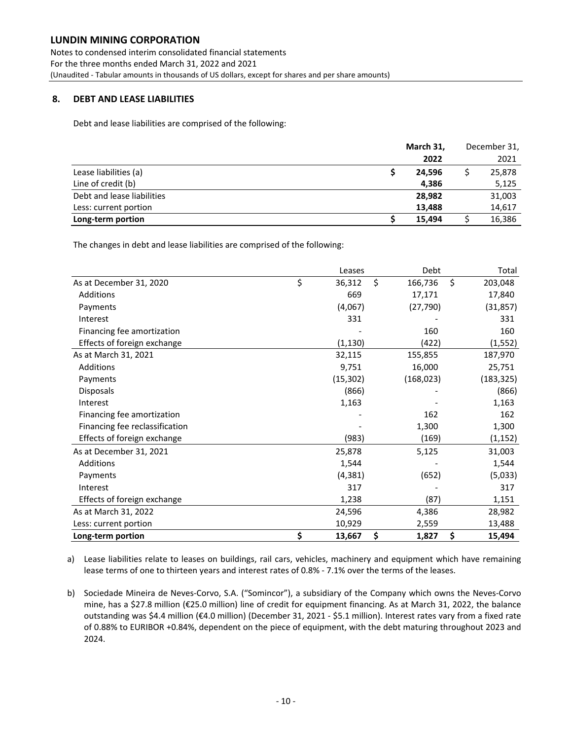## 8. DEBT AND LEASE LIABILITIES

Debt and lease liabilities are comprised of the following:

| | March 31, 2022 | December 31, 2021 |
|---|---|---|
| Lease liabilities (a) | $ 24,596 | $ 25,878 |
| Line of credit (b) | 4,386 | 5,125 |
| Debt and lease liabilities | 28,982 | 31,003 |
| Less: current portion | 13,488 | 14,617 |
| **Long-term portion** | **$ 15,494** | $ 16,386 |

The changes in debt and lease liabilities are comprised of the following:

| | Leases | Debt | Total |
|---|---|---|---|
| As at December 31, 2020 | $ 36,312 | $ 166,736 | $ 203,048 |
| Additions | 669 | 17,171 | 17,840 |
| Payments | (4,067) | (27,790) | (31,857) |
| Interest | 331 | - | 331 |
| Financing fee amortization | - | 160 | 160 |
| Effects of foreign exchange | (1,130) | (422) | (1,552) |
| As at March 31, 2021 | 32,115 | 155,855 | 187,970 |
| Additions | 9,751 | 16,000 | 25,751 |
| Payments | (15,302) | (168,023) | (183,325) |
| Disposals | (866) | - | (866) |
| Interest | 1,163 | - | 1,163 |
| Financing fee amortization | - | 162 | 162 |
| Financing fee reclassification | - | 1,300 | 1,300 |
| Effects of foreign exchange | (983) | (169) | (1,152) |
| As at December 31, 2021 | 25,878 | 5,125 | 31,003 |
| Additions | 1,544 | - | 1,544 |
| Payments | (4,381) | (652) | (5,033) |
| Interest | 317 | - | 317 |
| Effects of foreign exchange | 1,238 | (87) | 1,151 |
| As at March 31, 2022 | 24,596 | 4,386 | 28,982 |
| Less: current portion | 10,929 | 2,559 | 13,488 |
| **Long-term portion** | **$ 13,667** | **$ 1,827** | **$ 15,494** |

a) Lease liabilities relate to leases on buildings, rail cars, vehicles, machinery and equipment which have remaining lease terms of one to thirteen years and interest rates of 0.8% - 7.1% over the terms of the leases.

b) Sociedade Mineira de Neves-Corvo, S.A. ("Somincor"), a subsidiary of the Company which owns the Neves-Corvo mine, has a $27.8 million (€25.0 million) line of credit for equipment financing. As at March 31, 2022, the balance outstanding was $4.4 million (€4.0 million) (December 31, 2021 - $5.1 million). Interest rates vary from a fixed rate of 0.88% to EURIBOR +0.84%, dependent on the piece of equipment, with the debt maturing throughout 2023 and 2024.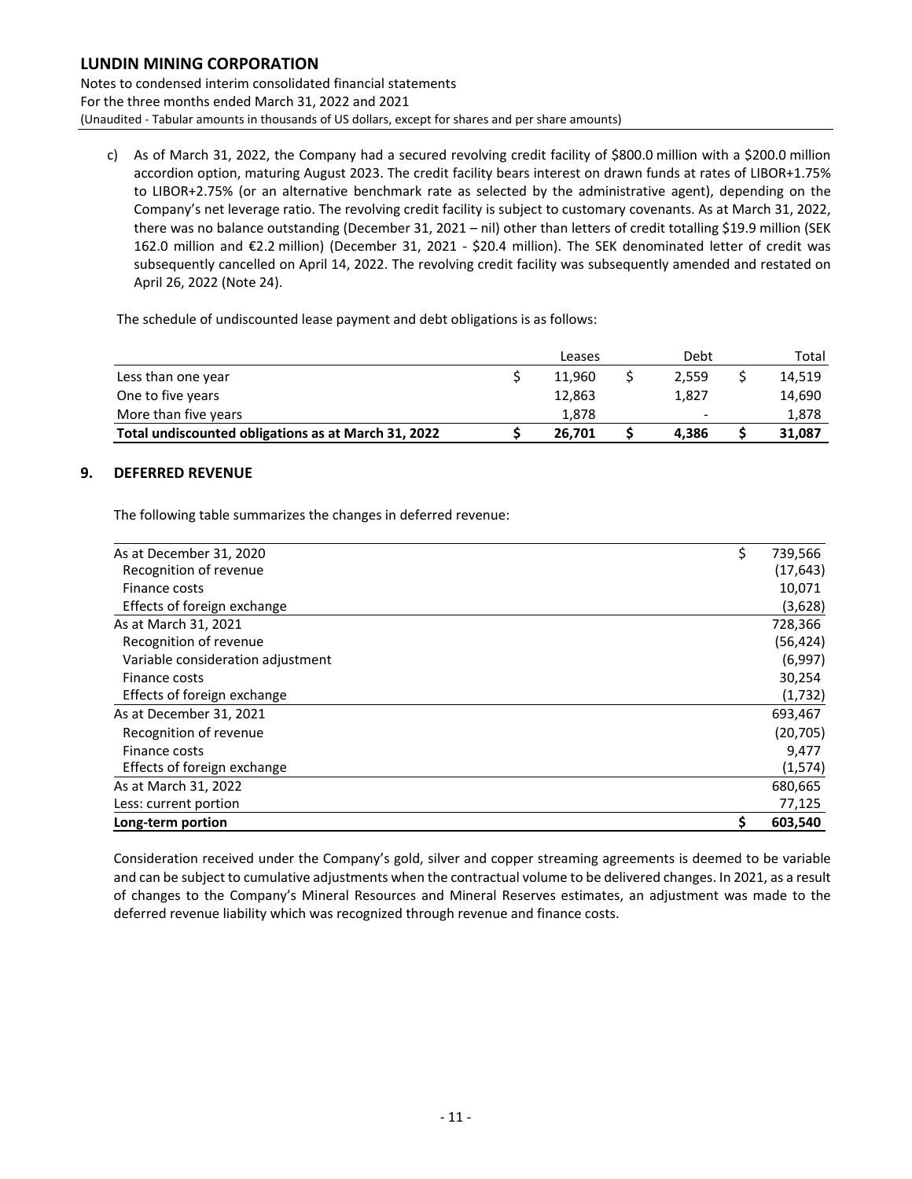c) As of March 31, 2022, the Company had a secured revolving credit facility of $800.0 million with a $200.0 million accordion option, maturing August 2023. The credit facility bears interest on drawn funds at rates of LIBOR+1.75% to LIBOR+2.75% (or an alternative benchmark rate as selected by the administrative agent), depending on the Company's net leverage ratio. The revolving credit facility is subject to customary covenants. As at March 31, 2022, there was no balance outstanding (December 31, 2021 – nil) other than letters of credit totalling $19.9 million (SEK 162.0 million and €2.2 million) (December 31, 2021 - $20.4 million). The SEK denominated letter of credit was subsequently cancelled on April 14, 2022. The revolving credit facility was subsequently amended and restated on April 26, 2022 (Note 24).

The schedule of undiscounted lease payment and debt obligations is as follows:

| | Leases | Debt | Total |
|---|---|---|---|
| Less than one year | $ 11,960 | $ 2,559 | $ 14,519 |
| One to five years | 12,863 | 1,827 | 14,690 |
| More than five years | 1,878 | - | 1,878 |
| **Total undiscounted obligations as at March 31, 2022** | **$ 26,701** | **$ 4,386** | **$ 31,087** |

## 9. DEFERRED REVENUE

The following table summarizes the changes in deferred revenue:

| | |
|---|---|
| As at December 31, 2020 | $ 739,566 |
| Recognition of revenue | (17,643) |
| Finance costs | 10,071 |
| Effects of foreign exchange | (3,628) |
| As at March 31, 2021 | 728,366 |
| Recognition of revenue | (56,424) |
| Variable consideration adjustment | (6,997) |
| Finance costs | 30,254 |
| Effects of foreign exchange | (1,732) |
| As at December 31, 2021 | 693,467 |
| Recognition of revenue | (20,705) |
| Finance costs | 9,477 |
| Effects of foreign exchange | (1,574) |
| As at March 31, 2022 | 680,665 |
| Less: current portion | 77,125 |
| **Long-term portion** | **$ 603,540** |

Consideration received under the Company's gold, silver and copper streaming agreements is deemed to be variable and can be subject to cumulative adjustments when the contractual volume to be delivered changes. In 2021, as a result of changes to the Company's Mineral Resources and Mineral Reserves estimates, an adjustment was made to the deferred revenue liability which was recognized through revenue and finance costs.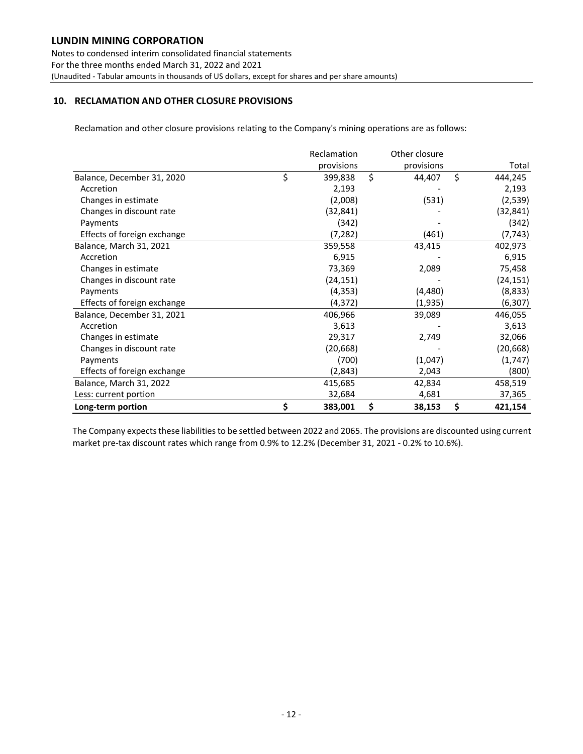## 10. RECLAMATION AND OTHER CLOSURE PROVISIONS

Reclamation and other closure provisions relating to the Company's mining operations are as follows:

| | Reclamation provisions | Other closure provisions | Total |
|---|---|---|---|
| Balance, December 31, 2020 | $ 399,838 | $ 44,407 | $ 444,245 |
| Accretion | 2,193 | - | 2,193 |
| Changes in estimate | (2,008) | (531) | (2,539) |
| Changes in discount rate | (32,841) | - | (32,841) |
| Payments | (342) | - | (342) |
| Effects of foreign exchange | (7,282) | (461) | (7,743) |
| Balance, March 31, 2021 | 359,558 | 43,415 | 402,973 |
| Accretion | 6,915 | - | 6,915 |
| Changes in estimate | 73,369 | 2,089 | 75,458 |
| Changes in discount rate | (24,151) | - | (24,151) |
| Payments | (4,353) | (4,480) | (8,833) |
| Effects of foreign exchange | (4,372) | (1,935) | (6,307) |
| Balance, December 31, 2021 | 406,966 | 39,089 | 446,055 |
| Accretion | 3,613 | - | 3,613 |
| Changes in estimate | 29,317 | 2,749 | 32,066 |
| Changes in discount rate | (20,668) | - | (20,668) |
| Payments | (700) | (1,047) | (1,747) |
| Effects of foreign exchange | (2,843) | 2,043 | (800) |
| Balance, March 31, 2022 | 415,685 | 42,834 | 458,519 |
| Less: current portion | 32,684 | 4,681 | 37,365 |
| **Long-term portion** | **$ 383,001** | **$ 38,153** | **$ 421,154** |

The Company expects these liabilities to be settled between 2022 and 2065. The provisions are discounted using current market pre-tax discount rates which range from 0.9% to 12.2% (December 31, 2021 - 0.2% to 10.6%).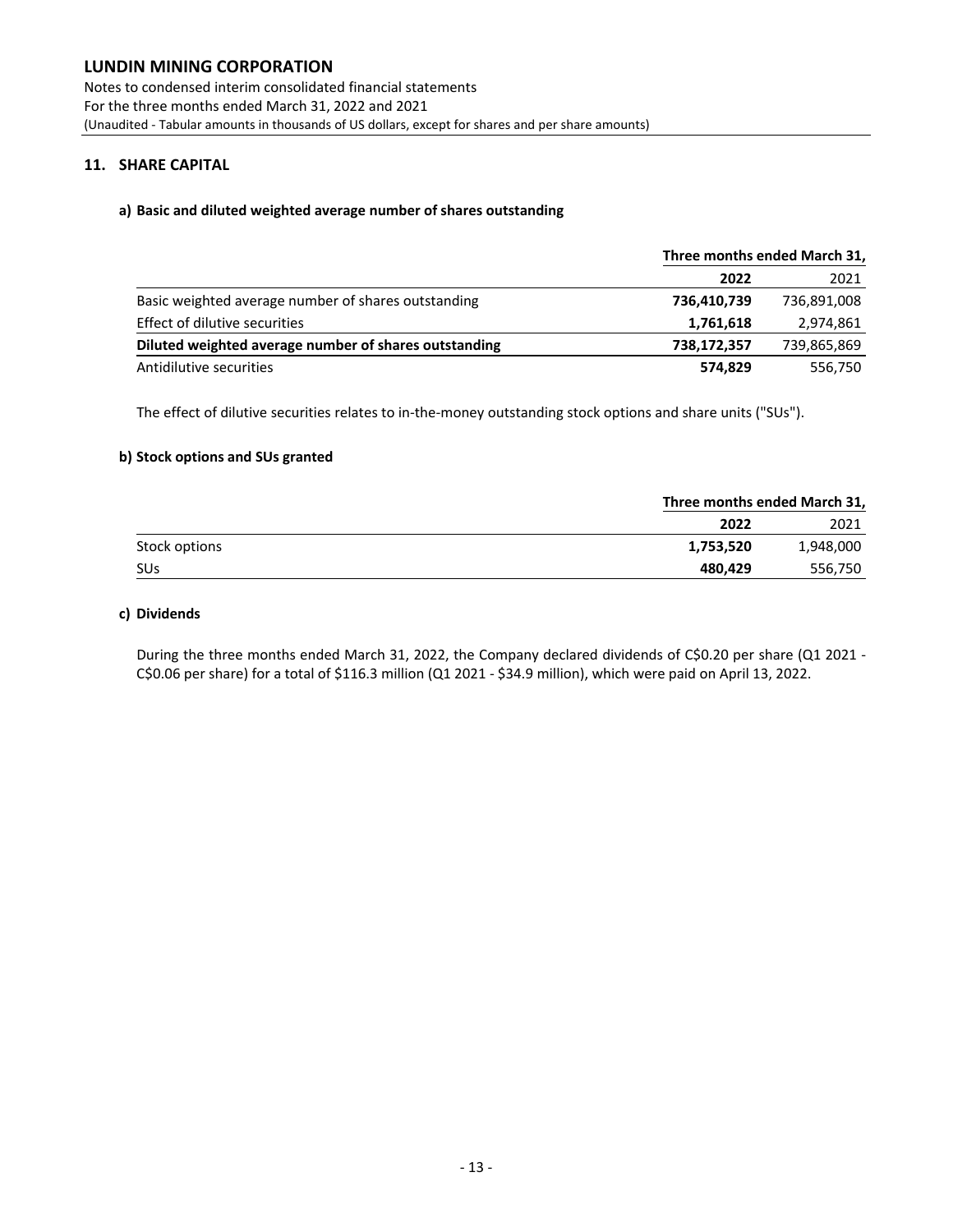## 11. SHARE CAPITAL

### a) Basic and diluted weighted average number of shares outstanding

| | Three months ended March 31, | |
|---|---|---|
| | **2022** | 2021 |
| Basic weighted average number of shares outstanding | **736,410,739** | 736,891,008 |
| Effect of dilutive securities | **1,761,618** | 2,974,861 |
| **Diluted weighted average number of shares outstanding** | **738,172,357** | 739,865,869 |
| Antidilutive securities | **574,829** | 556,750 |

The effect of dilutive securities relates to in-the-money outstanding stock options and share units ("SUs").

### b) Stock options and SUs granted

| | Three months ended March 31, | |
|---|---|---|
| | **2022** | 2021 |
| Stock options | **1,753,520** | 1,948,000 |
| SUs | **480,429** | 556,750 |

### c) Dividends

During the three months ended March 31, 2022, the Company declared dividends of C$0.20 per share (Q1 2021 - C$0.06 per share) for a total of $116.3 million (Q1 2021 - $34.9 million), which were paid on April 13, 2022.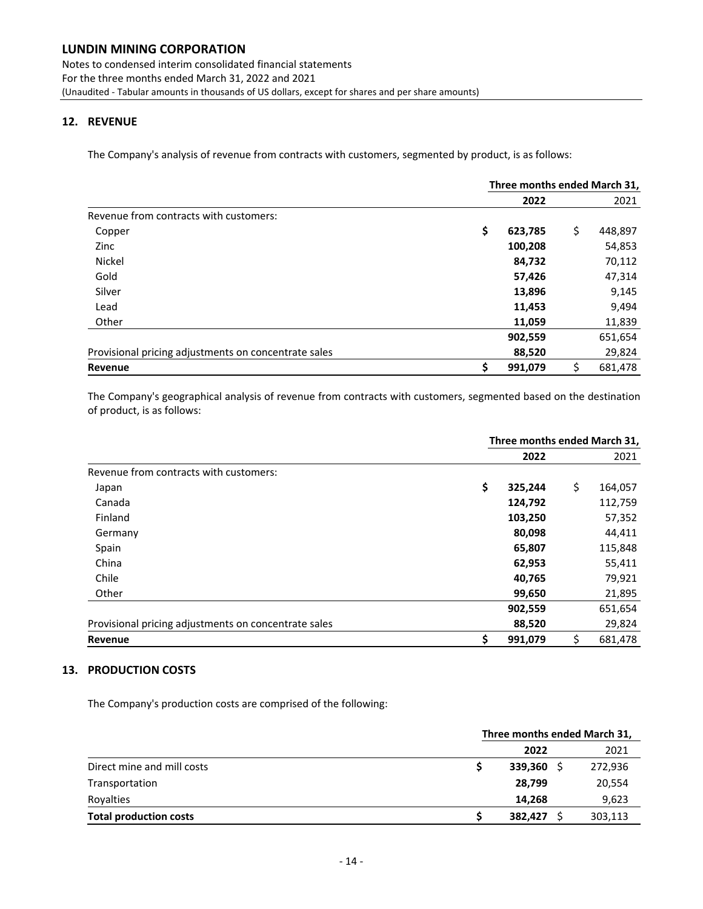## 12. REVENUE

The Company's analysis of revenue from contracts with customers, segmented by product, is as follows:

| | Three months ended March 31, | |
|---|---|---|
| | **2022** | 2021 |
| Revenue from contracts with customers: | | |
| Copper | **$ 623,785** | $ 448,897 |
| Zinc | **100,208** | 54,853 |
| Nickel | **84,732** | 70,112 |
| Gold | **57,426** | 47,314 |
| Silver | **13,896** | 9,145 |
| Lead | **11,453** | 9,494 |
| Other | **11,059** | 11,839 |
| | **902,559** | 651,654 |
| Provisional pricing adjustments on concentrate sales | **88,520** | 29,824 |
| **Revenue** | **$ 991,079** | $ 681,478 |

The Company's geographical analysis of revenue from contracts with customers, segmented based on the destination of product, is as follows:

| | Three months ended March 31, | |
|---|---|---|
| | **2022** | 2021 |
| Revenue from contracts with customers: | | |
| Japan | **$ 325,244** | $ 164,057 |
| Canada | **124,792** | 112,759 |
| Finland | **103,250** | 57,352 |
| Germany | **80,098** | 44,411 |
| Spain | **65,807** | 115,848 |
| China | **62,953** | 55,411 |
| Chile | **40,765** | 79,921 |
| Other | **99,650** | 21,895 |
| | **902,559** | 651,654 |
| Provisional pricing adjustments on concentrate sales | **88,520** | 29,824 |
| **Revenue** | **$ 991,079** | $ 681,478 |

## 13. PRODUCTION COSTS

The Company's production costs are comprised of the following:

| | Three months ended March 31, | |
|---|---|---|
| | **2022** | 2021 |
| Direct mine and mill costs | **$ 339,360** | $ 272,936 |
| Transportation | **28,799** | 20,554 |
| Royalties | **14,268** | 9,623 |
| **Total production costs** | **$ 382,427** | $ 303,113 |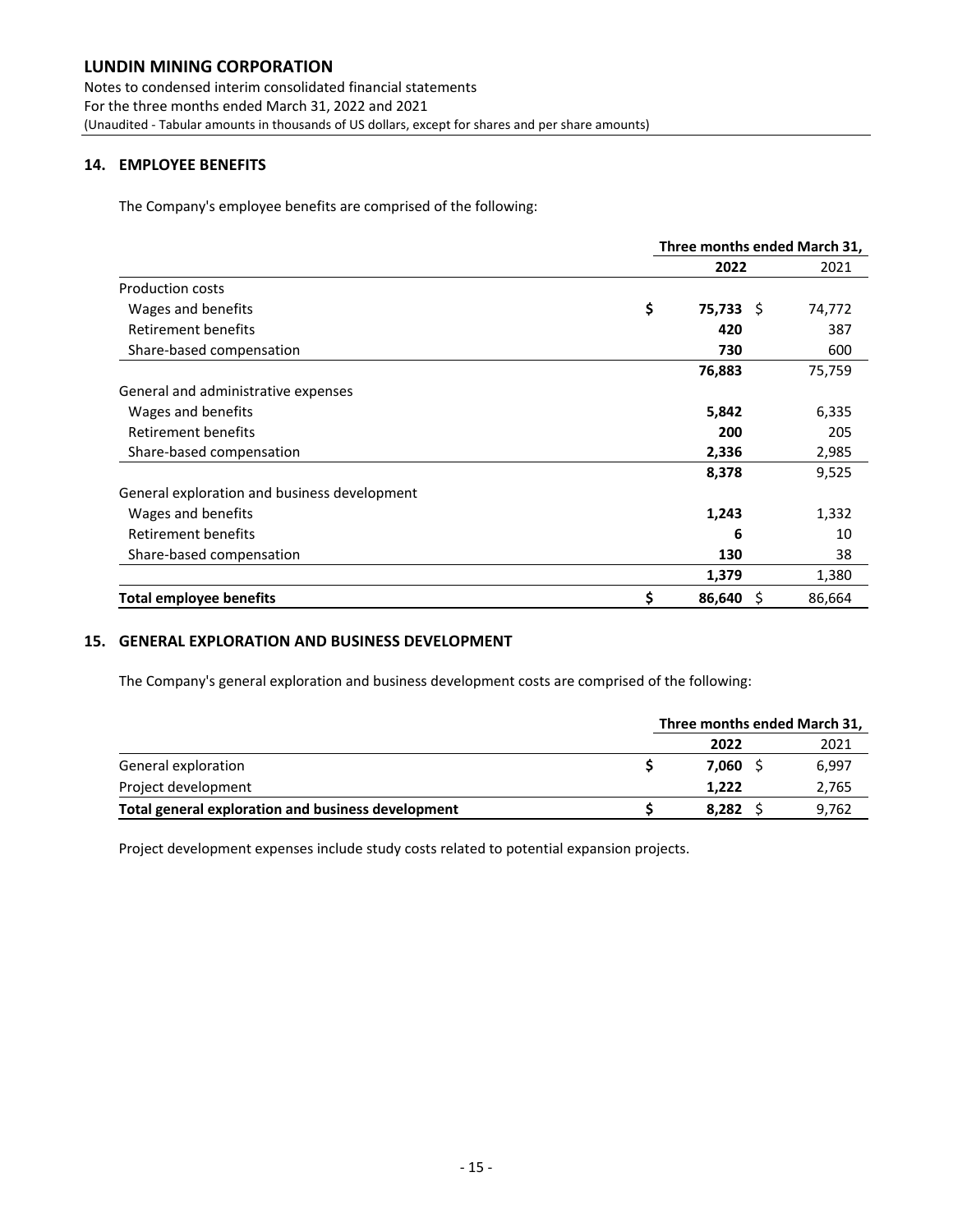## 14. EMPLOYEE BENEFITS

The Company's employee benefits are comprised of the following:

| | Three months ended March 31, | |
|---|---|---|
| | **2022** | 2021 |
| Production costs | | |
| Wages and benefits | $ **75,733** | $ 74,772 |
| Retirement benefits | **420** | 387 |
| Share-based compensation | **730** | 600 |
| | **76,883** | 75,759 |
| General and administrative expenses | | |
| Wages and benefits | **5,842** | 6,335 |
| Retirement benefits | **200** | 205 |
| Share-based compensation | **2,336** | 2,985 |
| | **8,378** | 9,525 |
| General exploration and business development | | |
| Wages and benefits | **1,243** | 1,332 |
| Retirement benefits | **6** | 10 |
| Share-based compensation | **130** | 38 |
| | **1,379** | 1,380 |
| **Total employee benefits** | $ **86,640** | $ 86,664 |

## 15. GENERAL EXPLORATION AND BUSINESS DEVELOPMENT

The Company's general exploration and business development costs are comprised of the following:

| | Three months ended March 31, | |
|---|---|---|
| | **2022** | 2021 |
| General exploration | $ **7,060** | $ 6,997 |
| Project development | **1,222** | 2,765 |
| **Total general exploration and business development** | $ **8,282** | $ 9,762 |

Project development expenses include study costs related to potential expansion projects.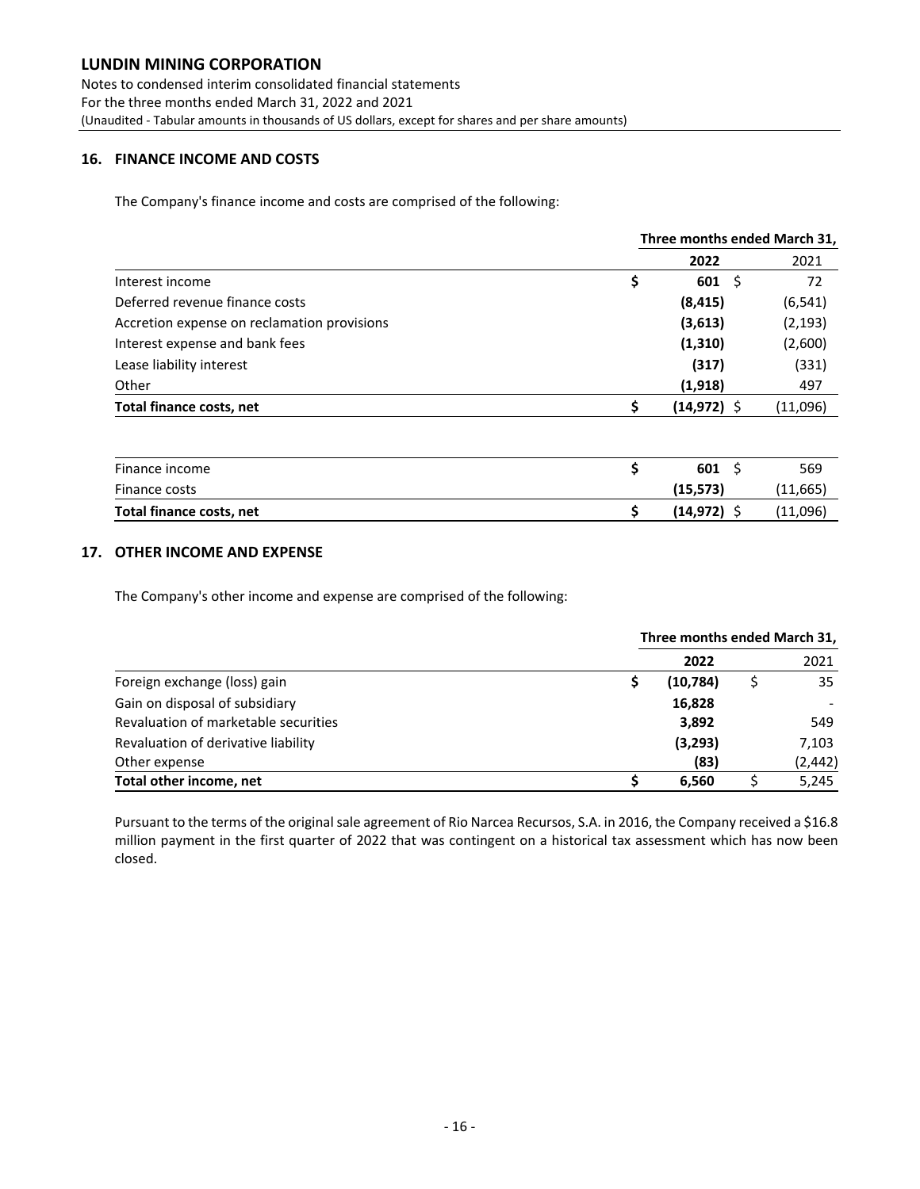## 16. FINANCE INCOME AND COSTS

The Company's finance income and costs are comprised of the following:

| | Three months ended March 31, | |
|---|---|---|
| | **2022** | 2021 |
| Interest income | **$ 601** | $ 72 |
| Deferred revenue finance costs | **(8,415)** | (6,541) |
| Accretion expense on reclamation provisions | **(3,613)** | (2,193) |
| Interest expense and bank fees | **(1,310)** | (2,600) |
| Lease liability interest | **(317)** | (331) |
| Other | **(1,918)** | 497 |
| **Total finance costs, net** | **$ (14,972)** | $ (11,096) |
| | | |
| Finance income | **$ 601** | $ 569 |
| Finance costs | **(15,573)** | (11,665) |
| **Total finance costs, net** | **$ (14,972)** | $ (11,096) |

## 17. OTHER INCOME AND EXPENSE

The Company's other income and expense are comprised of the following:

| | Three months ended March 31, | |
|---|---|---|
| | **2022** | 2021 |
| Foreign exchange (loss) gain | **$ (10,784)** | $ 35 |
| Gain on disposal of subsidiary | **16,828** | - |
| Revaluation of marketable securities | **3,892** | 549 |
| Revaluation of derivative liability | **(3,293)** | 7,103 |
| Other expense | **(83)** | (2,442) |
| **Total other income, net** | **$ 6,560** | $ 5,245 |

Pursuant to the terms of the original sale agreement of Rio Narcea Recursos, S.A. in 2016, the Company received a $16.8 million payment in the first quarter of 2022 that was contingent on a historical tax assessment which has now been closed.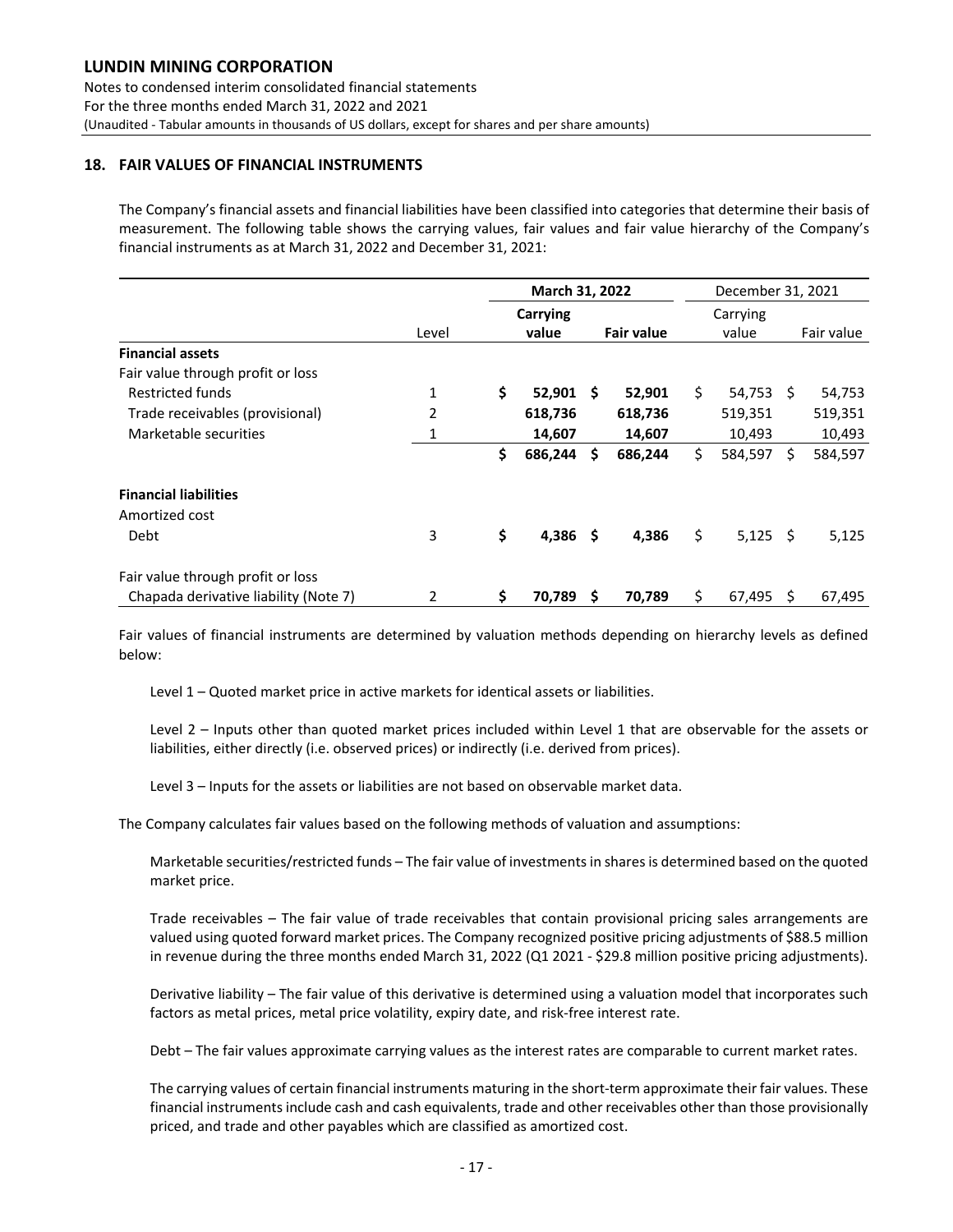## 18. FAIR VALUES OF FINANCIAL INSTRUMENTS

The Company's financial assets and financial liabilities have been classified into categories that determine their basis of measurement. The following table shows the carrying values, fair values and fair value hierarchy of the Company's financial instruments as at March 31, 2022 and December 31, 2021:

| | Level | March 31, 2022 | | December 31, 2021 | |
|---|---|---|---|---|---|
| | | **Carrying value** | **Fair value** | Carrying value | Fair value |
| **Financial assets** | | | | | |
| Fair value through profit or loss | | | | | |
| Restricted funds | 1 | **$ 52,901** | **$ 52,901** | $ 54,753 | $ 54,753 |
| Trade receivables (provisional) | 2 | **618,736** | **618,736** | 519,351 | 519,351 |
| Marketable securities | 1 | **14,607** | **14,607** | 10,493 | 10,493 |
| | | **$ 686,244** | **$ 686,244** | $ 584,597 | $ 584,597 |
| **Financial liabilities** | | | | | |
| Amortized cost | | | | | |
| Debt | 3 | **$ 4,386** | **$ 4,386** | $ 5,125 | $ 5,125 |
| Fair value through profit or loss | | | | | |
| Chapada derivative liability (Note 7) | 2 | **$ 70,789** | **$ 70,789** | $ 67,495 | $ 67,495 |

Fair values of financial instruments are determined by valuation methods depending on hierarchy levels as defined below:

Level 1 – Quoted market price in active markets for identical assets or liabilities.

Level 2 – Inputs other than quoted market prices included within Level 1 that are observable for the assets or liabilities, either directly (i.e. observed prices) or indirectly (i.e. derived from prices).

Level 3 – Inputs for the assets or liabilities are not based on observable market data.

The Company calculates fair values based on the following methods of valuation and assumptions:

Marketable securities/restricted funds – The fair value of investments in shares is determined based on the quoted market price.

Trade receivables – The fair value of trade receivables that contain provisional pricing sales arrangements are valued using quoted forward market prices. The Company recognized positive pricing adjustments of $88.5 million in revenue during the three months ended March 31, 2022 (Q1 2021 - $29.8 million positive pricing adjustments).

Derivative liability – The fair value of this derivative is determined using a valuation model that incorporates such factors as metal prices, metal price volatility, expiry date, and risk-free interest rate.

Debt – The fair values approximate carrying values as the interest rates are comparable to current market rates.

The carrying values of certain financial instruments maturing in the short-term approximate their fair values. These financial instruments include cash and cash equivalents, trade and other receivables other than those provisionally priced, and trade and other payables which are classified as amortized cost.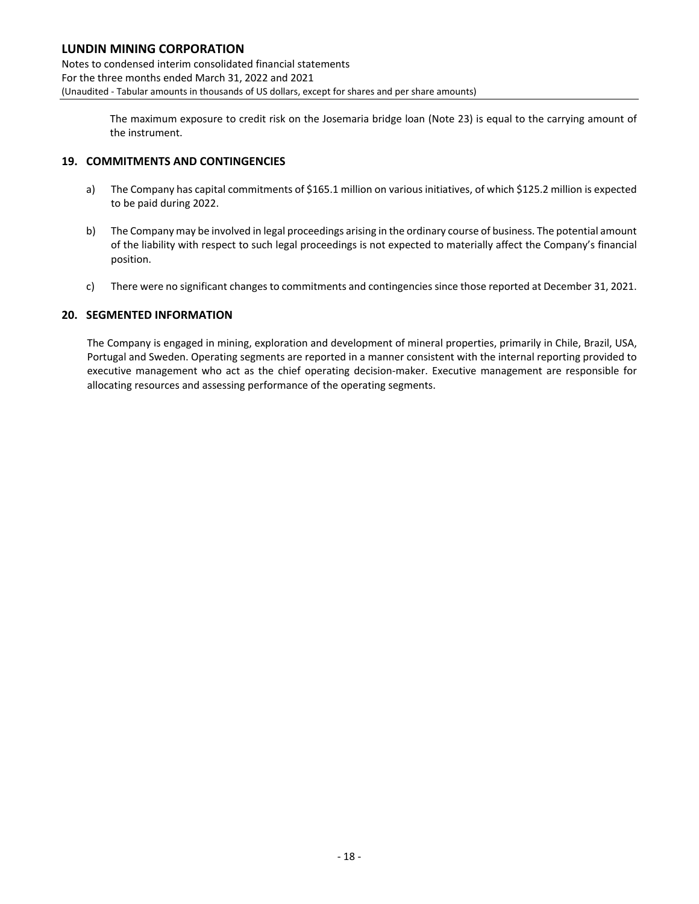The maximum exposure to credit risk on the Josemaria bridge loan (Note 23) is equal to the carrying amount of the instrument.

## 19. COMMITMENTS AND CONTINGENCIES

a) The Company has capital commitments of $165.1 million on various initiatives, of which $125.2 million is expected to be paid during 2022.

b) The Company may be involved in legal proceedings arising in the ordinary course of business. The potential amount of the liability with respect to such legal proceedings is not expected to materially affect the Company's financial position.

c) There were no significant changes to commitments and contingencies since those reported at December 31, 2021.

## 20. SEGMENTED INFORMATION

The Company is engaged in mining, exploration and development of mineral properties, primarily in Chile, Brazil, USA, Portugal and Sweden. Operating segments are reported in a manner consistent with the internal reporting provided to executive management who act as the chief operating decision-maker. Executive management are responsible for allocating resources and assessing performance of the operating segments.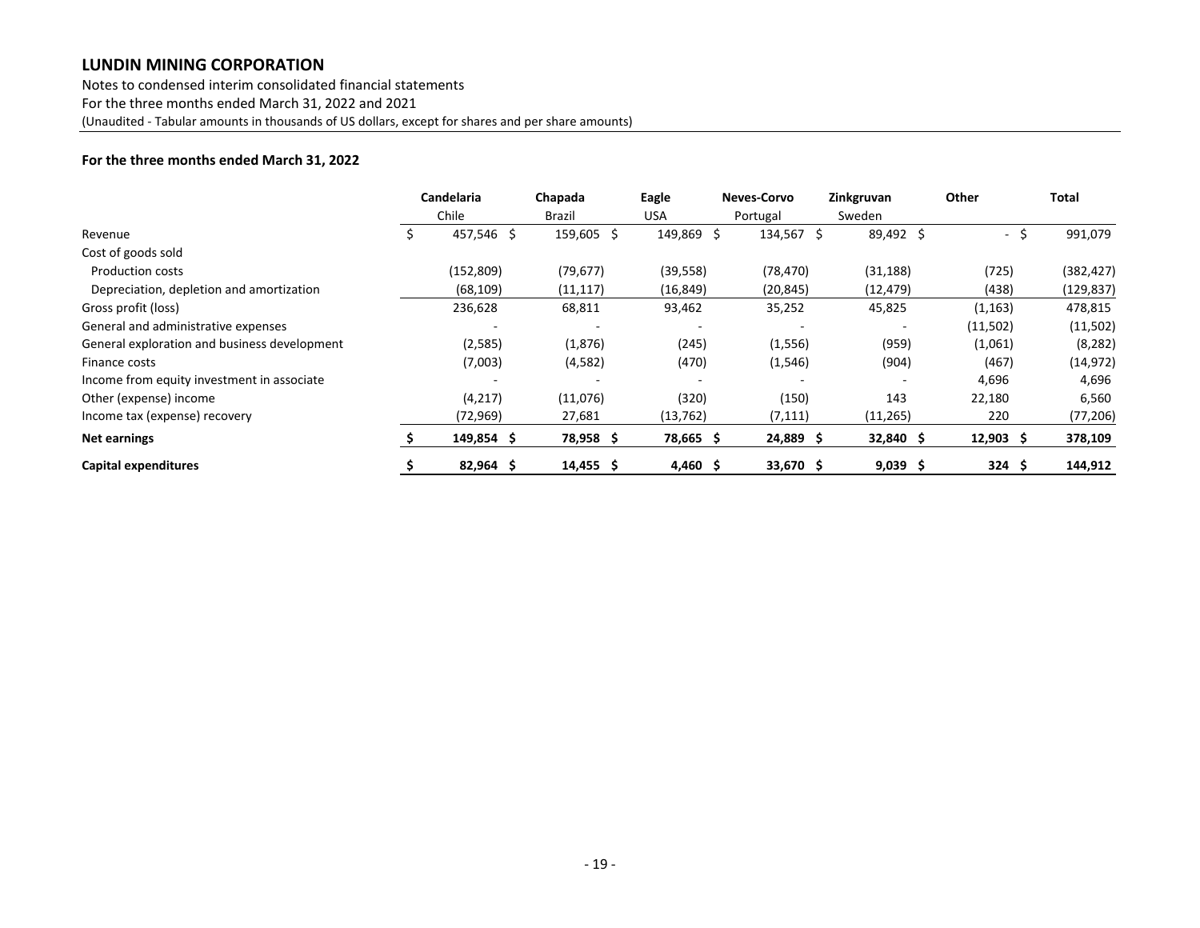**LUNDIN MINING CORPORATION**

Notes to condensed interim consolidated financial statements
For the three months ended March 31, 2022 and 2021
(Unaudited - Tabular amounts in thousands of US dollars, except for shares and per share amounts)

**For the three months ended March 31, 2022**

| | Candelaria | Chapada | Eagle | Neves-Corvo | Zinkgruvan | Other | Total |
|---|---|---|---|---|---|---|---|
| | Chile | Brazil | USA | Portugal | Sweden | | |
| Revenue | $ 457,546 | $ 159,605 | $ 149,869 | $ 134,567 | $ 89,492 | $ - | $ 991,079 |
| Cost of goods sold | | | | | | | |
| Production costs | (152,809) | (79,677) | (39,558) | (78,470) | (31,188) | (725) | (382,427) |
| Depreciation, depletion and amortization | (68,109) | (11,117) | (16,849) | (20,845) | (12,479) | (438) | (129,837) |
| Gross profit (loss) | 236,628 | 68,811 | 93,462 | 35,252 | 45,825 | (1,163) | 478,815 |
| General and administrative expenses | - | - | - | - | - | (11,502) | (11,502) |
| General exploration and business development | (2,585) | (1,876) | (245) | (1,556) | (959) | (1,061) | (8,282) |
| Finance costs | (7,003) | (4,582) | (470) | (1,546) | (904) | (467) | (14,972) |
| Income from equity investment in associate | - | - | - | - | - | 4,696 | 4,696 |
| Other (expense) income | (4,217) | (11,076) | (320) | (150) | 143 | 22,180 | 6,560 |
| Income tax (expense) recovery | (72,969) | 27,681 | (13,762) | (7,111) | (11,265) | 220 | (77,206) |
| **Net earnings** | **$ 149,854** | **$ 78,958** | **$ 78,665** | **$ 24,889** | **$ 32,840** | **$ 12,903** | **$ 378,109** |
| **Capital expenditures** | **$ 82,964** | **$ 14,455** | **$ 4,460** | **$ 33,670** | **$ 9,039** | **$ 324** | **$ 144,912** |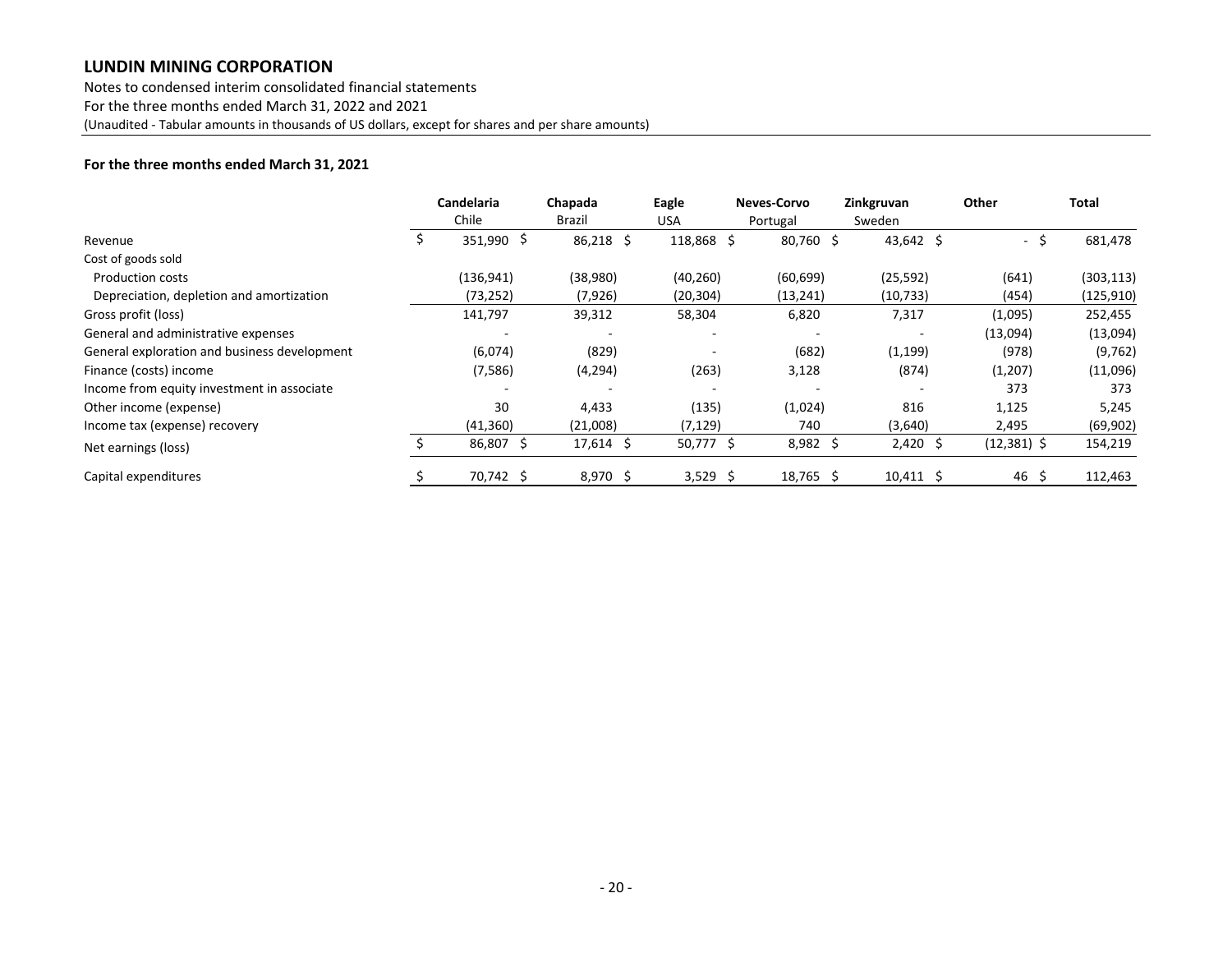**For the three months ended March 31, 2021**

| | Candelaria<br>Chile | Chapada<br>Brazil | Eagle<br>USA | Neves-Corvo<br>Portugal | Zinkgruvan<br>Sweden | Other | Total |
|---|---|---|---|---|---|---|---|
| Revenue | $ 351,990 | $ 86,218 | $ 118,868 | $ 80,760 | $ 43,642 | $ - | $ 681,478 |
| Cost of goods sold | | | | | | | |
| Production costs | (136,941) | (38,980) | (40,260) | (60,699) | (25,592) | (641) | (303,113) |
| Depreciation, depletion and amortization | (73,252) | (7,926) | (20,304) | (13,241) | (10,733) | (454) | (125,910) |
| Gross profit (loss) | 141,797 | 39,312 | 58,304 | 6,820 | 7,317 | (1,095) | 252,455 |
| General and administrative expenses | - | - | - | - | - | (13,094) | (13,094) |
| General exploration and business development | (6,074) | (829) | - | (682) | (1,199) | (978) | (9,762) |
| Finance (costs) income | (7,586) | (4,294) | (263) | 3,128 | (874) | (1,207) | (11,096) |
| Income from equity investment in associate | - | - | - | - | - | 373 | 373 |
| Other income (expense) | 30 | 4,433 | (135) | (1,024) | 816 | 1,125 | 5,245 |
| Income tax (expense) recovery | (41,360) | (21,008) | (7,129) | 740 | (3,640) | 2,495 | (69,902) |
| Net earnings (loss) | $ 86,807 | $ 17,614 | $ 50,777 | $ 8,982 | $ 2,420 | $ (12,381) | $ 154,219 |
| Capital expenditures | $ 70,742 | $ 8,970 | $ 3,529 | $ 18,765 | $ 10,411 | $ 46 | $ 112,463 |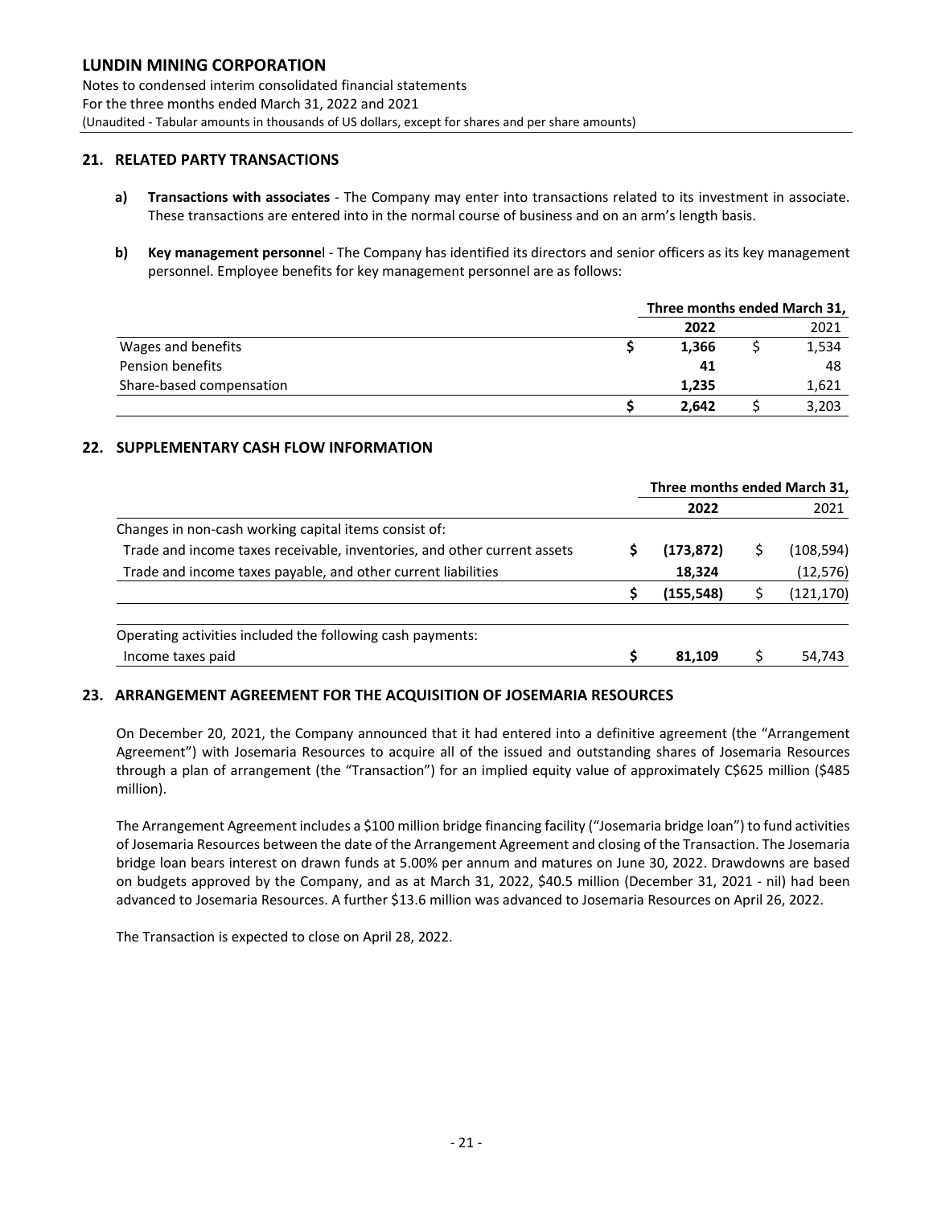## 21. RELATED PARTY TRANSACTIONS

**a) Transactions with associates** - The Company may enter into transactions related to its investment in associate. These transactions are entered into in the normal course of business and on an arm's length basis.

**b) Key management personnel** - The Company has identified its directors and senior officers as its key management personnel. Employee benefits for key management personnel are as follows:

| | Three months ended March 31, | |
|---|---|---|
| | **2022** | 2021 |
| Wages and benefits | **$ 1,366** | $ 1,534 |
| Pension benefits | **41** | 48 |
| Share-based compensation | **1,235** | 1,621 |
| | **$ 2,642** | $ 3,203 |

## 22. SUPPLEMENTARY CASH FLOW INFORMATION

| | Three months ended March 31, | |
|---|---|---|
| | **2022** | 2021 |
| Changes in non-cash working capital items consist of: | | |
| Trade and income taxes receivable, inventories, and other current assets | **$ (173,872)** | $ (108,594) |
| Trade and income taxes payable, and other current liabilities | **18,324** | (12,576) |
| | **$ (155,548)** | $ (121,170) |
| | | |
| Operating activities included the following cash payments: | | |
| Income taxes paid | **$ 81,109** | $ 54,743 |

## 23. ARRANGEMENT AGREEMENT FOR THE ACQUISITION OF JOSEMARIA RESOURCES

On December 20, 2021, the Company announced that it had entered into a definitive agreement (the "Arrangement Agreement") with Josemaria Resources to acquire all of the issued and outstanding shares of Josemaria Resources through a plan of arrangement (the "Transaction") for an implied equity value of approximately C$625 million ($485 million).

The Arrangement Agreement includes a $100 million bridge financing facility ("Josemaria bridge loan") to fund activities of Josemaria Resources between the date of the Arrangement Agreement and closing of the Transaction. The Josemaria bridge loan bears interest on drawn funds at 5.00% per annum and matures on June 30, 2022. Drawdowns are based on budgets approved by the Company, and as at March 31, 2022, $40.5 million (December 31, 2021 - nil) had been advanced to Josemaria Resources. A further $13.6 million was advanced to Josemaria Resources on April 26, 2022.

The Transaction is expected to close on April 28, 2022.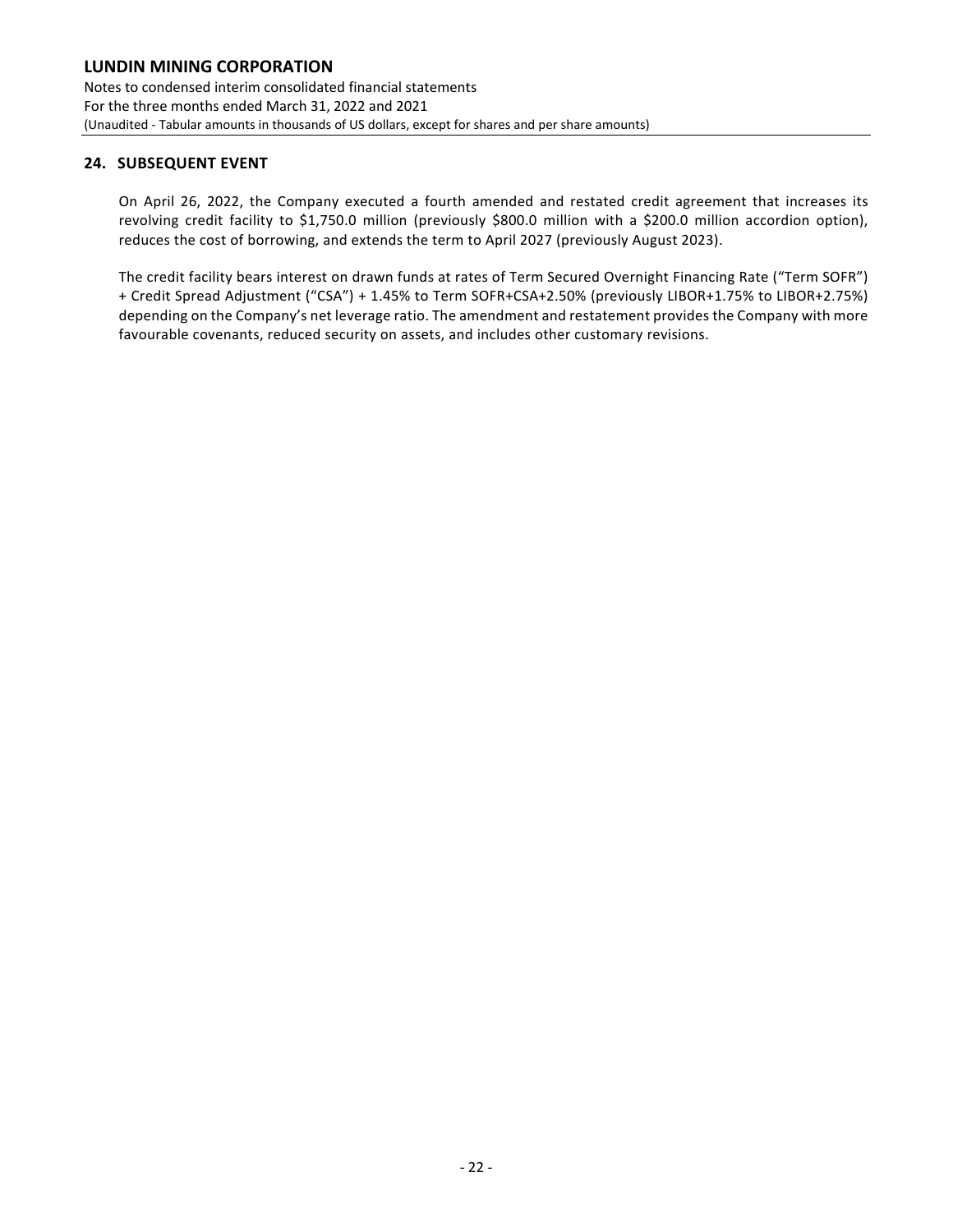## 24. SUBSEQUENT EVENT

On April 26, 2022, the Company executed a fourth amended and restated credit agreement that increases its revolving credit facility to $1,750.0 million (previously $800.0 million with a $200.0 million accordion option), reduces the cost of borrowing, and extends the term to April 2027 (previously August 2023).

The credit facility bears interest on drawn funds at rates of Term Secured Overnight Financing Rate ("Term SOFR") + Credit Spread Adjustment ("CSA") + 1.45% to Term SOFR+CSA+2.50% (previously LIBOR+1.75% to LIBOR+2.75%) depending on the Company's net leverage ratio. The amendment and restatement provides the Company with more favourable covenants, reduced security on assets, and includes other customary revisions.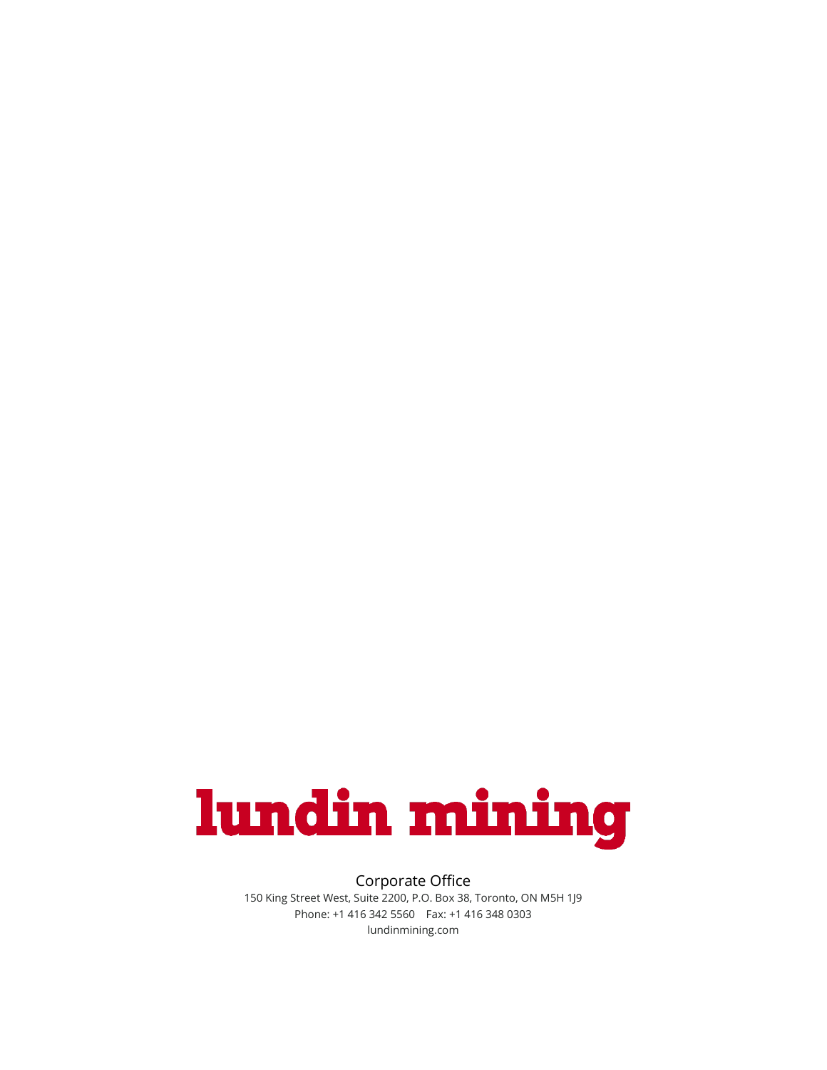lundin mining

Corporate Office

150 King Street West, Suite 2200, P.O. Box 38, Toronto, ON M5H 1J9

Phone: +1 416 342 5560    Fax: +1 416 348 0303

lundinmining.com